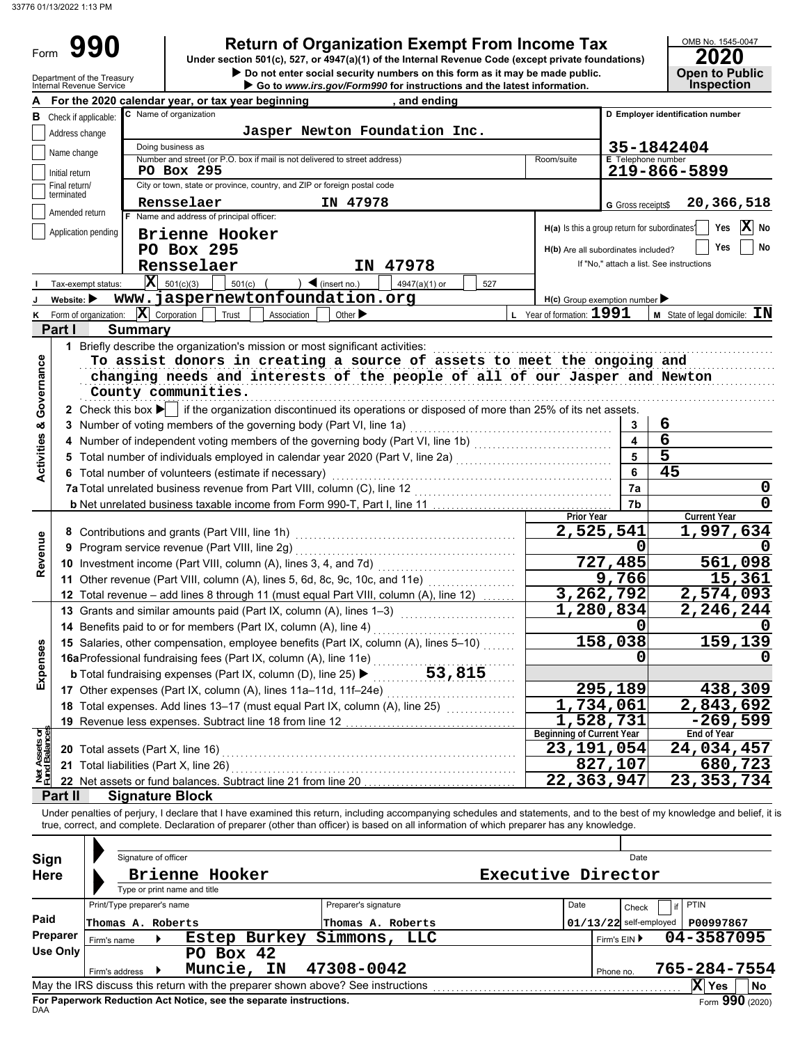33776 01/13/2022 1:13 PM

# Form 990

## Return of Organization Exempt From Income Tax

Under section 501(c), 527, or 4947(a)(1) of the Internal Revenue Code (except private foundations)

▶ Do not enter social security numbers on this form as it may be made public.

▶ Go to www.irs.gov/Form990 for instructions and the latest information.

OMB No. 1545-0047

**2020**

**Open to Public Inspection**

Department of the Treasury
Internal Revenue Service

**A** For the 2020 calendar year, or tax year beginning , and ending

**B** Check if applicable:
- Address change
- Name change
- Initial return
- Final return/terminated
- Amended return
- Application pending

**C** Name of organization: **Jasper Newton Foundation Inc.**

Doing business as

Number and street (or P.O. box if mail is not delivered to street address): **PO Box 295** Room/suite

City or town, state or province, country, and ZIP or foreign postal code: **Rensselaer IN 47978**

**D** Employer identification number: **35-1842404**

**E** Telephone number: **219-866-5899**

**G** Gross receipts $ **20,366,518**

**F** Name and address of principal officer:
**Brienne Hooker**
**PO Box 295**
**Rensselaer IN 47978**

**H(a)** Is this a group return for subordinates? Yes [ ] No [X]

**H(b)** Are all subordinates included? Yes [ ] No [ ]
If "No," attach a list. See instructions

**I** Tax-exempt status: [X] 501(c)(3) [ ] 501(c) ( ) ◀ (insert no.) [ ] 4947(a)(1) or [ ] 527

**J** Website: ▶ **www.jaspernewtonfoundation.org**

**H(c)** Group exemption number ▶

**K** Form of organization: [X] Corporation [ ] Trust [ ] Association [ ] Other ▶

**L** Year of formation: **1991**

**M** State of legal domicile: **IN**

## Part I Summary

**Activities & Governance**

1 Briefly describe the organization's mission or most significant activities:
To assist donors in creating a source of assets to meet the ongoing and changing needs and interests of the people of all of our Jasper and Newton County communities.

2 Check this box ▶ [ ] if the organization discontinued its operations or disposed of more than 25% of its net assets.

| | | Line | Value |
|---|---|---|---|
| 3 | Number of voting members of the governing body (Part VI, line 1a) | 3 | 6 |
| 4 | Number of independent voting members of the governing body (Part VI, line 1b) | 4 | 6 |
| 5 | Total number of individuals employed in calendar year 2020 (Part V, line 2a) | 5 | 5 |
| 6 | Total number of volunteers (estimate if necessary) | 6 | 45 |
| 7a | Total unrelated business revenue from Part VIII, column (C), line 12 | 7a | 0 |
| b | Net unrelated business taxable income from Form 990-T, Part I, line 11 | 7b | 0 |

| | | | Prior Year | Current Year |
|---|---|---|---|---|
| **Revenue** | 8 | Contributions and grants (Part VIII, line 1h) | 2,525,541 | 1,997,634 |
| | 9 | Program service revenue (Part VIII, line 2g) | 0 | 0 |
| | 10 | Investment income (Part VIII, column (A), lines 3, 4, and 7d) | 727,485 | 561,098 |
| | 11 | Other revenue (Part VIII, column (A), lines 5, 6d, 8c, 9c, 10c, and 11e) | 9,766 | 15,361 |
| | 12 | Total revenue – add lines 8 through 11 (must equal Part VIII, column (A), line 12) | 3,262,792 | 2,574,093 |
| **Expenses** | 13 | Grants and similar amounts paid (Part IX, column (A), lines 1–3) | 1,280,834 | 2,246,244 |
| | 14 | Benefits paid to or for members (Part IX, column (A), line 4) | 0 | 0 |
| | 15 | Salaries, other compensation, employee benefits (Part IX, column (A), lines 5–10) | 158,038 | 159,139 |
| | 16a | Professional fundraising fees (Part IX, column (A), line 11e) | 0 | 0 |
| | b | Total fundraising expenses (Part IX, column (D), line 25) ▶ 53,815 | | |
| | 17 | Other expenses (Part IX, column (A), lines 11a–11d, 11f–24e) | 295,189 | 438,309 |
| | 18 | Total expenses. Add lines 13–17 (must equal Part IX, column (A), line 25) | 1,734,061 | 2,843,692 |
| | 19 | Revenue less expenses. Subtract line 18 from line 12 | 1,528,731 | -269,599 |
| | | | **Beginning of Current Year** | **End of Year** |
| **Net Assets or Fund Balances** | 20 | Total assets (Part X, line 16) | 23,191,054 | 24,034,457 |
| | 21 | Total liabilities (Part X, line 26) | 827,107 | 680,723 |
| | 22 | Net assets or fund balances. Subtract line 21 from line 20 | 22,363,947 | 23,353,734 |

## Part II Signature Block

Under penalties of perjury, I declare that I have examined this return, including accompanying schedules and statements, and to the best of my knowledge and belief, it is true, correct, and complete. Declaration of preparer (other than officer) is based on all information of which preparer has any knowledge.

**Sign Here**

Signature of officer — Date

**Brienne Hooker** — **Executive Director**
Type or print name and title

**Paid Preparer Use Only**

| Print/Type preparer's name | Preparer's signature | Date | Check [ ] if self-employed | PTIN |
|---|---|---|---|---|
| Thomas A. Roberts | Thomas A. Roberts | 01/13/22 | | P00997867 |

Firm's name ▶ **Estep Burkey Simmons, LLC** — Firm's EIN ▶ **04-3587095**

Firm's address ▶ **PO Box 42, Muncie, IN 47308-0042** — Phone no. **765-284-7554**

May the IRS discuss this return with the preparer shown above? See instructions [X] Yes [ ] No

**For Paperwork Reduction Act Notice, see the separate instructions.**

DAA Form **990** (2020)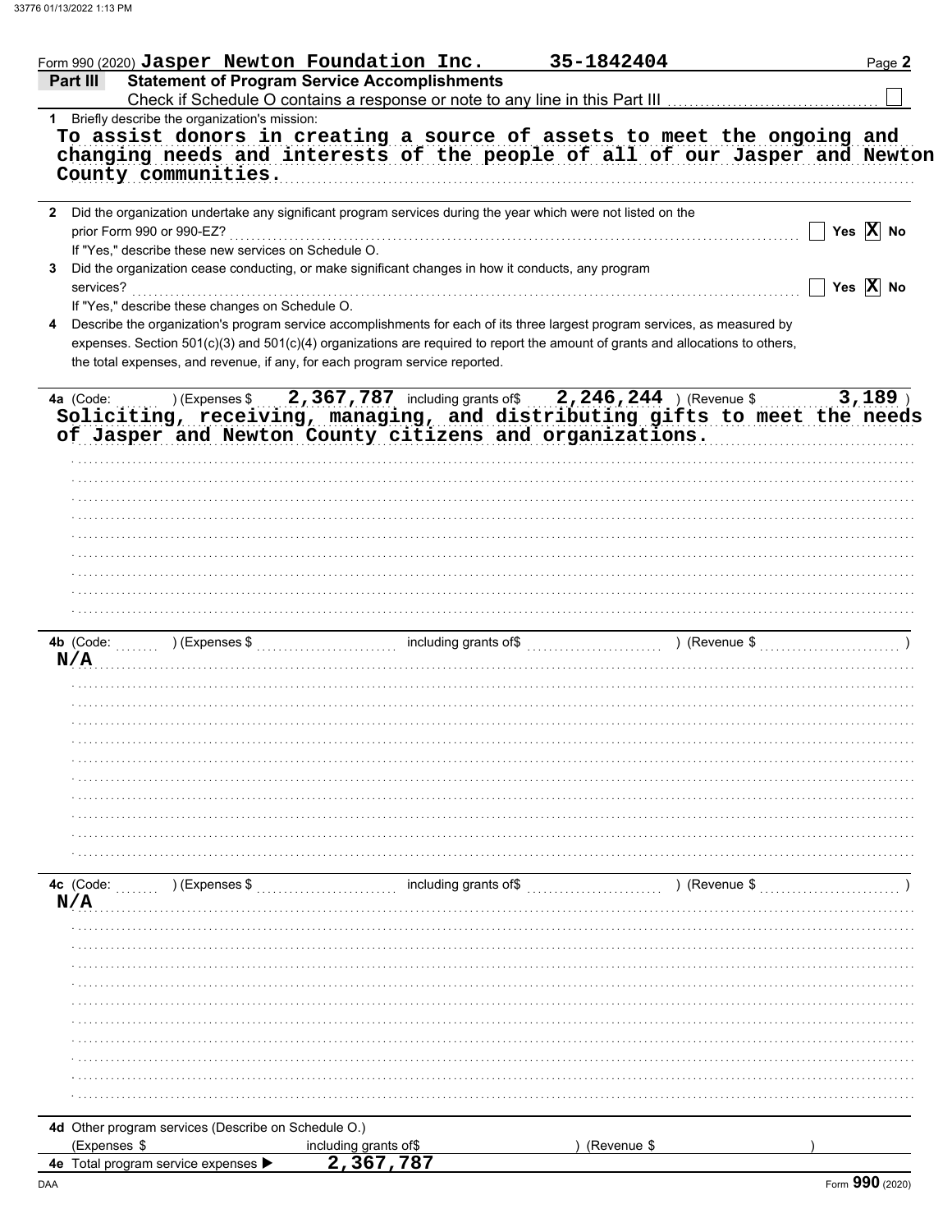Form 990 (2020) Jasper Newton Foundation Inc. 35-1842404 Page 2

**Part III Statement of Program Service Accomplishments**

Check if Schedule O contains a response or note to any line in this Part III ☐

**1** Briefly describe the organization's mission:

To assist donors in creating a source of assets to meet the ongoing and changing needs and interests of the people of all of our Jasper and Newton County communities.

**2** Did the organization undertake any significant program services during the year which were not listed on the prior Form 990 or 990-EZ? ☐ Yes ☒ No

If "Yes," describe these new services on Schedule O.

**3** Did the organization cease conducting, or make significant changes in how it conducts, any program services? ☐ Yes ☒ No

If "Yes," describe these changes on Schedule O.

**4** Describe the organization's program service accomplishments for each of its three largest program services, as measured by expenses. Section 501(c)(3) and 501(c)(4) organizations are required to report the amount of grants and allocations to others, the total expenses, and revenue, if any, for each program service reported.

**4a** (Code: ) (Expenses $ 2,367,787 including grants of $ 2,246,244 ) (Revenue $ 3,189 )

Soliciting, receiving, managing, and distributing gifts to meet the needs of Jasper and Newton County citizens and organizations.

**4b** (Code: ) (Expenses $ including grants of $ ) (Revenue $ )

N/A

**4c** (Code: ) (Expenses $ including grants of $ ) (Revenue $ )

N/A

**4d** Other program services (Describe on Schedule O.)

(Expenses $ including grants of $ ) (Revenue $ )

**4e** Total program service expenses ▶ 2,367,787

Form **990** (2020)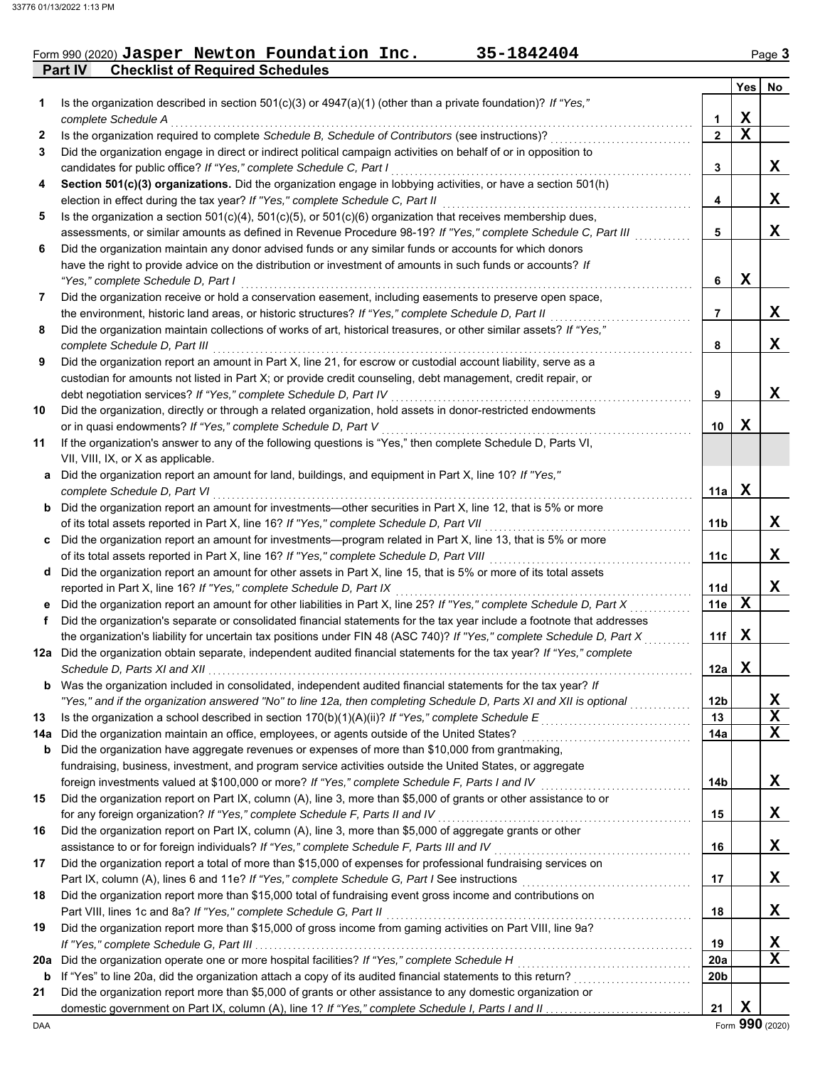Form 990 (2020) **Jasper Newton Foundation Inc. 35-1842404** Page **3**

## Part IV Checklist of Required Schedules

| | | | Yes | No |
|---|---|---|---|---|
| **1** | Is the organization described in section 501(c)(3) or 4947(a)(1) (other than a private foundation)? *If "Yes," complete Schedule A* | 1 | X | |
| **2** | Is the organization required to complete *Schedule B, Schedule of Contributors* (see instructions)? | 2 | X | |
| **3** | Did the organization engage in direct or indirect political campaign activities on behalf of or in opposition to candidates for public office? *If "Yes," complete Schedule C, Part I* | 3 | | X |
| **4** | **Section 501(c)(3) organizations.** Did the organization engage in lobbying activities, or have a section 501(h) election in effect during the tax year? *If "Yes," complete Schedule C, Part II* | 4 | | X |
| **5** | Is the organization a section 501(c)(4), 501(c)(5), or 501(c)(6) organization that receives membership dues, assessments, or similar amounts as defined in Revenue Procedure 98-19? *If "Yes," complete Schedule C, Part III* | 5 | | X |
| **6** | Did the organization maintain any donor advised funds or any similar funds or accounts for which donors have the right to provide advice on the distribution or investment of amounts in such funds or accounts? *If "Yes," complete Schedule D, Part I* | 6 | X | |
| **7** | Did the organization receive or hold a conservation easement, including easements to preserve open space, the environment, historic land areas, or historic structures? *If "Yes," complete Schedule D, Part II* | 7 | | X |
| **8** | Did the organization maintain collections of works of art, historical treasures, or other similar assets? *If "Yes," complete Schedule D, Part III* | 8 | | X |
| **9** | Did the organization report an amount in Part X, line 21, for escrow or custodial account liability, serve as a custodian for amounts not listed in Part X; or provide credit counseling, debt management, credit repair, or debt negotiation services? *If "Yes," complete Schedule D, Part IV* | 9 | | X |
| **10** | Did the organization, directly or through a related organization, hold assets in donor-restricted endowments or in quasi endowments? *If "Yes," complete Schedule D, Part V* | 10 | X | |
| **11** | If the organization's answer to any of the following questions is "Yes," then complete Schedule D, Parts VI, VII, VIII, IX, or X as applicable. | | | |
| **a** | Did the organization report an amount for land, buildings, and equipment in Part X, line 10? *If "Yes," complete Schedule D, Part VI* | 11a | X | |
| **b** | Did the organization report an amount for investments—other securities in Part X, line 12, that is 5% or more of its total assets reported in Part X, line 16? *If "Yes," complete Schedule D, Part VII* | 11b | | X |
| **c** | Did the organization report an amount for investments—program related in Part X, line 13, that is 5% or more of its total assets reported in Part X, line 16? *If "Yes," complete Schedule D, Part VIII* | 11c | | X |
| **d** | Did the organization report an amount for other assets in Part X, line 15, that is 5% or more of its total assets reported in Part X, line 16? *If "Yes," complete Schedule D, Part IX* | 11d | | X |
| **e** | Did the organization report an amount for other liabilities in Part X, line 25? *If "Yes," complete Schedule D, Part X* | 11e | X | |
| **f** | Did the organization's separate or consolidated financial statements for the tax year include a footnote that addresses the organization's liability for uncertain tax positions under FIN 48 (ASC 740)? *If "Yes," complete Schedule D, Part X* | 11f | X | |
| **12a** | Did the organization obtain separate, independent audited financial statements for the tax year? *If "Yes," complete Schedule D, Parts XI and XII* | 12a | X | |
| **b** | Was the organization included in consolidated, independent audited financial statements for the tax year? *If "Yes," and if the organization answered "No" to line 12a, then completing Schedule D, Parts XI and XII is optional* | 12b | | X |
| **13** | Is the organization a school described in section 170(b)(1)(A)(ii)? *If "Yes," complete Schedule E* | 13 | | X |
| **14a** | Did the organization maintain an office, employees, or agents outside of the United States? | 14a | | X |
| **b** | Did the organization have aggregate revenues or expenses of more than $10,000 from grantmaking, fundraising, business, investment, and program service activities outside the United States, or aggregate foreign investments valued at $100,000 or more? *If "Yes," complete Schedule F, Parts I and IV* | 14b | | X |
| **15** | Did the organization report on Part IX, column (A), line 3, more than $5,000 of grants or other assistance to or for any foreign organization? *If "Yes," complete Schedule F, Parts II and IV* | 15 | | X |
| **16** | Did the organization report on Part IX, column (A), line 3, more than $5,000 of aggregate grants or other assistance to or for foreign individuals? *If "Yes," complete Schedule F, Parts III and IV* | 16 | | X |
| **17** | Did the organization report a total of more than $15,000 of expenses for professional fundraising services on Part IX, column (A), lines 6 and 11e? *If "Yes," complete Schedule G, Part I* See instructions | 17 | | X |
| **18** | Did the organization report more than $15,000 total of fundraising event gross income and contributions on Part VIII, lines 1c and 8a? *If "Yes," complete Schedule G, Part II* | 18 | | X |
| **19** | Did the organization report more than $15,000 of gross income from gaming activities on Part VIII, line 9a? *If "Yes," complete Schedule G, Part III* | 19 | | X |
| **20a** | Did the organization operate one or more hospital facilities? *If "Yes," complete Schedule H* | 20a | | X |
| **b** | If "Yes" to line 20a, did the organization attach a copy of its audited financial statements to this return? | 20b | | |
| **21** | Did the organization report more than $5,000 of grants or other assistance to any domestic organization or domestic government on Part IX, column (A), line 1? *If "Yes," complete Schedule I, Parts I and II* | 21 | X | |

Form **990** (2020)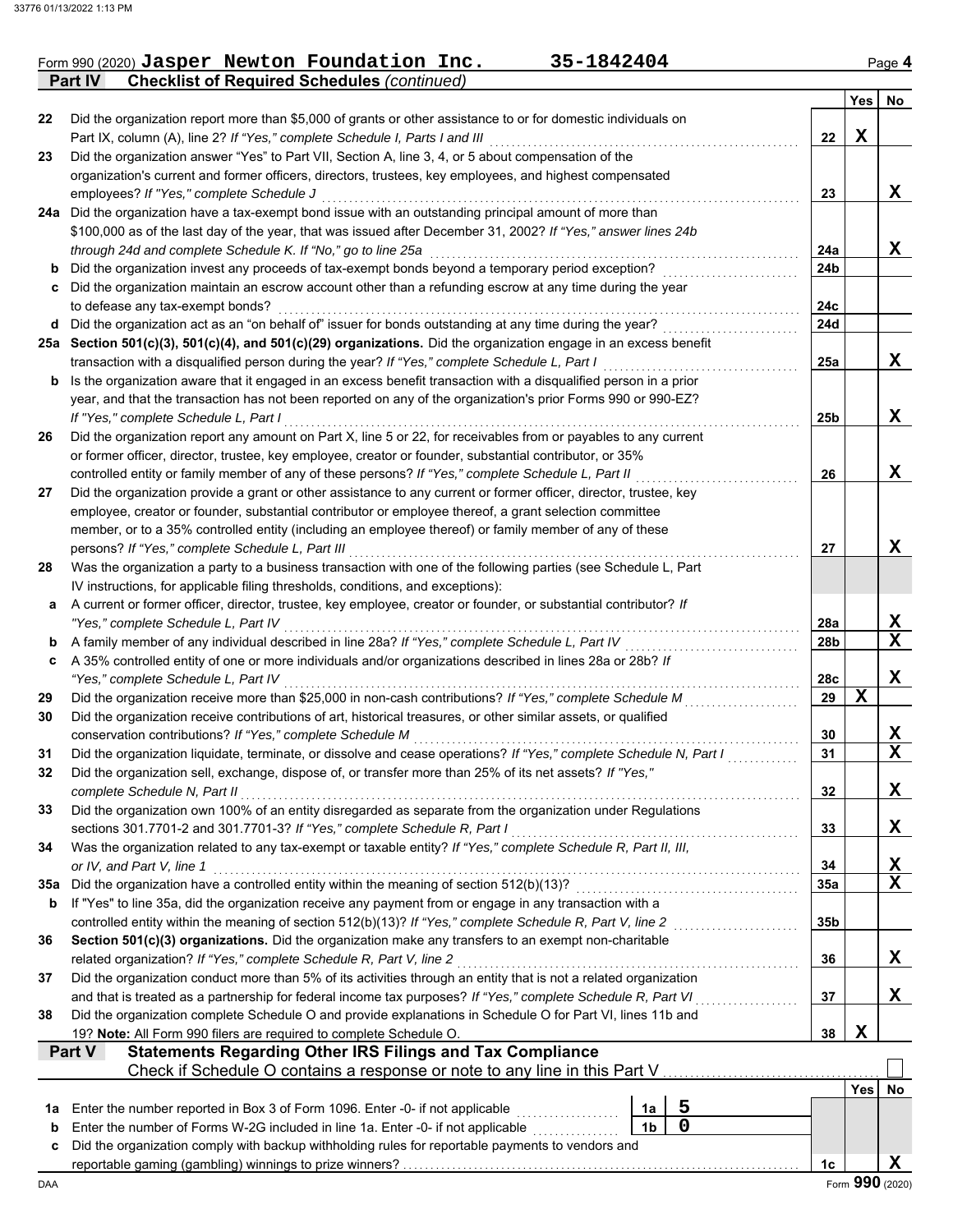Form 990 (2020) **Jasper Newton Foundation Inc.** **35-1842404** Page **4**

**Part IV** **Checklist of Required Schedules** *(continued)*

| | | | Yes | No |
|---|---|---|---|---|
| 22 | Did the organization report more than $5,000 of grants or other assistance to or for domestic individuals on Part IX, column (A), line 2? *If "Yes," complete Schedule I, Parts I and III* | 22 | X | |
| 23 | Did the organization answer "Yes" to Part VII, Section A, line 3, 4, or 5 about compensation of the organization's current and former officers, directors, trustees, key employees, and highest compensated employees? *If "Yes," complete Schedule J* | 23 | | X |
| 24a | Did the organization have a tax-exempt bond issue with an outstanding principal amount of more than $100,000 as of the last day of the year, that was issued after December 31, 2002? *If "Yes," answer lines 24b through 24d and complete Schedule K. If "No," go to line 25a* | 24a | | X |
| b | Did the organization invest any proceeds of tax-exempt bonds beyond a temporary period exception? | 24b | | |
| c | Did the organization maintain an escrow account other than a refunding escrow at any time during the year to defease any tax-exempt bonds? | 24c | | |
| d | Did the organization act as an "on behalf of" issuer for bonds outstanding at any time during the year? | 24d | | |
| 25a | **Section 501(c)(3), 501(c)(4), and 501(c)(29) organizations.** Did the organization engage in an excess benefit transaction with a disqualified person during the year? *If "Yes," complete Schedule L, Part I* | 25a | | X |
| b | Is the organization aware that it engaged in an excess benefit transaction with a disqualified person in a prior year, and that the transaction has not been reported on any of the organization's prior Forms 990 or 990-EZ? *If "Yes," complete Schedule L, Part I* | 25b | | X |
| 26 | Did the organization report any amount on Part X, line 5 or 22, for receivables from or payables to any current or former officer, director, trustee, key employee, creator or founder, substantial contributor, or 35% controlled entity or family member of any of these persons? *If "Yes," complete Schedule L, Part II* | 26 | | X |
| 27 | Did the organization provide a grant or other assistance to any current or former officer, director, trustee, key employee, creator or founder, substantial contributor or employee thereof, a grant selection committee member, or to a 35% controlled entity (including an employee thereof) or family member of any of these persons? *If "Yes," complete Schedule L, Part III* | 27 | | X |
| 28 | Was the organization a party to a business transaction with one of the following parties (see Schedule L, Part IV instructions, for applicable filing thresholds, conditions, and exceptions): | | | |
| a | A current or former officer, director, trustee, key employee, creator or founder, or substantial contributor? *If "Yes," complete Schedule L, Part IV* | 28a | | X |
| b | A family member of any individual described in line 28a? *If "Yes," complete Schedule L, Part IV* | 28b | | X |
| c | A 35% controlled entity of one or more individuals and/or organizations described in lines 28a or 28b? *If "Yes," complete Schedule L, Part IV* | 28c | | X |
| 29 | Did the organization receive more than $25,000 in non-cash contributions? *If "Yes," complete Schedule M* | 29 | X | |
| 30 | Did the organization receive contributions of art, historical treasures, or other similar assets, or qualified conservation contributions? *If "Yes," complete Schedule M* | 30 | | X |
| 31 | Did the organization liquidate, terminate, or dissolve and cease operations? *If "Yes," complete Schedule N, Part I* | 31 | | X |
| 32 | Did the organization sell, exchange, dispose of, or transfer more than 25% of its net assets? *If "Yes," complete Schedule N, Part II* | 32 | | X |
| 33 | Did the organization own 100% of an entity disregarded as separate from the organization under Regulations sections 301.7701-2 and 301.7701-3? *If "Yes," complete Schedule R, Part I* | 33 | | X |
| 34 | Was the organization related to any tax-exempt or taxable entity? *If "Yes," complete Schedule R, Part II, III, or IV, and Part V, line 1* | 34 | | X |
| 35a | Did the organization have a controlled entity within the meaning of section 512(b)(13)? | 35a | | X |
| b | If "Yes" to line 35a, did the organization receive any payment from or engage in any transaction with a controlled entity within the meaning of section 512(b)(13)? *If "Yes," complete Schedule R, Part V, line 2* | 35b | | |
| 36 | **Section 501(c)(3) organizations.** Did the organization make any transfers to an exempt non-charitable related organization? *If "Yes," complete Schedule R, Part V, line 2* | 36 | | X |
| 37 | Did the organization conduct more than 5% of its activities through an entity that is not a related organization and that is treated as a partnership for federal income tax purposes? *If "Yes," complete Schedule R, Part VI* | 37 | | X |
| 38 | Did the organization complete Schedule O and provide explanations in Schedule O for Part VI, lines 11b and 19? **Note:** All Form 990 filers are required to complete Schedule O. | 38 | X | |

**Part V** **Statements Regarding Other IRS Filings and Tax Compliance**

Check if Schedule O contains a response or note to any line in this Part V ☐

| | | | Yes | No |
|---|---|---|---|---|
| 1a | Enter the number reported in Box 3 of Form 1096. Enter -0- if not applicable — 1a: **5** | | | |
| b | Enter the number of Forms W-2G included in line 1a. Enter -0- if not applicable — 1b: **0** | | | |
| c | Did the organization comply with backup withholding rules for reportable payments to vendors and reportable gaming (gambling) winnings to prize winners? | 1c | | X |

Form **990** (2020)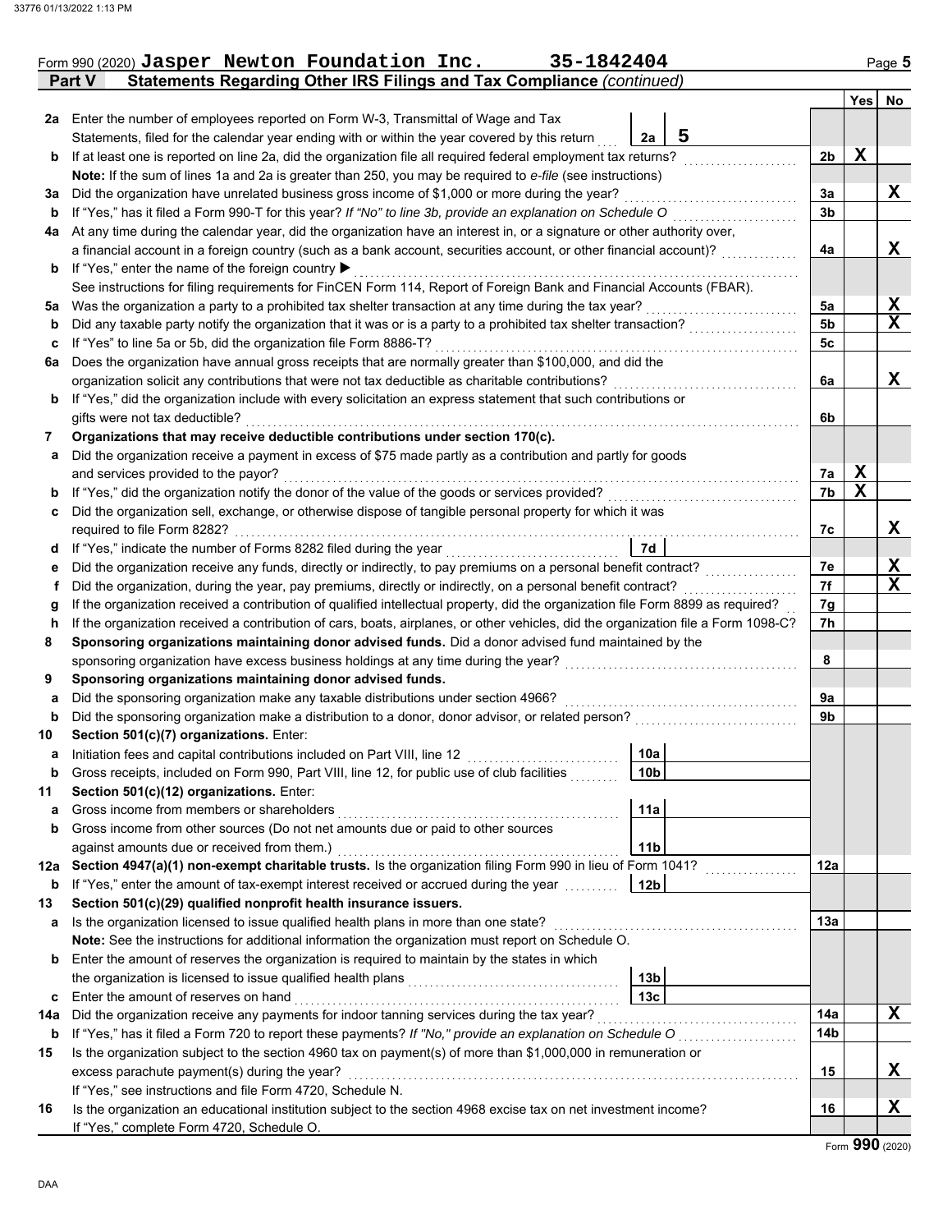Form 990 (2020) **Jasper Newton Foundation Inc. 35-1842404** Page **5**

## Part V Statements Regarding Other IRS Filings and Tax Compliance *(continued)*

| | | | | Yes | No |
|---|---|---|---|---|---|
| **2a** | Enter the number of employees reported on Form W-3, Transmittal of Wage and Tax Statements, filed for the calendar year ending with or within the year covered by this return | 2a: 5 | | | |
| **b** | If at least one is reported on line 2a, did the organization file all required federal employment tax returns? | | 2b | X | |
| | **Note:** If the sum of lines 1a and 2a is greater than 250, you may be required to *e-file* (see instructions) | | | | |
| **3a** | Did the organization have unrelated business gross income of $1,000 or more during the year? | | 3a | | X |
| **b** | If "Yes," has it filed a Form 990-T for this year? *If "No" to line 3b, provide an explanation on Schedule O* | | 3b | | |
| **4a** | At any time during the calendar year, did the organization have an interest in, or a signature or other authority over, a financial account in a foreign country (such as a bank account, securities account, or other financial account)? | | 4a | | X |
| **b** | If "Yes," enter the name of the foreign country ▶ | | | | |
| | See instructions for filing requirements for FinCEN Form 114, Report of Foreign Bank and Financial Accounts (FBAR). | | | | |
| **5a** | Was the organization a party to a prohibited tax shelter transaction at any time during the tax year? | | 5a | | X |
| **b** | Did any taxable party notify the organization that it was or is a party to a prohibited tax shelter transaction? | | 5b | | X |
| **c** | If "Yes" to line 5a or 5b, did the organization file Form 8886-T? | | 5c | | |
| **6a** | Does the organization have annual gross receipts that are normally greater than $100,000, and did the organization solicit any contributions that were not tax deductible as charitable contributions? | | 6a | | X |
| **b** | If "Yes," did the organization include with every solicitation an express statement that such contributions or gifts were not tax deductible? | | 6b | | |
| **7** | **Organizations that may receive deductible contributions under section 170(c).** | | | | |
| **a** | Did the organization receive a payment in excess of $75 made partly as a contribution and partly for goods and services provided to the payor? | | 7a | X | |
| **b** | If "Yes," did the organization notify the donor of the value of the goods or services provided? | | 7b | X | |
| **c** | Did the organization sell, exchange, or otherwise dispose of tangible personal property for which it was required to file Form 8282? | | 7c | | X |
| **d** | If "Yes," indicate the number of Forms 8282 filed during the year | 7d | | | |
| **e** | Did the organization receive any funds, directly or indirectly, to pay premiums on a personal benefit contract? | | 7e | | X |
| **f** | Did the organization, during the year, pay premiums, directly or indirectly, on a personal benefit contract? | | 7f | | X |
| **g** | If the organization received a contribution of qualified intellectual property, did the organization file Form 8899 as required? | | 7g | | |
| **h** | If the organization received a contribution of cars, boats, airplanes, or other vehicles, did the organization file a Form 1098-C? | | 7h | | |
| **8** | **Sponsoring organizations maintaining donor advised funds.** Did a donor advised fund maintained by the sponsoring organization have excess business holdings at any time during the year? | | 8 | | |
| **9** | **Sponsoring organizations maintaining donor advised funds.** | | | | |
| **a** | Did the sponsoring organization make any taxable distributions under section 4966? | | 9a | | |
| **b** | Did the sponsoring organization make a distribution to a donor, donor advisor, or related person? | | 9b | | |
| **10** | **Section 501(c)(7) organizations.** Enter: | | | | |
| **a** | Initiation fees and capital contributions included on Part VIII, line 12 | 10a | | | |
| **b** | Gross receipts, included on Form 990, Part VIII, line 12, for public use of club facilities | 10b | | | |
| **11** | **Section 501(c)(12) organizations.** Enter: | | | | |
| **a** | Gross income from members or shareholders | 11a | | | |
| **b** | Gross income from other sources (Do not net amounts due or paid to other sources against amounts due or received from them.) | 11b | | | |
| **12a** | **Section 4947(a)(1) non-exempt charitable trusts.** Is the organization filing Form 990 in lieu of Form 1041? | | 12a | | |
| **b** | If "Yes," enter the amount of tax-exempt interest received or accrued during the year | 12b | | | |
| **13** | **Section 501(c)(29) qualified nonprofit health insurance issuers.** | | | | |
| **a** | Is the organization licensed to issue qualified health plans in more than one state? | | 13a | | |
| | **Note:** See the instructions for additional information the organization must report on Schedule O. | | | | |
| **b** | Enter the amount of reserves the organization is required to maintain by the states in which the organization is licensed to issue qualified health plans | 13b | | | |
| **c** | Enter the amount of reserves on hand | 13c | | | |
| **14a** | Did the organization receive any payments for indoor tanning services during the tax year? | | 14a | | X |
| **b** | If "Yes," has it filed a Form 720 to report these payments? *If "No," provide an explanation on Schedule O* | | 14b | | |
| **15** | Is the organization subject to the section 4960 tax on payment(s) of more than $1,000,000 in remuneration or excess parachute payment(s) during the year? | | 15 | | X |
| | If "Yes," see instructions and file Form 4720, Schedule N. | | | | |
| **16** | Is the organization an educational institution subject to the section 4968 excise tax on net investment income? | | 16 | | X |
| | If "Yes," complete Form 4720, Schedule O. | | | | |

Form **990** (2020)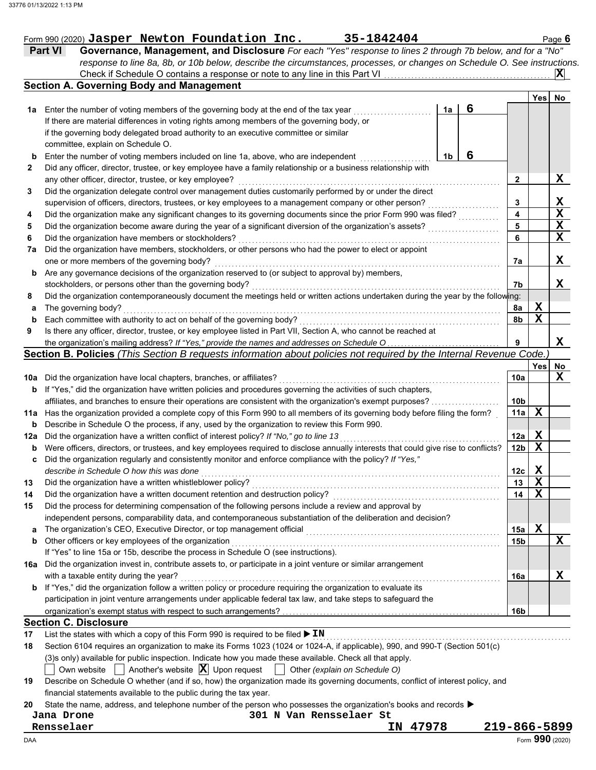Form 990 (2020) **Jasper Newton Foundation Inc.** **35-1842404** Page **6**

## Part VI Governance, Management, and Disclosure

*For each "Yes" response to lines 2 through 7b below, and for a "No" response to line 8a, 8b, or 10b below, describe the circumstances, processes, or changes on Schedule O. See instructions.*

Check if Schedule O contains a response or note to any line in this Part VI . . . . . **X**

### Section A. Governing Body and Management

| | | | Yes | No |
|---|---|---|---|---|
| **1a** | Enter the number of voting members of the governing body at the end of the tax year . . . **1a** **6**<br>If there are material differences in voting rights among members of the governing body, or if the governing body delegated broad authority to an executive committee or similar committee, explain on Schedule O. | | | |
| **b** | Enter the number of voting members included on line 1a, above, who are independent . . . **1b** **6** | | | |
| **2** | Did any officer, director, trustee, or key employee have a family relationship or a business relationship with any other officer, director, trustee, or key employee? | 2 | | X |
| **3** | Did the organization delegate control over management duties customarily performed by or under the direct supervision of officers, directors, trustees, or key employees to a management company or other person? | 3 | | X |
| **4** | Did the organization make any significant changes to its governing documents since the prior Form 990 was filed? | 4 | | X |
| **5** | Did the organization become aware during the year of a significant diversion of the organization's assets? | 5 | | X |
| **6** | Did the organization have members or stockholders? | 6 | | X |
| **7a** | Did the organization have members, stockholders, or other persons who had the power to elect or appoint one or more members of the governing body? | 7a | | X |
| **b** | Are any governance decisions of the organization reserved to (or subject to approval by) members, stockholders, or persons other than the governing body? | 7b | | X |
| **8** | Did the organization contemporaneously document the meetings held or written actions undertaken during the year by the following: | | | |
| **a** | The governing body? | 8a | X | |
| **b** | Each committee with authority to act on behalf of the governing body? | 8b | X | |
| **9** | Is there any officer, director, trustee, or key employee listed in Part VII, Section A, who cannot be reached at the organization's mailing address? *If "Yes," provide the names and addresses on Schedule O* | 9 | | X |

### Section B. Policies *(This Section B requests information about policies not required by the Internal Revenue Code.)*

| | | | Yes | No |
|---|---|---|---|---|
| **10a** | Did the organization have local chapters, branches, or affiliates? | 10a | | X |
| **b** | If "Yes," did the organization have written policies and procedures governing the activities of such chapters, affiliates, and branches to ensure their operations are consistent with the organization's exempt purposes? | 10b | | |
| **11a** | Has the organization provided a complete copy of this Form 990 to all members of its governing body before filing the form? | 11a | X | |
| **b** | Describe in Schedule O the process, if any, used by the organization to review this Form 990. | | | |
| **12a** | Did the organization have a written conflict of interest policy? *If "No," go to line 13* | 12a | X | |
| **b** | Were officers, directors, or trustees, and key employees required to disclose annually interests that could give rise to conflicts? | 12b | X | |
| **c** | Did the organization regularly and consistently monitor and enforce compliance with the policy? *If "Yes," describe in Schedule O how this was done* | 12c | X | |
| **13** | Did the organization have a written whistleblower policy? | 13 | X | |
| **14** | Did the organization have a written document retention and destruction policy? | 14 | X | |
| **15** | Did the process for determining compensation of the following persons include a review and approval by independent persons, comparability data, and contemporaneous substantiation of the deliberation and decision? | | | |
| **a** | The organization's CEO, Executive Director, or top management official | 15a | X | |
| **b** | Other officers or key employees of the organization | 15b | | X |
| | If "Yes" to line 15a or 15b, describe the process in Schedule O (see instructions). | | | |
| **16a** | Did the organization invest in, contribute assets to, or participate in a joint venture or similar arrangement with a taxable entity during the year? | 16a | | X |
| **b** | If "Yes," did the organization follow a written policy or procedure requiring the organization to evaluate its participation in joint venture arrangements under applicable federal tax law, and take steps to safeguard the organization's exempt status with respect to such arrangements? | 16b | | |

### Section C. Disclosure

**17** List the states with which a copy of this Form 990 is required to be filed ▶ **IN**

**18** Section 6104 requires an organization to make its Forms 1023 (1024 or 1024-A, if applicable), 990, and 990-T (Section 501(c)(3)s only) available for public inspection. Indicate how you made these available. Check all that apply.

☐ Own website ☐ Another's website **☒** Upon request ☐ Other *(explain on Schedule O)*

**19** Describe on Schedule O whether (and if so, how) the organization made its governing documents, conflict of interest policy, and financial statements available to the public during the tax year.

**20** State the name, address, and telephone number of the person who possesses the organization's books and records ▶

**Jana Drone** **301 N Van Rensselaer St**
**Rensselaer** **IN 47978** **219-866-5899**

Form **990** (2020)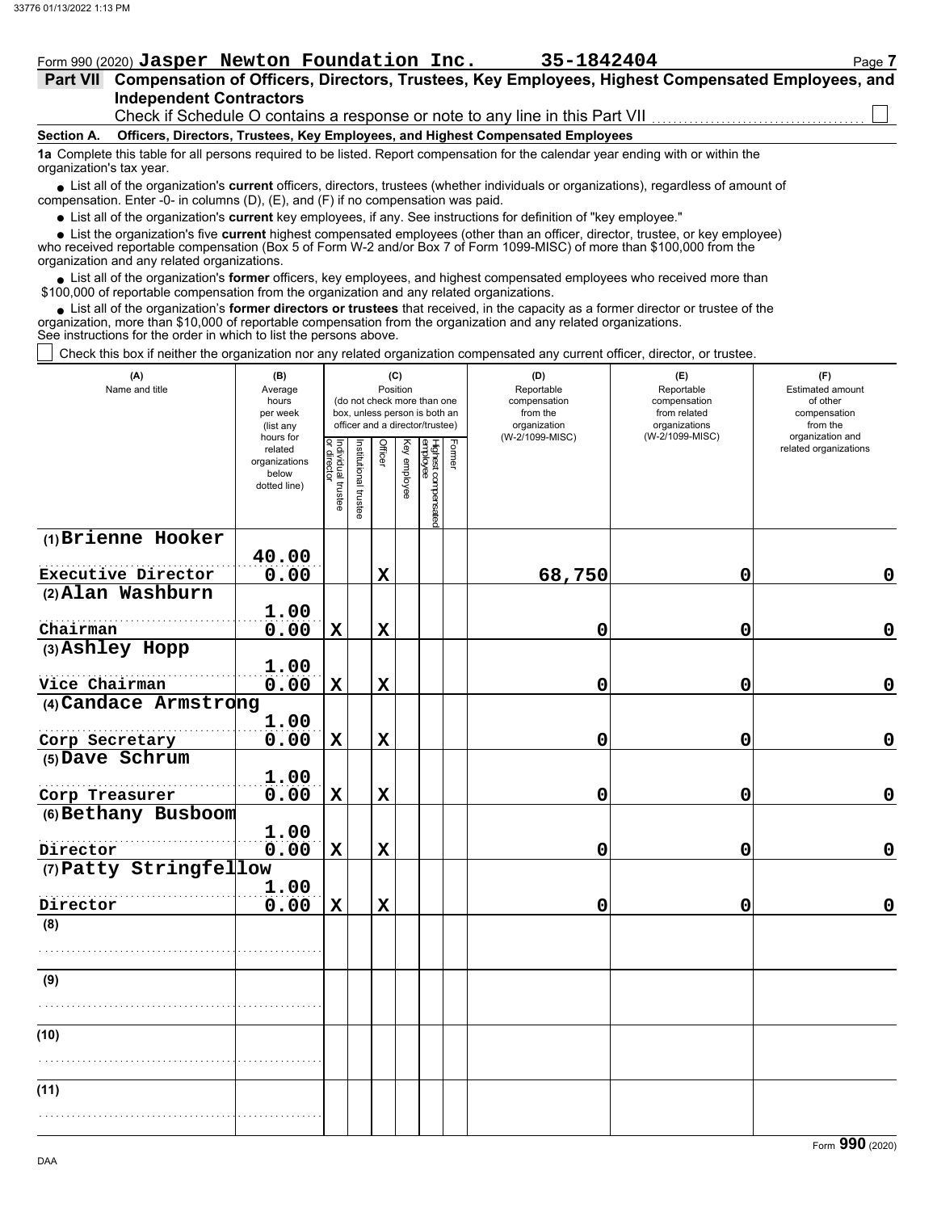Form 990 (2020) **Jasper Newton Foundation Inc.** **35-1842404**

## Part VII Compensation of Officers, Directors, Trustees, Key Employees, Highest Compensated Employees, and Independent Contractors

Check if Schedule O contains a response or note to any line in this Part VII ☐

### Section A. Officers, Directors, Trustees, Key Employees, and Highest Compensated Employees

**1a** Complete this table for all persons required to be listed. Report compensation for the calendar year ending with or within the organization's tax year.

- List all of the organization's **current** officers, directors, trustees (whether individuals or organizations), regardless of amount of compensation. Enter -0- in columns (D), (E), and (F) if no compensation was paid.
- List all of the organization's **current** key employees, if any. See instructions for definition of "key employee."
- List the organization's five **current** highest compensated employees (other than an officer, director, trustee, or key employee) who received reportable compensation (Box 5 of Form W-2 and/or Box 7 of Form 1099-MISC) of more than $100,000 from the organization and any related organizations.
- List all of the organization's **former** officers, key employees, and highest compensated employees who received more than $100,000 of reportable compensation from the organization and any related organizations.
- List all of the organization's **former directors or trustees** that received, in the capacity as a former director or trustee of the organization, more than $10,000 of reportable compensation from the organization and any related organizations.

See instructions for the order in which to list the persons above.

☐ Check this box if neither the organization nor any related organization compensated any current officer, director, or trustee.

| (A) Name and title | (B) Average hours per week (list any hours for related organizations below dotted line) | (C) Position (do not check more than one box, unless person is both an officer and a director/trustee) | | | | | | (D) Reportable compensation from the organization (W-2/1099-MISC) | (E) Reportable compensation from related organizations (W-2/1099-MISC) | (F) Estimated amount of other compensation from the organization and related organizations |
|---|---|---|---|---|---|---|---|---|---|---|
| | | Individual trustee or director | Institutional trustee | Officer | Key employee | Highest compensated employee | Former | | | |
| (1) **Brienne Hooker** / Executive Director | 40.00 / 0.00 | | | X | | | | 68,750 | 0 | 0 |
| (2) **Alan Washburn** / Chairman | 1.00 / 0.00 | X | | X | | | | 0 | 0 | 0 |
| (3) **Ashley Hopp** / Vice Chairman | 1.00 / 0.00 | X | | X | | | | 0 | 0 | 0 |
| (4) **Candace Armstrong** / Corp Secretary | 1.00 / 0.00 | X | | X | | | | 0 | 0 | 0 |
| (5) **Dave Schrum** / Corp Treasurer | 1.00 / 0.00 | X | | X | | | | 0 | 0 | 0 |
| (6) **Bethany Busboom** / Director | 1.00 / 0.00 | X | | X | | | | 0 | 0 | 0 |
| (7) **Patty Stringfellow** / Director | 1.00 / 0.00 | X | | X | | | | 0 | 0 | 0 |
| (8) | | | | | | | | | | |
| (9) | | | | | | | | | | |
| (10) | | | | | | | | | | |
| (11) | | | | | | | | | | |

Form **990** (2020)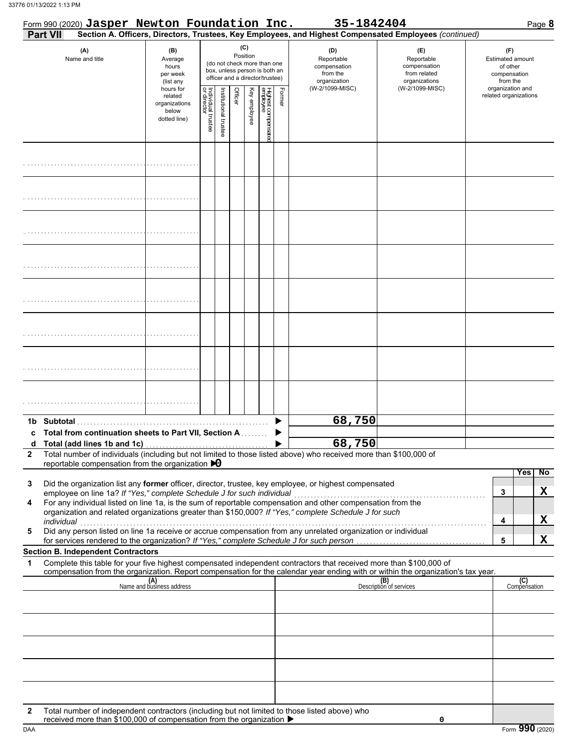Form 990 (2020) **Jasper Newton Foundation Inc.** **35-1842404**

**Part VII** **Section A. Officers, Directors, Trustees, Key Employees, and Highest Compensated Employees** *(continued)*

| (A) Name and title | (B) Average hours per week (list any hours for related organizations below dotted line) | (C) Position (do not check more than one box, unless person is both an officer and a director/trustee): Individual trustee or director | Institutional trustee | Officer | Key employee | Highest compensated employee | Former | (D) Reportable compensation from the organization (W-2/1099-MISC) | (E) Reportable compensation from related organizations (W-2/1099-MISC) | (F) Estimated amount of other compensation from the organization and related organizations |
|---|---|---|---|---|---|---|---|---|---|---|
| | | | | | | | | | | |
| | | | | | | | | | | |
| | | | | | | | | | | |
| | | | | | | | | | | |
| | | | | | | | | | | |
| | | | | | | | | | | |
| | | | | | | | | | | |
| | | | | | | | | | | |

| | | (D) | (E) | (F) |
|---|---|---|---|---|
| 1b | Subtotal | 68,750 | | |
| c | Total from continuation sheets to Part VII, Section A | | | |
| d | Total (add lines 1b and 1c) | 68,750 | | |

**2** Total number of individuals (including but not limited to those listed above) who received more than $100,000 of reportable compensation from the organization ▶ 0

| | | | Yes | No |
|---|---|---|---|---|
| 3 | Did the organization list any **former** officer, director, trustee, key employee, or highest compensated employee on line 1a? *If "Yes," complete Schedule J for such individual* | 3 | | X |
| 4 | For any individual listed on line 1a, is the sum of reportable compensation and other compensation from the organization and related organizations greater than $150,000? *If "Yes," complete Schedule J for such individual* | 4 | | X |
| 5 | Did any person listed on line 1a receive or accrue compensation from any unrelated organization or individual for services rendered to the organization? *If "Yes," complete Schedule J for such person* | 5 | | X |

**Section B. Independent Contractors**

**1** Complete this table for your five highest compensated independent contractors that received more than $100,000 of compensation from the organization. Report compensation for the calendar year ending with or within the organization's tax year.

| (A) Name and business address | (B) Description of services | (C) Compensation |
|---|---|---|
| | | |
| | | |
| | | |
| | | |
| | | |

**2** Total number of independent contractors (including but not limited to those listed above) who received more than $100,000 of compensation from the organization ▶ 0

DAA Form **990** (2020)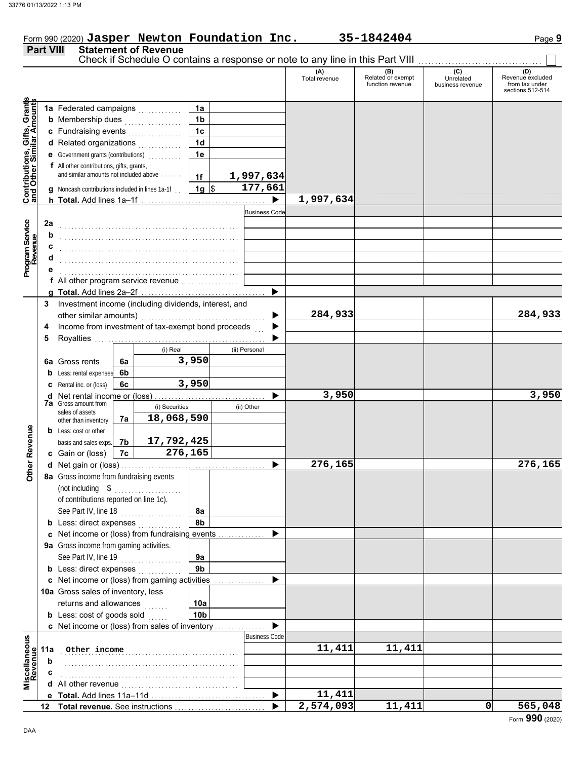Form 990 (2020) **Jasper Newton Foundation Inc.** **35-1842404** Page **9**

## Part VIII Statement of Revenue

Check if Schedule O contains a response or note to any line in this Part VIII ☐

| | | | | (A) Total revenue | (B) Related or exempt function revenue | (C) Unrelated business revenue | (D) Revenue excluded from tax under sections 512-514 |
|---|---|---|---|---|---|---|---|
| **Contributions, Gifts, Grants and Other Similar Amounts** | 1a Federated campaigns | 1a | | | | | |
| | b Membership dues | 1b | | | | | |
| | c Fundraising events | 1c | | | | | |
| | d Related organizations | 1d | | | | | |
| | e Government grants (contributions) | 1e | | | | | |
| | f All other contributions, gifts, grants, and similar amounts not included above | 1f | 1,997,634 | | | | |
| | g Noncash contributions included in lines 1a-1f | 1g | $ 177,661 | | | | |
| | h **Total.** Add lines 1a–1f | | ▶ | 1,997,634 | | | |
| **Program Service Revenue** | | | Business Code | | | | |
| | 2a | | | | | | |
| | b | | | | | | |
| | c | | | | | | |
| | d | | | | | | |
| | e | | | | | | |
| | f All other program service revenue | | | | | | |
| | g **Total.** Add lines 2a–2f | | ▶ | | | | |
| **Other Revenue** | 3 Investment income (including dividends, interest, and other similar amounts) | | ▶ | 284,933 | | | 284,933 |
| | 4 Income from investment of tax-exempt bond proceeds | | ▶ | | | | |
| | 5 Royalties | | ▶ | | | | |
| | | (i) Real | (ii) Personal | | | | |
| | 6a Gross rents (6a) | 3,950 | | | | | |
| | b Less: rental expenses (6b) | | | | | | |
| | c Rental inc. or (loss) (6c) | 3,950 | | | | | |
| | d Net rental income or (loss) | | ▶ | 3,950 | | | 3,950 |
| | | (i) Securities | (ii) Other | | | | |
| | 7a Gross amount from sales of assets other than inventory (7a) | 18,068,590 | | | | | |
| | b Less: cost or other basis and sales exps. (7b) | 17,792,425 | | | | | |
| | c Gain or (loss) (7c) | 276,165 | | | | | |
| | d Net gain or (loss) | | ▶ | 276,165 | | | 276,165 |
| | 8a Gross income from fundraising events (not including $ ............ of contributions reported on line 1c). See Part IV, line 18 | 8a | | | | | |
| | b Less: direct expenses | 8b | | | | | |
| | c Net income or (loss) from fundraising events | | ▶ | | | | |
| | 9a Gross income from gaming activities. See Part IV, line 19 | 9a | | | | | |
| | b Less: direct expenses | 9b | | | | | |
| | c Net income or (loss) from gaming activities | | ▶ | | | | |
| | 10a Gross sales of inventory, less returns and allowances | 10a | | | | | |
| | b Less: cost of goods sold | 10b | | | | | |
| | c Net income or (loss) from sales of inventory | | ▶ | | | | |
| **Miscellaneous Revenue** | | | Business Code | | | | |
| | 11a Other income | | | 11,411 | 11,411 | | |
| | b | | | | | | |
| | c | | | | | | |
| | d All other revenue | | | | | | |
| | e **Total.** Add lines 11a–11d | | ▶ | 11,411 | | | |
| | 12 **Total revenue.** See instructions | | ▶ | 2,574,093 | 11,411 | 0 | 565,048 |

Form **990** (2020)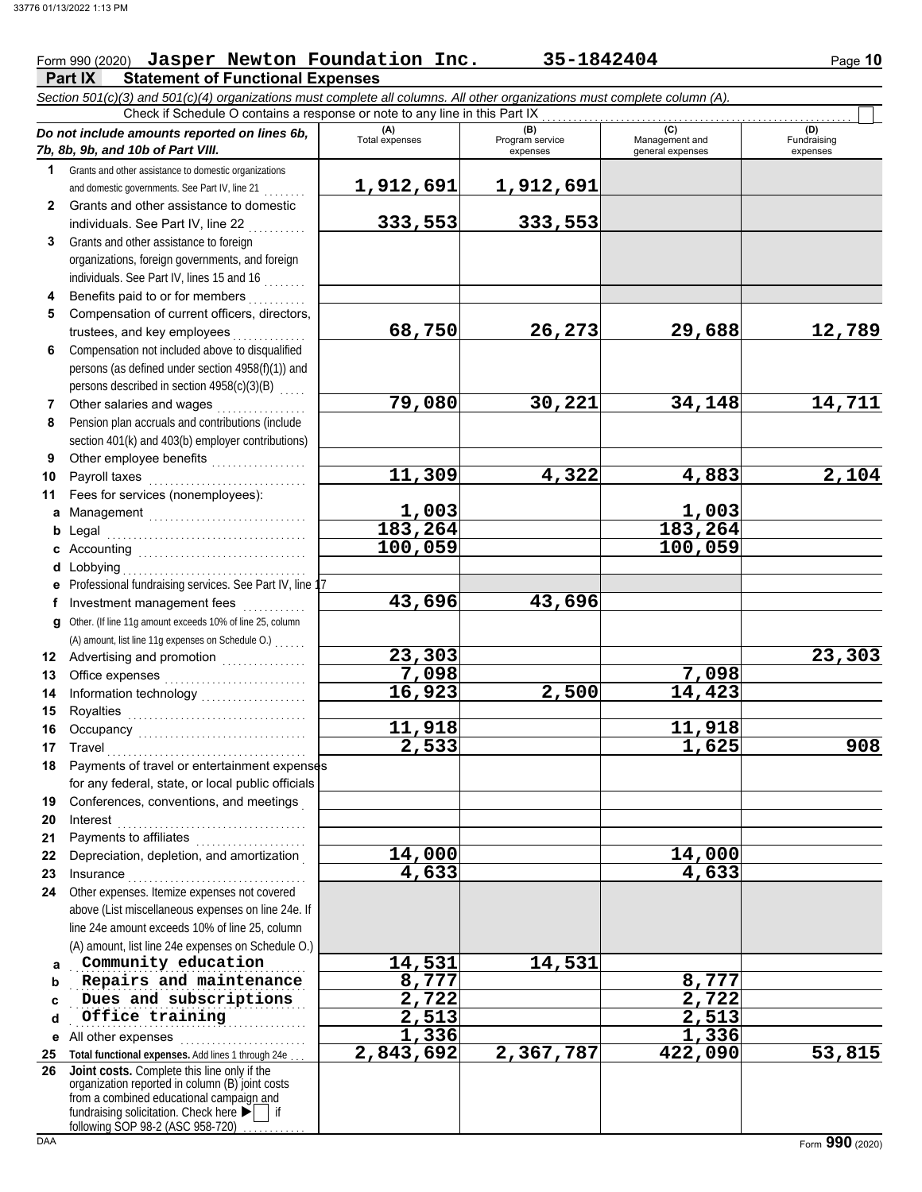Form 990 (2020) **Jasper Newton Foundation Inc.** **35-1842404** Page **10**

## Part IX Statement of Functional Expenses

*Section 501(c)(3) and 501(c)(4) organizations must complete all columns. All other organizations must complete column (A).*

Check if Schedule O contains a response or note to any line in this Part IX ☐

| *Do not include amounts reported on lines 6b, 7b, 8b, 9b, and 10b of Part VIII.* | (A) Total expenses | (B) Program service expenses | (C) Management and general expenses | (D) Fundraising expenses |
|---|---|---|---|---|
| **1** Grants and other assistance to domestic organizations and domestic governments. See Part IV, line 21 | **1,912,691** | **1,912,691** | | |
| **2** Grants and other assistance to domestic individuals. See Part IV, line 22 | **333,553** | **333,553** | | |
| **3** Grants and other assistance to foreign organizations, foreign governments, and foreign individuals. See Part IV, lines 15 and 16 | | | | |
| **4** Benefits paid to or for members | | | | |
| **5** Compensation of current officers, directors, trustees, and key employees | **68,750** | **26,273** | **29,688** | **12,789** |
| **6** Compensation not included above to disqualified persons (as defined under section 4958(f)(1)) and persons described in section 4958(c)(3)(B) | | | | |
| **7** Other salaries and wages | **79,080** | **30,221** | **34,148** | **14,711** |
| **8** Pension plan accruals and contributions (include section 401(k) and 403(b) employer contributions) | | | | |
| **9** Other employee benefits | | | | |
| **10** Payroll taxes | **11,309** | **4,322** | **4,883** | **2,104** |
| **11** Fees for services (nonemployees): | | | | |
| **a** Management | **1,003** | | **1,003** | |
| **b** Legal | **183,264** | | **183,264** | |
| **c** Accounting | **100,059** | | **100,059** | |
| **d** Lobbying | | | | |
| **e** Professional fundraising services. See Part IV, line 17 | | | | |
| **f** Investment management fees | **43,696** | **43,696** | | |
| **g** Other. (If line 11g amount exceeds 10% of line 25, column (A) amount, list line 11g expenses on Schedule O.) | | | | |
| **12** Advertising and promotion | **23,303** | | | **23,303** |
| **13** Office expenses | **7,098** | | **7,098** | |
| **14** Information technology | **16,923** | **2,500** | **14,423** | |
| **15** Royalties | | | | |
| **16** Occupancy | **11,918** | | **11,918** | |
| **17** Travel | **2,533** | | **1,625** | **908** |
| **18** Payments of travel or entertainment expenses for any federal, state, or local public officials | | | | |
| **19** Conferences, conventions, and meetings | | | | |
| **20** Interest | | | | |
| **21** Payments to affiliates | | | | |
| **22** Depreciation, depletion, and amortization | **14,000** | | **14,000** | |
| **23** Insurance | **4,633** | | **4,633** | |
| **24** Other expenses. Itemize expenses not covered above (List miscellaneous expenses on line 24e. If line 24e amount exceeds 10% of line 25, column (A) amount, list line 24e expenses on Schedule O.) | | | | |
| **a** Community education | **14,531** | **14,531** | | |
| **b** Repairs and maintenance | **8,777** | | **8,777** | |
| **c** Dues and subscriptions | **2,722** | | **2,722** | |
| **d** Office training | **2,513** | | **2,513** | |
| **e** All other expenses | **1,336** | | **1,336** | |
| **25** **Total functional expenses.** Add lines 1 through 24e | **2,843,692** | **2,367,787** | **422,090** | **53,815** |
| **26** **Joint costs.** Complete this line only if the organization reported in column (B) joint costs from a combined educational campaign and fundraising solicitation. Check here ▶ ☐ if following SOP 98-2 (ASC 958-720) | | | | |

DAA Form **990** (2020)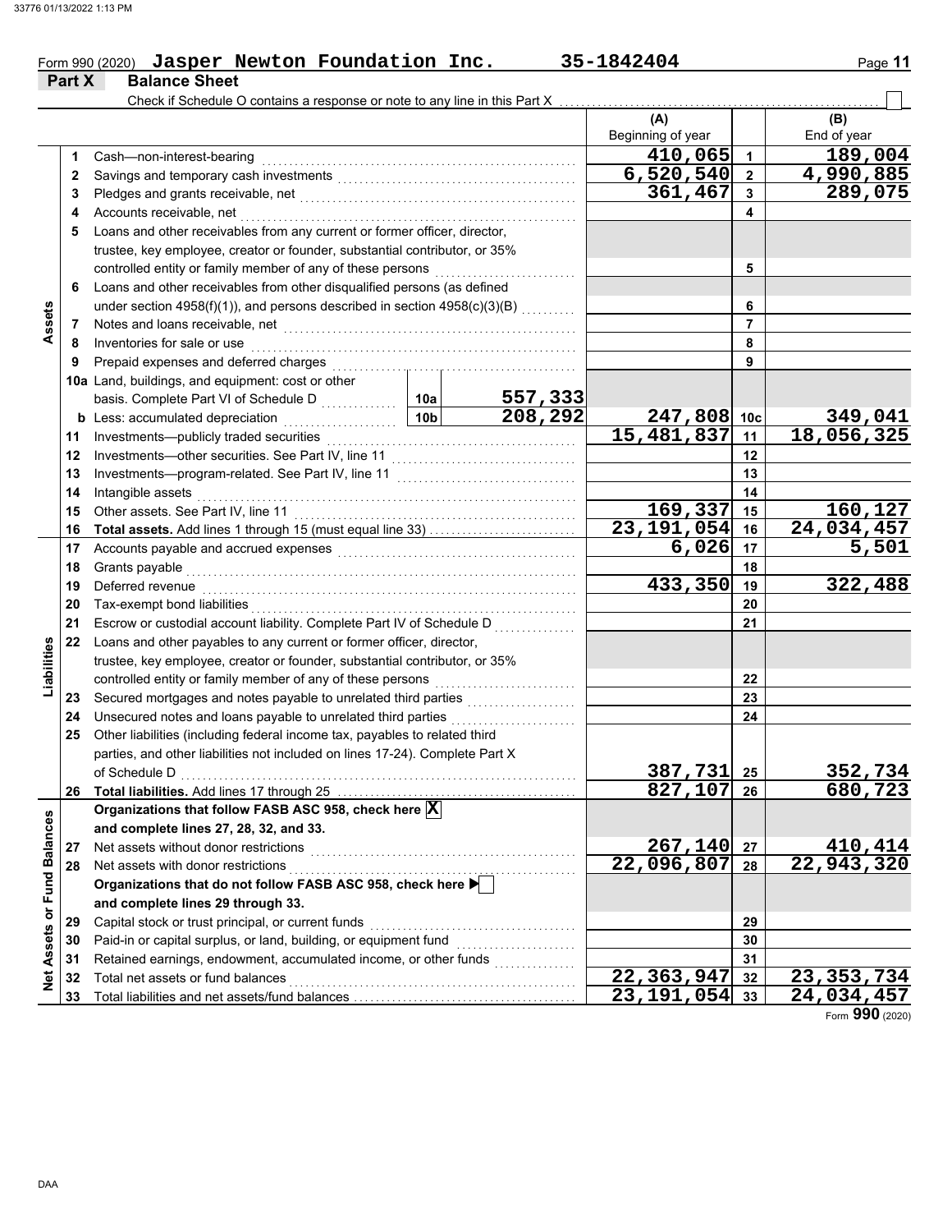Form 990 (2020) **Jasper Newton Foundation Inc.** **35-1842404**

## Part X Balance Sheet

Check if Schedule O contains a response or note to any line in this Part X ☐

| | | | | (A) Beginning of year | | (B) End of year |
|---|---|---|---|---|---|---|
| **Assets** | 1 | Cash—non-interest-bearing | | 410,065 | 1 | 189,004 |
| | 2 | Savings and temporary cash investments | | 6,520,540 | 2 | 4,990,885 |
| | 3 | Pledges and grants receivable, net | | 361,467 | 3 | 289,075 |
| | 4 | Accounts receivable, net | | | 4 | |
| | 5 | Loans and other receivables from any current or former officer, director, trustee, key employee, creator or founder, substantial contributor, or 35% controlled entity or family member of any of these persons | | | 5 | |
| | 6 | Loans and other receivables from other disqualified persons (as defined under section 4958(f)(1)), and persons described in section 4958(c)(3)(B) | | | 6 | |
| | 7 | Notes and loans receivable, net | | | 7 | |
| | 8 | Inventories for sale or use | | | 8 | |
| | 9 | Prepaid expenses and deferred charges | | | 9 | |
| | 10a | Land, buildings, and equipment: cost or other basis. Complete Part VI of Schedule D | 10a 557,333 | | | |
| | b | Less: accumulated depreciation | 10b 208,292 | 247,808 | 10c | 349,041 |
| | 11 | Investments—publicly traded securities | | 15,481,837 | 11 | 18,056,325 |
| | 12 | Investments—other securities. See Part IV, line 11 | | | 12 | |
| | 13 | Investments—program-related. See Part IV, line 11 | | | 13 | |
| | 14 | Intangible assets | | | 14 | |
| | 15 | Other assets. See Part IV, line 11 | | 169,337 | 15 | 160,127 |
| | 16 | **Total assets.** Add lines 1 through 15 (must equal line 33) | | 23,191,054 | 16 | 24,034,457 |
| **Liabilities** | 17 | Accounts payable and accrued expenses | | 6,026 | 17 | 5,501 |
| | 18 | Grants payable | | | 18 | |
| | 19 | Deferred revenue | | 433,350 | 19 | 322,488 |
| | 20 | Tax-exempt bond liabilities | | | 20 | |
| | 21 | Escrow or custodial account liability. Complete Part IV of Schedule D | | | 21 | |
| | 22 | Loans and other payables to any current or former officer, director, trustee, key employee, creator or founder, substantial contributor, or 35% controlled entity or family member of any of these persons | | | 22 | |
| | 23 | Secured mortgages and notes payable to unrelated third parties | | | 23 | |
| | 24 | Unsecured notes and loans payable to unrelated third parties | | | 24 | |
| | 25 | Other liabilities (including federal income tax, payables to related third parties, and other liabilities not included on lines 17-24). Complete Part X of Schedule D | | 387,731 | 25 | 352,734 |
| | 26 | **Total liabilities.** Add lines 17 through 25 | | 827,107 | 26 | 680,723 |
| **Net Assets or Fund Balances** | | **Organizations that follow FASB ASC 958, check here** ☒ **and complete lines 27, 28, 32, and 33.** | | | | |
| | 27 | Net assets without donor restrictions | | 267,140 | 27 | 410,414 |
| | 28 | Net assets with donor restrictions | | 22,096,807 | 28 | 22,943,320 |
| | | **Organizations that do not follow FASB ASC 958, check here** ☐ **and complete lines 29 through 33.** | | | | |
| | 29 | Capital stock or trust principal, or current funds | | | 29 | |
| | 30 | Paid-in or capital surplus, or land, building, or equipment fund | | | 30 | |
| | 31 | Retained earnings, endowment, accumulated income, or other funds | | | 31 | |
| | 32 | Total net assets or fund balances | | 22,363,947 | 32 | 23,353,734 |
| | 33 | Total liabilities and net assets/fund balances | | 23,191,054 | 33 | 24,034,457 |

Form **990** (2020)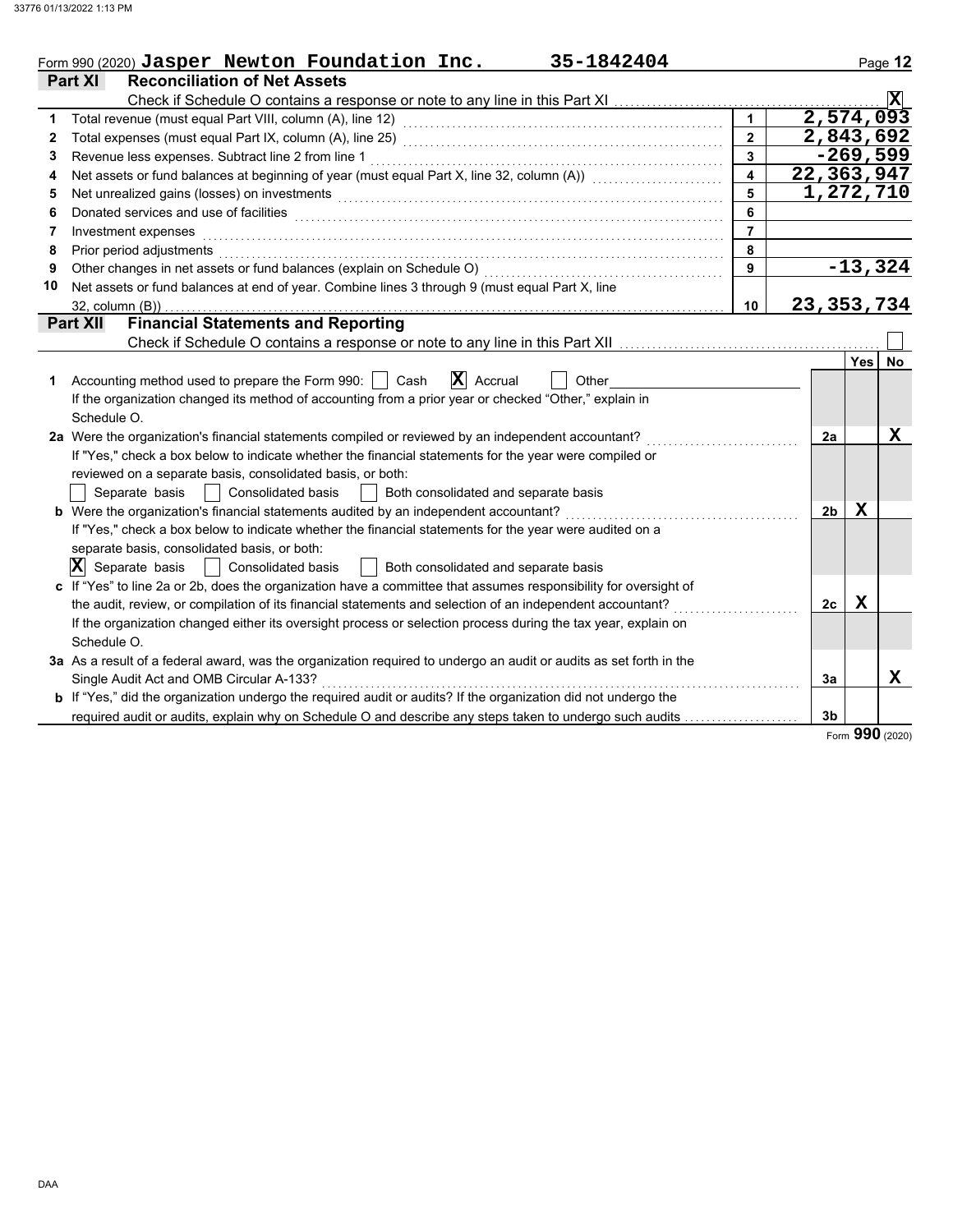Form 990 (2020) **Jasper Newton Foundation Inc. 35-1842404**

## Part XI Reconciliation of Net Assets

Check if Schedule O contains a response or note to any line in this Part XI ..... [X]

| | | | |
|---|---|---|---|
| 1 | Total revenue (must equal Part VIII, column (A), line 12) | 1 | 2,574,093 |
| 2 | Total expenses (must equal Part IX, column (A), line 25) | 2 | 2,843,692 |
| 3 | Revenue less expenses. Subtract line 2 from line 1 | 3 | -269,599 |
| 4 | Net assets or fund balances at beginning of year (must equal Part X, line 32, column (A)) | 4 | 22,363,947 |
| 5 | Net unrealized gains (losses) on investments | 5 | 1,272,710 |
| 6 | Donated services and use of facilities | 6 | |
| 7 | Investment expenses | 7 | |
| 8 | Prior period adjustments | 8 | |
| 9 | Other changes in net assets or fund balances (explain on Schedule O) | 9 | -13,324 |
| 10 | Net assets or fund balances at end of year. Combine lines 3 through 9 (must equal Part X, line 32, column (B)) | 10 | 23,353,734 |

## Part XII Financial Statements and Reporting

Check if Schedule O contains a response or note to any line in this Part XII ..... [ ]

| | | | Yes | No |
|---|---|---|---|---|
| 1 | Accounting method used to prepare the Form 990: [ ] Cash [X] Accrual [ ] Other<br>If the organization changed its method of accounting from a prior year or checked "Other," explain in Schedule O. | | | |
| 2a | Were the organization's financial statements compiled or reviewed by an independent accountant?<br>If "Yes," check a box below to indicate whether the financial statements for the year were compiled or reviewed on a separate basis, consolidated basis, or both:<br>[ ] Separate basis [ ] Consolidated basis [ ] Both consolidated and separate basis | 2a | | X |
| b | Were the organization's financial statements audited by an independent accountant?<br>If "Yes," check a box below to indicate whether the financial statements for the year were audited on a separate basis, consolidated basis, or both:<br>[X] Separate basis [ ] Consolidated basis [ ] Both consolidated and separate basis | 2b | X | |
| c | If "Yes" to line 2a or 2b, does the organization have a committee that assumes responsibility for oversight of the audit, review, or compilation of its financial statements and selection of an independent accountant?<br>If the organization changed either its oversight process or selection process during the tax year, explain on Schedule O. | 2c | X | |
| 3a | As a result of a federal award, was the organization required to undergo an audit or audits as set forth in the Single Audit Act and OMB Circular A-133? | 3a | | X |
| b | If "Yes," did the organization undergo the required audit or audits? If the organization did not undergo the required audit or audits, explain why on Schedule O and describe any steps taken to undergo such audits | 3b | | |

Form **990** (2020)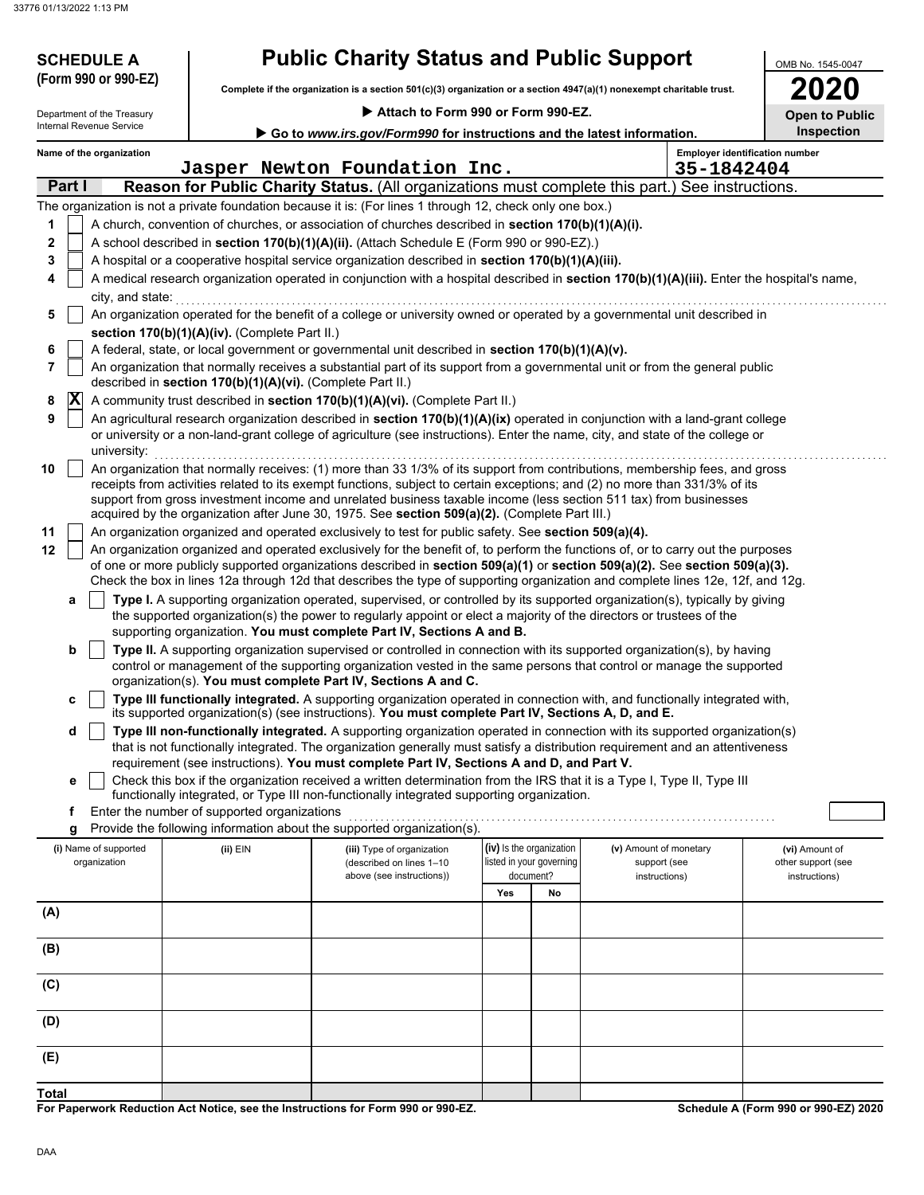**SCHEDULE A**
**(Form 990 or 990-EZ)**

Department of the Treasury
Internal Revenue Service

# Public Charity Status and Public Support

**Complete if the organization is a section 501(c)(3) organization or a section 4947(a)(1) nonexempt charitable trust.**

▶ **Attach to Form 990 or Form 990-EZ.**

▶ **Go to *www.irs.gov/Form990* for instructions and the latest information.**

OMB No. 1545-0047

**2020**

**Open to Public Inspection**

**Name of the organization:** Jasper Newton Foundation Inc.

**Employer identification number:** 35-1842404

## Part I — Reason for Public Charity Status. (All organizations must complete this part.) See instructions.

The organization is not a private foundation because it is: (For lines 1 through 12, check only one box.)

1. [ ] A church, convention of churches, or association of churches described in **section 170(b)(1)(A)(i).**
2. [ ] A school described in **section 170(b)(1)(A)(ii).** (Attach Schedule E (Form 990 or 990-EZ).)
3. [ ] A hospital or a cooperative hospital service organization described in **section 170(b)(1)(A)(iii).**
4. [ ] A medical research organization operated in conjunction with a hospital described in **section 170(b)(1)(A)(iii).** Enter the hospital's name, city, and state:
5. [ ] An organization operated for the benefit of a college or university owned or operated by a governmental unit described in **section 170(b)(1)(A)(iv).** (Complete Part II.)
6. [ ] A federal, state, or local government or governmental unit described in **section 170(b)(1)(A)(v).**
7. [ ] An organization that normally receives a substantial part of its support from a governmental unit or from the general public described in **section 170(b)(1)(A)(vi).** (Complete Part II.)
8. [X] A community trust described in **section 170(b)(1)(A)(vi).** (Complete Part II.)
9. [ ] An agricultural research organization described in **section 170(b)(1)(A)(ix)** operated in conjunction with a land-grant college or university or a non-land-grant college of agriculture (see instructions). Enter the name, city, and state of the college or university:
10. [ ] An organization that normally receives: (1) more than 33 1/3% of its support from contributions, membership fees, and gross receipts from activities related to its exempt functions, subject to certain exceptions; and (2) no more than 331/3% of its support from gross investment income and unrelated business taxable income (less section 511 tax) from businesses acquired by the organization after June 30, 1975. See **section 509(a)(2).** (Complete Part III.)
11. [ ] An organization organized and operated exclusively to test for public safety. See **section 509(a)(4).**
12. [ ] An organization organized and operated exclusively for the benefit of, to perform the functions of, or to carry out the purposes of one or more publicly supported organizations described in **section 509(a)(1)** or **section 509(a)(2).** See **section 509(a)(3).** Check the box in lines 12a through 12d that describes the type of supporting organization and complete lines 12e, 12f, and 12g.
   - **a** [ ] **Type I.** A supporting organization operated, supervised, or controlled by its supported organization(s), typically by giving the supported organization(s) the power to regularly appoint or elect a majority of the directors or trustees of the supporting organization. **You must complete Part IV, Sections A and B.**
   - **b** [ ] **Type II.** A supporting organization supervised or controlled in connection with its supported organization(s), by having control or management of the supporting organization vested in the same persons that control or manage the supported organization(s). **You must complete Part IV, Sections A and C.**
   - **c** [ ] **Type III functionally integrated.** A supporting organization operated in connection with, and functionally integrated with, its supported organization(s) (see instructions). **You must complete Part IV, Sections A, D, and E.**
   - **d** [ ] **Type III non-functionally integrated.** A supporting organization operated in connection with its supported organization(s) that is not functionally integrated. The organization generally must satisfy a distribution requirement and an attentiveness requirement (see instructions). **You must complete Part IV, Sections A and D, and Part V.**
   - **e** [ ] Check this box if the organization received a written determination from the IRS that it is a Type I, Type II, Type III functionally integrated, or Type III non-functionally integrated supporting organization.
   - **f** Enter the number of supported organizations
   - **g** Provide the following information about the supported organization(s).

| (i) Name of supported organization | (ii) EIN | (iii) Type of organization (described on lines 1–10 above (see instructions)) | (iv) Is the organization listed in your governing document? Yes | No | (v) Amount of monetary support (see instructions) | (vi) Amount of other support (see instructions) |
|---|---|---|---|---|---|---|
| (A) | | | | | | |
| (B) | | | | | | |
| (C) | | | | | | |
| (D) | | | | | | |
| (E) | | | | | | |
| **Total** | | | | | | |

**For Paperwork Reduction Act Notice, see the Instructions for Form 990 or 990-EZ.**

**Schedule A (Form 990 or 990-EZ) 2020**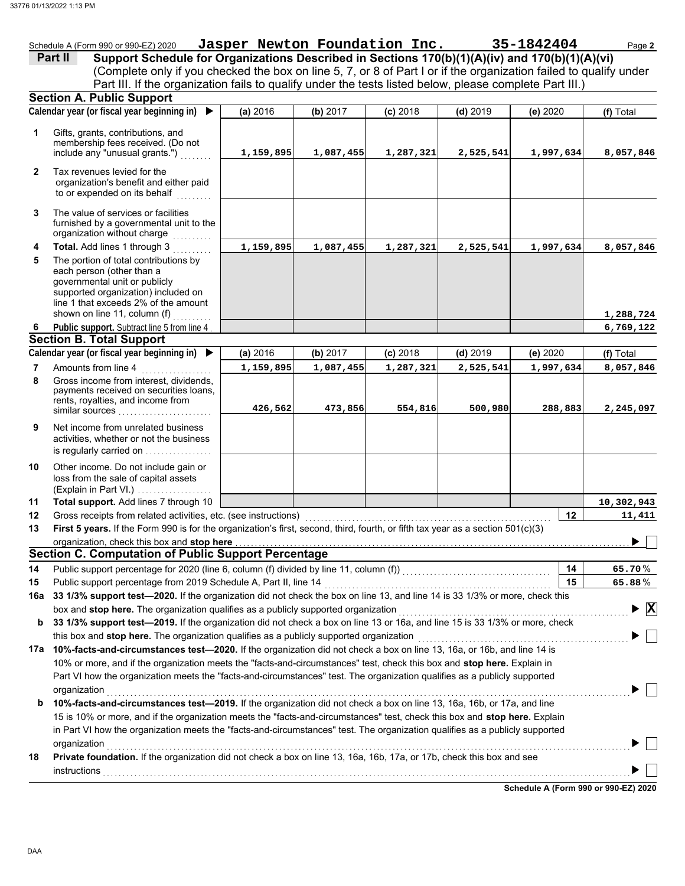Schedule A (Form 990 or 990-EZ) 2020 **Jasper Newton Foundation Inc.** **35-1842404** Page **2**

## Part II Support Schedule for Organizations Described in Sections 170(b)(1)(A)(iv) and 170(b)(1)(A)(vi)

(Complete only if you checked the box on line 5, 7, or 8 of Part I or if the organization failed to qualify under Part III. If the organization fails to qualify under the tests listed below, please complete Part III.)

### Section A. Public Support

| Calendar year (or fiscal year beginning in) ▶ | (a) 2016 | (b) 2017 | (c) 2018 | (d) 2019 | (e) 2020 | (f) Total |
|---|---|---|---|---|---|---|
| **1** Gifts, grants, contributions, and membership fees received. (Do not include any "unusual grants.") | 1,159,895 | 1,087,455 | 1,287,321 | 2,525,541 | 1,997,634 | 8,057,846 |
| **2** Tax revenues levied for the organization's benefit and either paid to or expended on its behalf | | | | | | |
| **3** The value of services or facilities furnished by a governmental unit to the organization without charge | | | | | | |
| **4** **Total.** Add lines 1 through 3 | 1,159,895 | 1,087,455 | 1,287,321 | 2,525,541 | 1,997,634 | 8,057,846 |
| **5** The portion of total contributions by each person (other than a governmental unit or publicly supported organization) included on line 1 that exceeds 2% of the amount shown on line 11, column (f) | | | | | | 1,288,724 |
| **6** **Public support.** Subtract line 5 from line 4 | | | | | | 6,769,122 |

### Section B. Total Support

| Calendar year (or fiscal year beginning in) ▶ | (a) 2016 | (b) 2017 | (c) 2018 | (d) 2019 | (e) 2020 | (f) Total |
|---|---|---|---|---|---|---|
| **7** Amounts from line 4 | 1,159,895 | 1,087,455 | 1,287,321 | 2,525,541 | 1,997,634 | 8,057,846 |
| **8** Gross income from interest, dividends, payments received on securities loans, rents, royalties, and income from similar sources | 426,562 | 473,856 | 554,816 | 500,980 | 288,883 | 2,245,097 |
| **9** Net income from unrelated business activities, whether or not the business is regularly carried on | | | | | | |
| **10** Other income. Do not include gain or loss from the sale of capital assets (Explain in Part VI.) | | | | | | |
| **11** **Total support.** Add lines 7 through 10 | | | | | | 10,302,943 |

**12** Gross receipts from related activities, etc. (see instructions) **12** 11,411

**13** **First 5 years.** If the Form 990 is for the organization's first, second, third, fourth, or fifth tax year as a section 501(c)(3) organization, check this box and **stop here** ▶ ☐

### Section C. Computation of Public Support Percentage

**14** Public support percentage for 2020 (line 6, column (f) divided by line 11, column (f)) **14** 65.70 %

**15** Public support percentage from 2019 Schedule A, Part II, line 14 **15** 65.88 %

**16a** **33 1/3% support test—2020.** If the organization did not check the box on line 13, and line 14 is 33 1/3% or more, check this box and **stop here.** The organization qualifies as a publicly supported organization ▶ ☒

**b** **33 1/3% support test—2019.** If the organization did not check a box on line 13 or 16a, and line 15 is 33 1/3% or more, check this box and **stop here.** The organization qualifies as a publicly supported organization ▶ ☐

**17a** **10%-facts-and-circumstances test—2020.** If the organization did not check a box on line 13, 16a, or 16b, and line 14 is 10% or more, and if the organization meets the "facts-and-circumstances" test, check this box and **stop here.** Explain in Part VI how the organization meets the "facts-and-circumstances" test. The organization qualifies as a publicly supported organization ▶ ☐

**b** **10%-facts-and-circumstances test—2019.** If the organization did not check a box on line 13, 16a, 16b, or 17a, and line 15 is 10% or more, and if the organization meets the "facts-and-circumstances" test, check this box and **stop here.** Explain in Part VI how the organization meets the "facts-and-circumstances" test. The organization qualifies as a publicly supported organization ▶ ☐

**18** **Private foundation.** If the organization did not check a box on line 13, 16a, 16b, 17a, or 17b, check this box and see instructions ▶ ☐

**Schedule A (Form 990 or 990-EZ) 2020**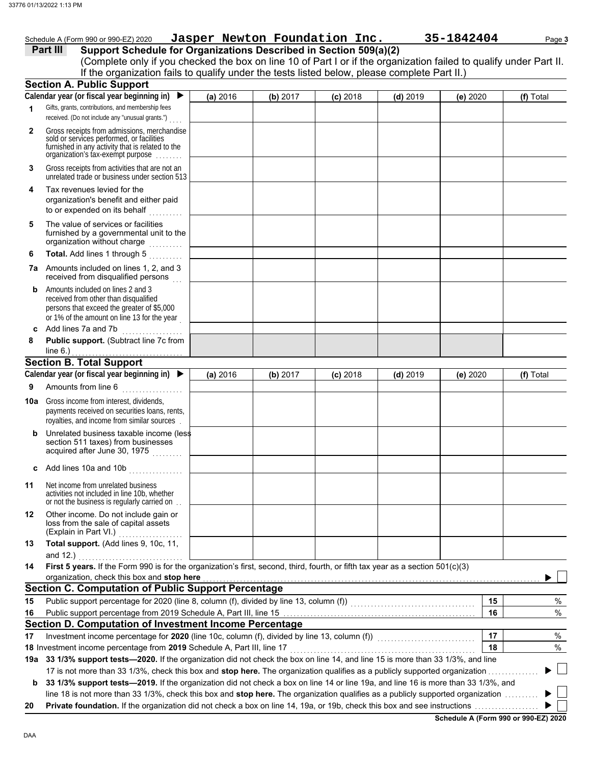Schedule A (Form 990 or 990-EZ) 2020 **Jasper Newton Foundation Inc.** **35-1842404** Page **3**

## Part III Support Schedule for Organizations Described in Section 509(a)(2)

(Complete only if you checked the box on line 10 of Part I or if the organization failed to qualify under Part II. If the organization fails to qualify under the tests listed below, please complete Part II.)

### Section A. Public Support

| Calendar year (or fiscal year beginning in) ▶ | (a) 2016 | (b) 2017 | (c) 2018 | (d) 2019 | (e) 2020 | (f) Total |
|---|---|---|---|---|---|---|
| **1** Gifts, grants, contributions, and membership fees received. (Do not include any "unusual grants.") | | | | | | |
| **2** Gross receipts from admissions, merchandise sold or services performed, or facilities furnished in any activity that is related to the organization's tax-exempt purpose | | | | | | |
| **3** Gross receipts from activities that are not an unrelated trade or business under section 513 | | | | | | |
| **4** Tax revenues levied for the organization's benefit and either paid to or expended on its behalf | | | | | | |
| **5** The value of services or facilities furnished by a governmental unit to the organization without charge | | | | | | |
| **6** **Total.** Add lines 1 through 5 | | | | | | |
| **7a** Amounts included on lines 1, 2, and 3 received from disqualified persons | | | | | | |
| **b** Amounts included on lines 2 and 3 received from other than disqualified persons that exceed the greater of $5,000 or 1% of the amount on line 13 for the year | | | | | | |
| **c** Add lines 7a and 7b | | | | | | |
| **8** **Public support.** (Subtract line 7c from line 6.) | | | | | | |

### Section B. Total Support

| Calendar year (or fiscal year beginning in) ▶ | (a) 2016 | (b) 2017 | (c) 2018 | (d) 2019 | (e) 2020 | (f) Total |
|---|---|---|---|---|---|---|
| **9** Amounts from line 6 | | | | | | |
| **10a** Gross income from interest, dividends, payments received on securities loans, rents, royalties, and income from similar sources | | | | | | |
| **b** Unrelated business taxable income (less section 511 taxes) from businesses acquired after June 30, 1975 | | | | | | |
| **c** Add lines 10a and 10b | | | | | | |
| **11** Net income from unrelated business activities not included in line 10b, whether or not the business is regularly carried on | | | | | | |
| **12** Other income. Do not include gain or loss from the sale of capital assets (Explain in Part VI.) | | | | | | |
| **13** **Total support.** (Add lines 9, 10c, 11, and 12.) | | | | | | |

**14** **First 5 years.** If the Form 990 is for the organization's first, second, third, fourth, or fifth tax year as a section 501(c)(3) organization, check this box and **stop here** ▶ ☐

### Section C. Computation of Public Support Percentage

| | | | |
|---|---|---|---|
| **15** | Public support percentage for 2020 (line 8, column (f), divided by line 13, column (f)) | **15** | % |
| **16** | Public support percentage from 2019 Schedule A, Part III, line 15 | **16** | % |

### Section D. Computation of Investment Income Percentage

| | | | |
|---|---|---|---|
| **17** | Investment income percentage for **2020** (line 10c, column (f), divided by line 13, column (f)) | **17** | % |
| **18** | Investment income percentage from **2019** Schedule A, Part III, line 17 | **18** | % |

**19a** **33 1/3% support tests—2020.** If the organization did not check the box on line 14, and line 15 is more than 33 1/3%, and line 17 is not more than 33 1/3%, check this box and **stop here.** The organization qualifies as a publicly supported organization ▶ ☐

**b** **33 1/3% support tests—2019.** If the organization did not check a box on line 14 or line 19a, and line 16 is more than 33 1/3%, and line 18 is not more than 33 1/3%, check this box and **stop here.** The organization qualifies as a publicly supported organization ▶ ☐

**20** **Private foundation.** If the organization did not check a box on line 14, 19a, or 19b, check this box and see instructions ▶ ☐

**Schedule A (Form 990 or 990-EZ) 2020**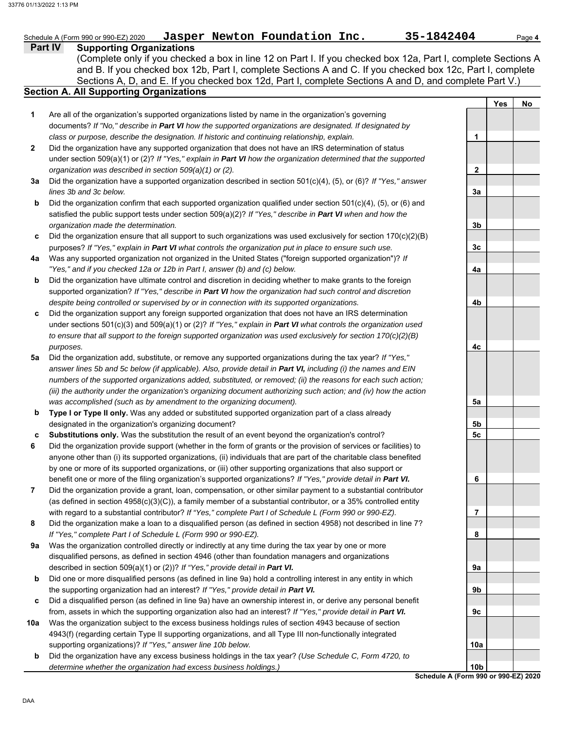Schedule A (Form 990 or 990-EZ) 2020 **Jasper Newton Foundation Inc.** **35-1842404** Page **4**

## Part IV Supporting Organizations

(Complete only if you checked a box in line 12 on Part I. If you checked box 12a, Part I, complete Sections A and B. If you checked box 12b, Part I, complete Sections A and C. If you checked box 12c, Part I, complete Sections A, D, and E. If you checked box 12d, Part I, complete Sections A and D, and complete Part V.)

### Section A. All Supporting Organizations

| | | | Yes | No |
|---|---|---|---|---|
| **1** | Are all of the organization's supported organizations listed by name in the organization's governing documents? *If "No," describe in **Part VI** how the supported organizations are designated. If designated by class or purpose, describe the designation. If historic and continuing relationship, explain.* | 1 | | |
| **2** | Did the organization have any supported organization that does not have an IRS determination of status under section 509(a)(1) or (2)? *If "Yes," explain in **Part VI** how the organization determined that the supported organization was described in section 509(a)(1) or (2).* | 2 | | |
| **3a** | Did the organization have a supported organization described in section 501(c)(4), (5), or (6)? *If "Yes," answer lines 3b and 3c below.* | 3a | | |
| **b** | Did the organization confirm that each supported organization qualified under section 501(c)(4), (5), or (6) and satisfied the public support tests under section 509(a)(2)? *If "Yes," describe in **Part VI** when and how the organization made the determination.* | 3b | | |
| **c** | Did the organization ensure that all support to such organizations was used exclusively for section 170(c)(2)(B) purposes? *If "Yes," explain in **Part VI** what controls the organization put in place to ensure such use.* | 3c | | |
| **4a** | Was any supported organization not organized in the United States ("foreign supported organization")? *If "Yes," and if you checked 12a or 12b in Part I, answer (b) and (c) below.* | 4a | | |
| **b** | Did the organization have ultimate control and discretion in deciding whether to make grants to the foreign supported organization? *If "Yes," describe in **Part VI** how the organization had such control and discretion despite being controlled or supervised by or in connection with its supported organizations.* | 4b | | |
| **c** | Did the organization support any foreign supported organization that does not have an IRS determination under sections 501(c)(3) and 509(a)(1) or (2)? *If "Yes," explain in **Part VI** what controls the organization used to ensure that all support to the foreign supported organization was used exclusively for section 170(c)(2)(B) purposes.* | 4c | | |
| **5a** | Did the organization add, substitute, or remove any supported organizations during the tax year? *If "Yes," answer lines 5b and 5c below (if applicable). Also, provide detail in **Part VI,** including (i) the names and EIN numbers of the supported organizations added, substituted, or removed; (ii) the reasons for each such action; (iii) the authority under the organization's organizing document authorizing such action; and (iv) how the action was accomplished (such as by amendment to the organizing document).* | 5a | | |
| **b** | **Type I or Type II only.** Was any added or substituted supported organization part of a class already designated in the organization's organizing document? | 5b | | |
| **c** | **Substitutions only.** Was the substitution the result of an event beyond the organization's control? | 5c | | |
| **6** | Did the organization provide support (whether in the form of grants or the provision of services or facilities) to anyone other than (i) its supported organizations, (ii) individuals that are part of the charitable class benefited by one or more of its supported organizations, or (iii) other supporting organizations that also support or benefit one or more of the filing organization's supported organizations? *If "Yes," provide detail in **Part VI.*** | 6 | | |
| **7** | Did the organization provide a grant, loan, compensation, or other similar payment to a substantial contributor (as defined in section 4958(c)(3)(C)), a family member of a substantial contributor, or a 35% controlled entity with regard to a substantial contributor? *If "Yes," complete Part I of Schedule L (Form 990 or 990-EZ).* | 7 | | |
| **8** | Did the organization make a loan to a disqualified person (as defined in section 4958) not described in line 7? *If "Yes," complete Part I of Schedule L (Form 990 or 990-EZ).* | 8 | | |
| **9a** | Was the organization controlled directly or indirectly at any time during the tax year by one or more disqualified persons, as defined in section 4946 (other than foundation managers and organizations described in section 509(a)(1) or (2))? *If "Yes," provide detail in **Part VI.*** | 9a | | |
| **b** | Did one or more disqualified persons (as defined in line 9a) hold a controlling interest in any entity in which the supporting organization had an interest? *If "Yes," provide detail in **Part VI.*** | 9b | | |
| **c** | Did a disqualified person (as defined in line 9a) have an ownership interest in, or derive any personal benefit from, assets in which the supporting organization also had an interest? *If "Yes," provide detail in **Part VI.*** | 9c | | |
| **10a** | Was the organization subject to the excess business holdings rules of section 4943 because of section 4943(f) (regarding certain Type II supporting organizations, and all Type III non-functionally integrated supporting organizations)? *If "Yes," answer line 10b below.* | 10a | | |
| **b** | Did the organization have any excess business holdings in the tax year? *(Use Schedule C, Form 4720, to determine whether the organization had excess business holdings.)* | 10b | | |

**Schedule A (Form 990 or 990-EZ) 2020**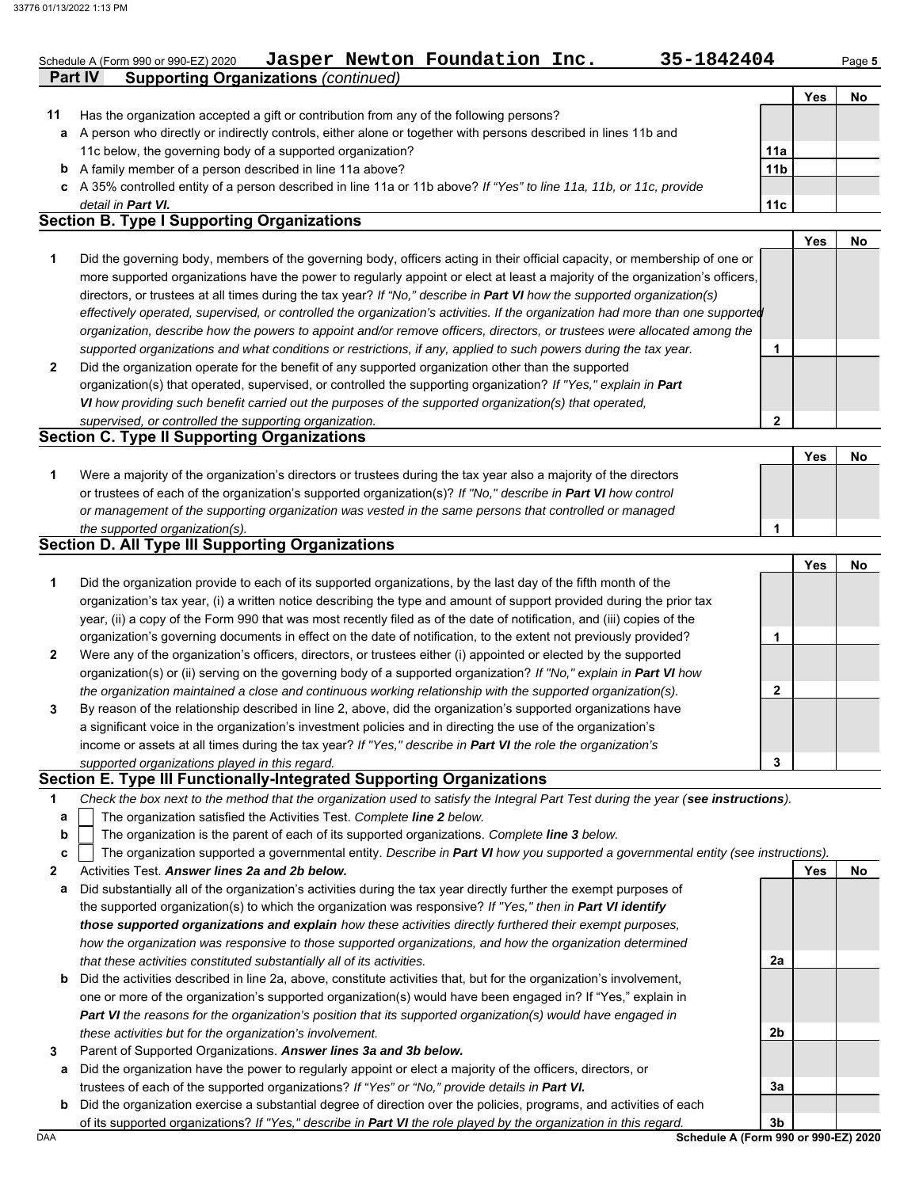Schedule A (Form 990 or 990-EZ) 2020 **Jasper Newton Foundation Inc.** **35-1842404**

**Part IV** **Supporting Organizations** *(continued)*

| | | | Yes | No |
|---|---|---|---|---|
| **11** | Has the organization accepted a gift or contribution from any of the following persons? | | | |
| **a** | A person who directly or indirectly controls, either alone or together with persons described in lines 11b and 11c below, the governing body of a supported organization? | **11a** | | |
| **b** | A family member of a person described in line 11a above? | **11b** | | |
| **c** | A 35% controlled entity of a person described in line 11a or 11b above? *If "Yes" to line 11a, 11b, or 11c, provide detail in* ***Part VI.*** | **11c** | | |

## Section B. Type I Supporting Organizations

| | | | Yes | No |
|---|---|---|---|---|
| **1** | Did the governing body, members of the governing body, officers acting in their official capacity, or membership of one or more supported organizations have the power to regularly appoint or elect at least a majority of the organization's officers, directors, or trustees at all times during the tax year? *If "No," describe in* ***Part VI*** *how the supported organization(s) effectively operated, supervised, or controlled the organization's activities. If the organization had more than one supported organization, describe how the powers to appoint and/or remove officers, directors, or trustees were allocated among the supported organizations and what conditions or restrictions, if any, applied to such powers during the tax year.* | **1** | | |
| **2** | Did the organization operate for the benefit of any supported organization other than the supported organization(s) that operated, supervised, or controlled the supporting organization? *If "Yes," explain in* ***Part VI*** *how providing such benefit carried out the purposes of the supported organization(s) that operated, supervised, or controlled the supporting organization.* | **2** | | |

## Section C. Type II Supporting Organizations

| | | | Yes | No |
|---|---|---|---|---|
| **1** | Were a majority of the organization's directors or trustees during the tax year also a majority of the directors or trustees of each of the organization's supported organization(s)? *If "No," describe in* ***Part VI*** *how control or management of the supporting organization was vested in the same persons that controlled or managed the supported organization(s).* | **1** | | |

## Section D. All Type III Supporting Organizations

| | | | Yes | No |
|---|---|---|---|---|
| **1** | Did the organization provide to each of its supported organizations, by the last day of the fifth month of the organization's tax year, (i) a written notice describing the type and amount of support provided during the prior tax year, (ii) a copy of the Form 990 that was most recently filed as of the date of notification, and (iii) copies of the organization's governing documents in effect on the date of notification, to the extent not previously provided? | **1** | | |
| **2** | Were any of the organization's officers, directors, or trustees either (i) appointed or elected by the supported organization(s) or (ii) serving on the governing body of a supported organization? *If "No," explain in* ***Part VI*** *how the organization maintained a close and continuous working relationship with the supported organization(s).* | **2** | | |
| **3** | By reason of the relationship described in line 2, above, did the organization's supported organizations have a significant voice in the organization's investment policies and in directing the use of the organization's income or assets at all times during the tax year? *If "Yes," describe in* ***Part VI*** *the role the organization's supported organizations played in this regard.* | **3** | | |

## Section E. Type III Functionally-Integrated Supporting Organizations

**1** *Check the box next to the method that the organization used to satisfy the Integral Part Test during the year (**see instructions**).*

- **a** ☐ The organization satisfied the Activities Test. *Complete **line 2** below.*
- **b** ☐ The organization is the parent of each of its supported organizations. *Complete **line 3** below.*
- **c** ☐ The organization supported a governmental entity. *Describe in **Part VI** how you supported a governmental entity (see instructions).*

| | | | Yes | No |
|---|---|---|---|---|
| **2** | Activities Test. ***Answer lines 2a and 2b below.*** | | | |
| **a** | Did substantially all of the organization's activities during the tax year directly further the exempt purposes of the supported organization(s) to which the organization was responsive? *If "Yes," then in* ***Part VI identify those supported organizations and explain*** *how these activities directly furthered their exempt purposes, how the organization was responsive to those supported organizations, and how the organization determined that these activities constituted substantially all of its activities.* | **2a** | | |
| **b** | Did the activities described in line 2a, above, constitute activities that, but for the organization's involvement, one or more of the organization's supported organization(s) would have been engaged in? If "Yes," explain in ***Part VI*** *the reasons for the organization's position that its supported organization(s) would have engaged in these activities but for the organization's involvement.* | **2b** | | |
| **3** | Parent of Supported Organizations. ***Answer lines 3a and 3b below.*** | | | |
| **a** | Did the organization have the power to regularly appoint or elect a majority of the officers, directors, or trustees of each of the supported organizations? *If "Yes" or "No," provide details in* ***Part VI.*** | **3a** | | |
| **b** | Did the organization exercise a substantial degree of direction over the policies, programs, and activities of each of its supported organizations? *If "Yes," describe in* ***Part VI*** *the role played by the organization in this regard.* | **3b** | | |

**Schedule A (Form 990 or 990-EZ) 2020**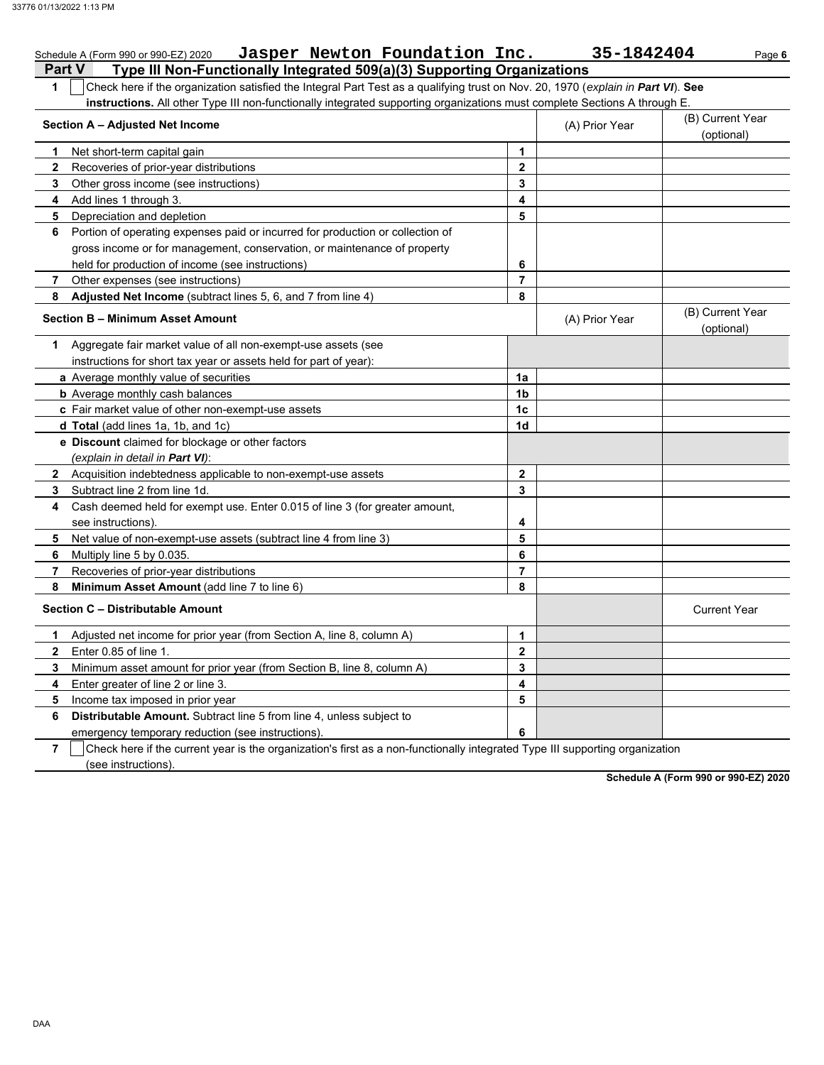Schedule A (Form 990 or 990-EZ) 2020 **Jasper Newton Foundation Inc.** **35-1842404**

## Part V Type III Non-Functionally Integrated 509(a)(3) Supporting Organizations

**1** ☐ Check here if the organization satisfied the Integral Part Test as a qualifying trust on Nov. 20, 1970 (*explain in **Part VI***). **See instructions.** All other Type III non-functionally integrated supporting organizations must complete Sections A through E.

| **Section A – Adjusted Net Income** | | (A) Prior Year | (B) Current Year (optional) |
|---|---|---|---|
| **1** Net short-term capital gain | 1 | | |
| **2** Recoveries of prior-year distributions | 2 | | |
| **3** Other gross income (see instructions) | 3 | | |
| **4** Add lines 1 through 3. | 4 | | |
| **5** Depreciation and depletion | 5 | | |
| **6** Portion of operating expenses paid or incurred for production or collection of gross income or for management, conservation, or maintenance of property held for production of income (see instructions) | 6 | | |
| **7** Other expenses (see instructions) | 7 | | |
| **8** **Adjusted Net Income** (subtract lines 5, 6, and 7 from line 4) | 8 | | |

| **Section B – Minimum Asset Amount** | | (A) Prior Year | (B) Current Year (optional) |
|---|---|---|---|
| **1** Aggregate fair market value of all non-exempt-use assets (see instructions for short tax year or assets held for part of year): | | | |
| **a** Average monthly value of securities | 1a | | |
| **b** Average monthly cash balances | 1b | | |
| **c** Fair market value of other non-exempt-use assets | 1c | | |
| **d** **Total** (add lines 1a, 1b, and 1c) | 1d | | |
| **e** **Discount** claimed for blockage or other factors (*explain in detail in **Part VI***): | | | |
| **2** Acquisition indebtedness applicable to non-exempt-use assets | 2 | | |
| **3** Subtract line 2 from line 1d. | 3 | | |
| **4** Cash deemed held for exempt use. Enter 0.015 of line 3 (for greater amount, see instructions). | 4 | | |
| **5** Net value of non-exempt-use assets (subtract line 4 from line 3) | 5 | | |
| **6** Multiply line 5 by 0.035. | 6 | | |
| **7** Recoveries of prior-year distributions | 7 | | |
| **8** **Minimum Asset Amount** (add line 7 to line 6) | 8 | | |

| **Section C – Distributable Amount** | | | Current Year |
|---|---|---|---|
| **1** Adjusted net income for prior year (from Section A, line 8, column A) | 1 | | |
| **2** Enter 0.85 of line 1. | 2 | | |
| **3** Minimum asset amount for prior year (from Section B, line 8, column A) | 3 | | |
| **4** Enter greater of line 2 or line 3. | 4 | | |
| **5** Income tax imposed in prior year | 5 | | |
| **6** **Distributable Amount.** Subtract line 5 from line 4, unless subject to emergency temporary reduction (see instructions). | 6 | | |

**7** ☐ Check here if the current year is the organization's first as a non-functionally integrated Type III supporting organization (see instructions).

**Schedule A (Form 990 or 990-EZ) 2020**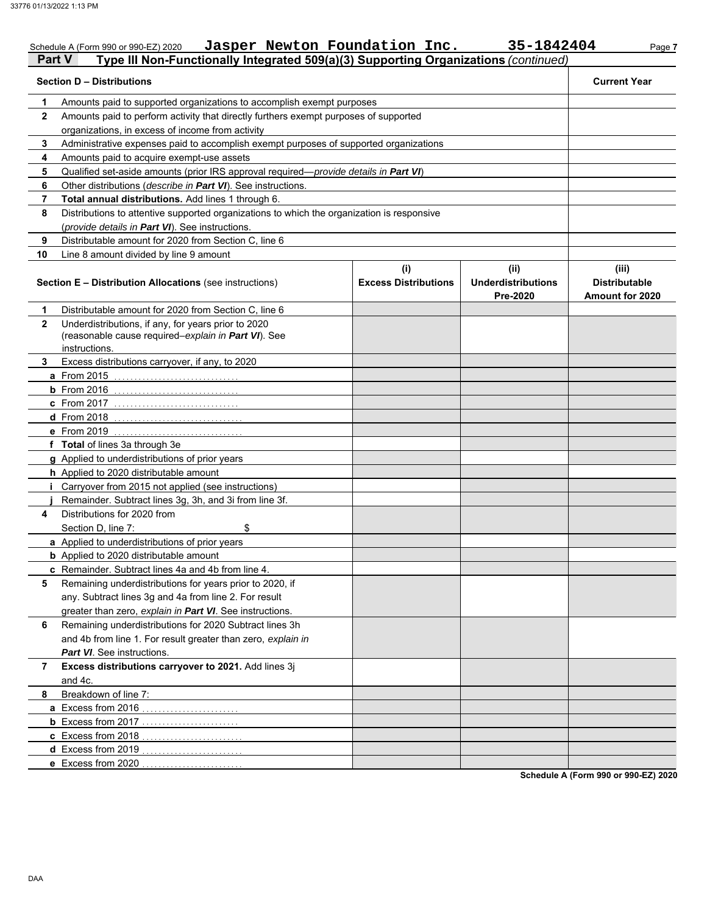Schedule A (Form 990 or 990-EZ) 2020 **Jasper Newton Foundation Inc.** **35-1842404** Page 7

## Part V Type III Non-Functionally Integrated 509(a)(3) Supporting Organizations *(continued)*

| **Section D – Distributions** | | **Current Year** |
|---|---|---|
| 1 | Amounts paid to supported organizations to accomplish exempt purposes | |
| 2 | Amounts paid to perform activity that directly furthers exempt purposes of supported organizations, in excess of income from activity | |
| 3 | Administrative expenses paid to accomplish exempt purposes of supported organizations | |
| 4 | Amounts paid to acquire exempt-use assets | |
| 5 | Qualified set-aside amounts (prior IRS approval required—*provide details in* ***Part VI***) | |
| 6 | Other distributions (*describe in* ***Part VI***). See instructions. | |
| 7 | **Total annual distributions.** Add lines 1 through 6. | |
| 8 | Distributions to attentive supported organizations to which the organization is responsive (*provide details in* ***Part VI***). See instructions. | |
| 9 | Distributable amount for 2020 from Section C, line 6 | |
| 10 | Line 8 amount divided by line 9 amount | |

| **Section E – Distribution Allocations** (see instructions) | | **(i) Excess Distributions** | **(ii) Underdistributions Pre-2020** | **(iii) Distributable Amount for 2020** |
|---|---|---|---|---|
| 1 | Distributable amount for 2020 from Section C, line 6 | | | |
| 2 | Underdistributions, if any, for years prior to 2020 (reasonable cause required–*explain in* ***Part VI***). See instructions. | | | |
| 3 | Excess distributions carryover, if any, to 2020 | | | |
| a | From 2015 | | | |
| b | From 2016 | | | |
| c | From 2017 | | | |
| d | From 2018 | | | |
| e | From 2019 | | | |
| f | **Total** of lines 3a through 3e | | | |
| g | Applied to underdistributions of prior years | | | |
| h | Applied to 2020 distributable amount | | | |
| i | Carryover from 2015 not applied (see instructions) | | | |
| j | Remainder. Subtract lines 3g, 3h, and 3i from line 3f. | | | |
| 4 | Distributions for 2020 from Section D, line 7: $ | | | |
| a | Applied to underdistributions of prior years | | | |
| b | Applied to 2020 distributable amount | | | |
| c | Remainder. Subtract lines 4a and 4b from line 4. | | | |
| 5 | Remaining underdistributions for years prior to 2020, if any. Subtract lines 3g and 4a from line 2. For result greater than zero, *explain in* ***Part VI***. See instructions. | | | |
| 6 | Remaining underdistributions for 2020 Subtract lines 3h and 4b from line 1. For result greater than zero, *explain in* ***Part VI***. See instructions. | | | |
| 7 | **Excess distributions carryover to 2021.** Add lines 3j and 4c. | | | |
| 8 | Breakdown of line 7: | | | |
| a | Excess from 2016 | | | |
| b | Excess from 2017 | | | |
| c | Excess from 2018 | | | |
| d | Excess from 2019 | | | |
| e | Excess from 2020 | | | |

**Schedule A (Form 990 or 990-EZ) 2020**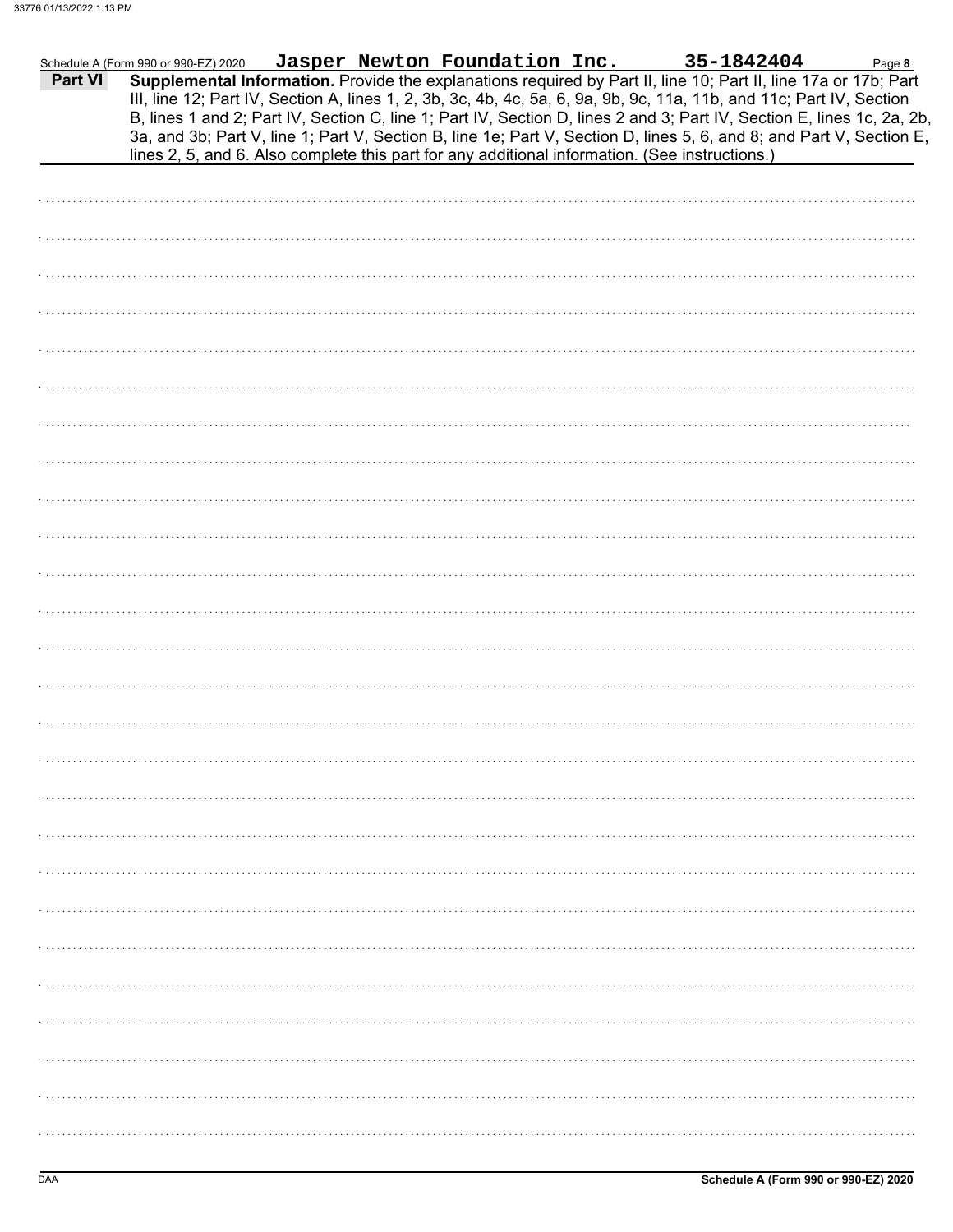Schedule A (Form 990 or 990-EZ) 2020 **Jasper Newton Foundation Inc.** **35-1842404**

**Part VI** **Supplemental Information.** Provide the explanations required by Part II, line 10; Part II, line 17a or 17b; Part III, line 12; Part IV, Section A, lines 1, 2, 3b, 3c, 4b, 4c, 5a, 6, 9a, 9b, 9c, 11a, 11b, and 11c; Part IV, Section B, lines 1 and 2; Part IV, Section C, line 1; Part IV, Section D, lines 2 and 3; Part IV, Section E, lines 1c, 2a, 2b, 3a, and 3b; Part V, line 1; Part V, Section B, line 1e; Part V, Section D, lines 5, 6, and 8; and Part V, Section E, lines 2, 5, and 6. Also complete this part for any additional information. (See instructions.)

DAA **Schedule A (Form 990 or 990-EZ) 2020**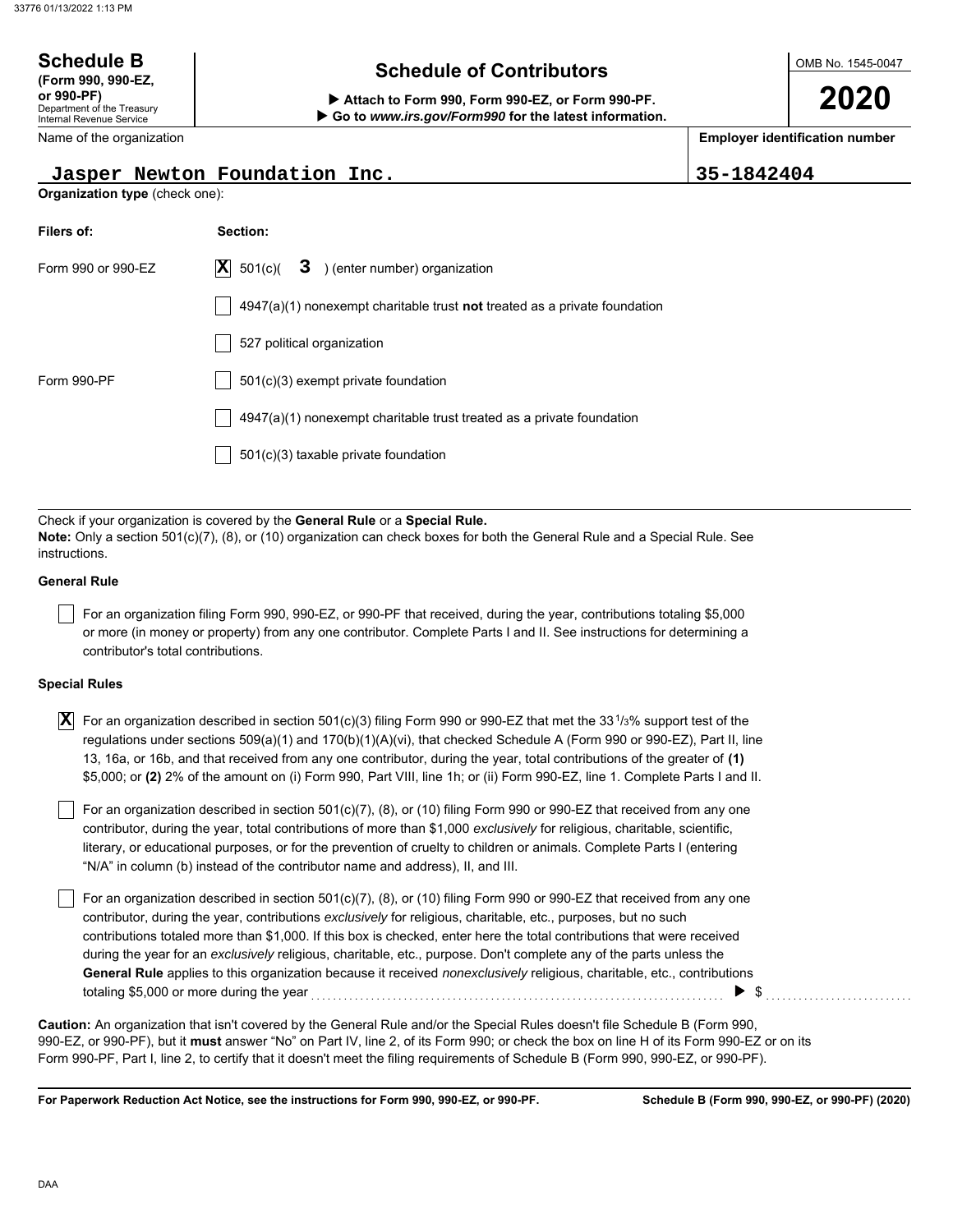**Schedule B**
**(Form 990, 990-EZ, or 990-PF)**
Department of the Treasury
Internal Revenue Service

# Schedule of Contributors

▶ **Attach to Form 990, Form 990-EZ, or Form 990-PF.**
▶ **Go to *www.irs.gov/Form990* for the latest information.**

OMB No. 1545-0047

**2020**

| Name of the organization | **Employer identification number** |
|---|---|
| Jasper Newton Foundation Inc. | 35-1842404 |

**Organization type** (check one):

| **Filers of:** | **Section:** |
|---|---|
| Form 990 or 990-EZ | [X] 501(c)( **3** ) (enter number) organization |
| | [ ] 4947(a)(1) nonexempt charitable trust **not** treated as a private foundation |
| | [ ] 527 political organization |
| Form 990-PF | [ ] 501(c)(3) exempt private foundation |
| | [ ] 4947(a)(1) nonexempt charitable trust treated as a private foundation |
| | [ ] 501(c)(3) taxable private foundation |

Check if your organization is covered by the **General Rule** or a **Special Rule.**
**Note:** Only a section 501(c)(7), (8), or (10) organization can check boxes for both the General Rule and a Special Rule. See instructions.

**General Rule**

[ ] For an organization filing Form 990, 990-EZ, or 990-PF that received, during the year, contributions totaling $5,000 or more (in money or property) from any one contributor. Complete Parts I and II. See instructions for determining a contributor's total contributions.

**Special Rules**

[X] For an organization described in section 501(c)(3) filing Form 990 or 990-EZ that met the 33 1/3% support test of the regulations under sections 509(a)(1) and 170(b)(1)(A)(vi), that checked Schedule A (Form 990 or 990-EZ), Part II, line 13, 16a, or 16b, and that received from any one contributor, during the year, total contributions of the greater of **(1)** $5,000; or **(2)** 2% of the amount on (i) Form 990, Part VIII, line 1h; or (ii) Form 990-EZ, line 1. Complete Parts I and II.

[ ] For an organization described in section 501(c)(7), (8), or (10) filing Form 990 or 990-EZ that received from any one contributor, during the year, total contributions of more than $1,000 *exclusively* for religious, charitable, scientific, literary, or educational purposes, or for the prevention of cruelty to children or animals. Complete Parts I (entering "N/A" in column (b) instead of the contributor name and address), II, and III.

[ ] For an organization described in section 501(c)(7), (8), or (10) filing Form 990 or 990-EZ that received from any one contributor, during the year, contributions *exclusively* for religious, charitable, etc., purposes, but no such contributions totaled more than $1,000. If this box is checked, enter here the total contributions that were received during the year for an *exclusively* religious, charitable, etc., purpose. Don't complete any of the parts unless the **General Rule** applies to this organization because it received *nonexclusively* religious, charitable, etc., contributions totaling $5,000 or more during the year ▶ $

**Caution:** An organization that isn't covered by the General Rule and/or the Special Rules doesn't file Schedule B (Form 990, 990-EZ, or 990-PF), but it **must** answer "No" on Part IV, line 2, of its Form 990; or check the box on line H of its Form 990-EZ or on its Form 990-PF, Part I, line 2, to certify that it doesn't meet the filing requirements of Schedule B (Form 990, 990-EZ, or 990-PF).

**For Paperwork Reduction Act Notice, see the instructions for Form 990, 990-EZ, or 990-PF.** **Schedule B (Form 990, 990-EZ, or 990-PF) (2020)**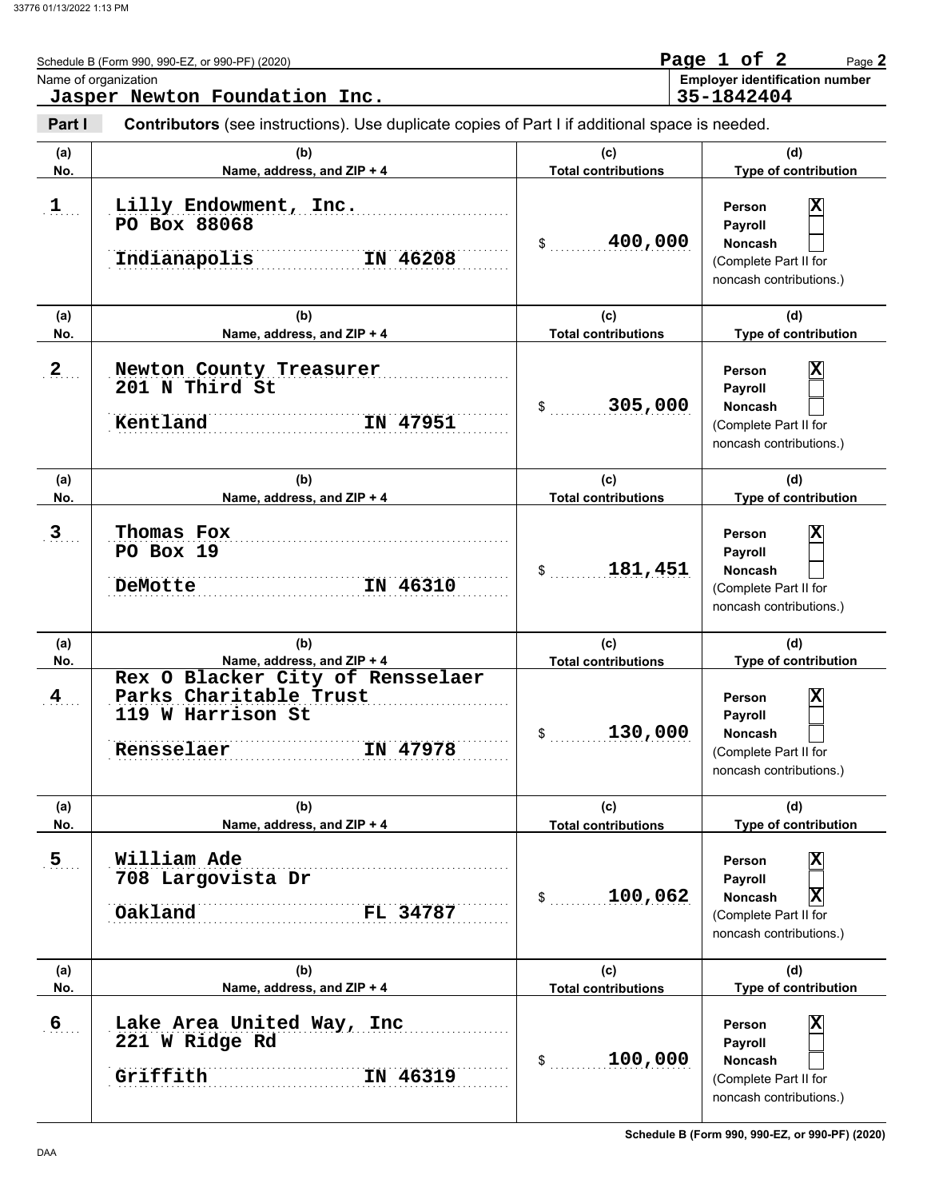Schedule B (Form 990, 990-EZ, or 990-PF) (2020)

Name of organization: **Jasper Newton Foundation Inc.**

Employer identification number: **35-1842404**

**Part I** **Contributors** (see instructions). Use duplicate copies of Part I if additional space is needed.

| (a) No. | (b) Name, address, and ZIP + 4 | (c) Total contributions | (d) Type of contribution |
|---|---|---|---|
| 1 | Lilly Endowment, Inc.<br>PO Box 88068<br>Indianapolis IN 46208 | $ 400,000 | Person [X]<br>Payroll [ ]<br>Noncash [ ]<br>(Complete Part II for noncash contributions.) |
| 2 | Newton County Treasurer<br>201 N Third St<br>Kentland IN 47951 | $ 305,000 | Person [X]<br>Payroll [ ]<br>Noncash [ ]<br>(Complete Part II for noncash contributions.) |
| 3 | Thomas Fox<br>PO Box 19<br>DeMotte IN 46310 | $ 181,451 | Person [X]<br>Payroll [ ]<br>Noncash [ ]<br>(Complete Part II for noncash contributions.) |
| 4 | Rex O Blacker City of Rensselaer Parks Charitable Trust<br>119 W Harrison St<br>Rensselaer IN 47978 | $ 130,000 | Person [X]<br>Payroll [ ]<br>Noncash [ ]<br>(Complete Part II for noncash contributions.) |
| 5 | William Ade<br>708 Largovista Dr<br>Oakland FL 34787 | $ 100,062 | Person [X]<br>Payroll [ ]<br>Noncash [X]<br>(Complete Part II for noncash contributions.) |
| 6 | Lake Area United Way, Inc<br>221 W Ridge Rd<br>Griffith IN 46319 | $ 100,000 | Person [X]<br>Payroll [ ]<br>Noncash [ ]<br>(Complete Part II for noncash contributions.) |

Schedule B (Form 990, 990-EZ, or 990-PF) (2020)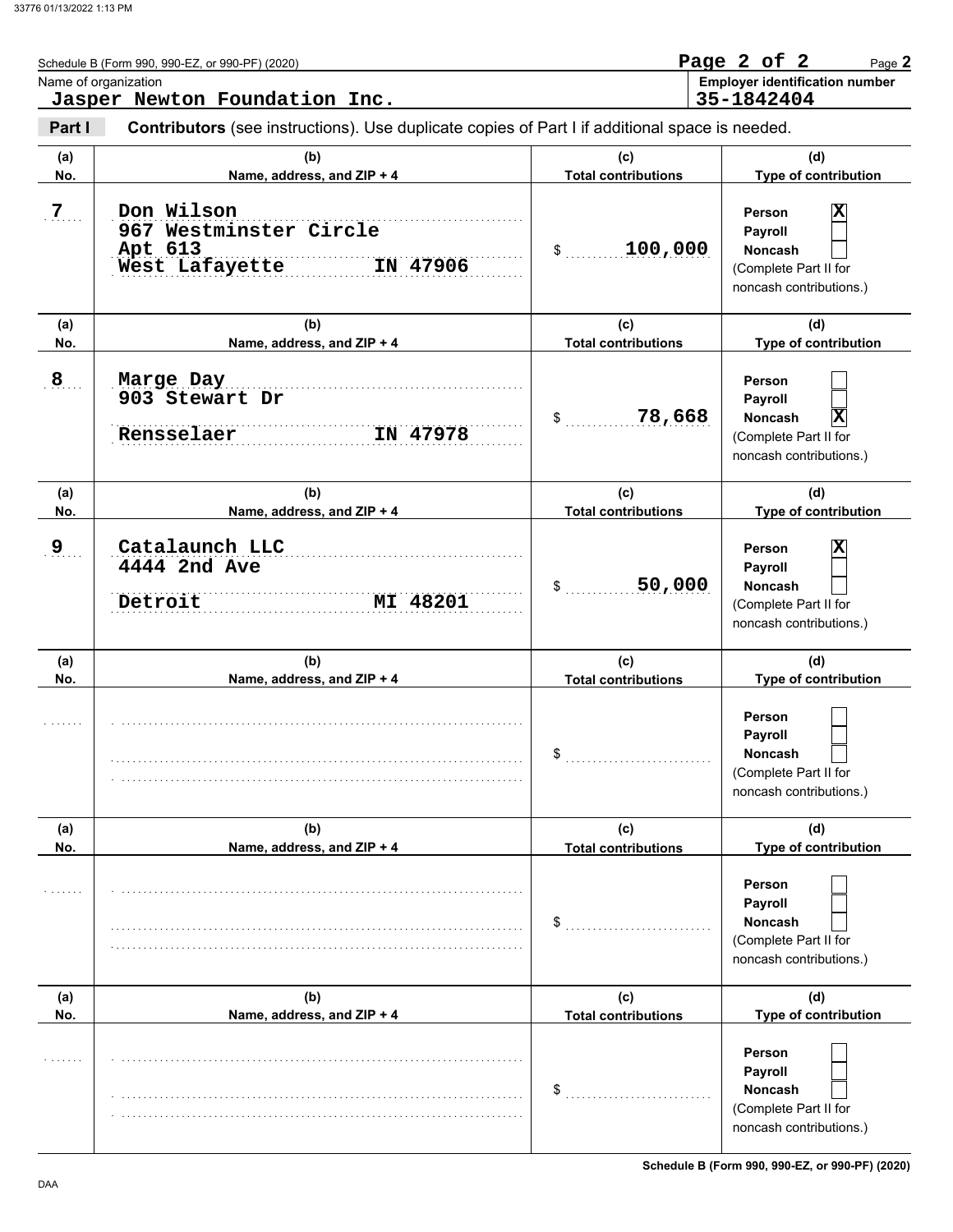Schedule B (Form 990, 990-EZ, or 990-PF) (2020)

Name of organization
**Jasper Newton Foundation Inc.**

Employer identification number
**35-1842404**

**Part I** **Contributors** (see instructions). Use duplicate copies of Part I if additional space is needed.

| (a) No. | (b) Name, address, and ZIP + 4 | (c) Total contributions | (d) Type of contribution |
|---|---|---|---|
| 7 | Don Wilson<br>967 Westminster Circle<br>Apt 613<br>West Lafayette IN 47906 | $ 100,000 | Person [X]<br>Payroll [ ]<br>Noncash [ ]<br>(Complete Part II for noncash contributions.) |
| 8 | Marge Day<br>903 Stewart Dr<br>Rensselaer IN 47978 | $ 78,668 | Person [ ]<br>Payroll [ ]<br>Noncash [X]<br>(Complete Part II for noncash contributions.) |
| 9 | Catalaunch LLC<br>4444 2nd Ave<br>Detroit MI 48201 | $ 50,000 | Person [X]<br>Payroll [ ]<br>Noncash [ ]<br>(Complete Part II for noncash contributions.) |
| | | $ | Person [ ]<br>Payroll [ ]<br>Noncash [ ]<br>(Complete Part II for noncash contributions.) |
| | | $ | Person [ ]<br>Payroll [ ]<br>Noncash [ ]<br>(Complete Part II for noncash contributions.) |
| | | $ | Person [ ]<br>Payroll [ ]<br>Noncash [ ]<br>(Complete Part II for noncash contributions.) |

Schedule B (Form 990, 990-EZ, or 990-PF) (2020)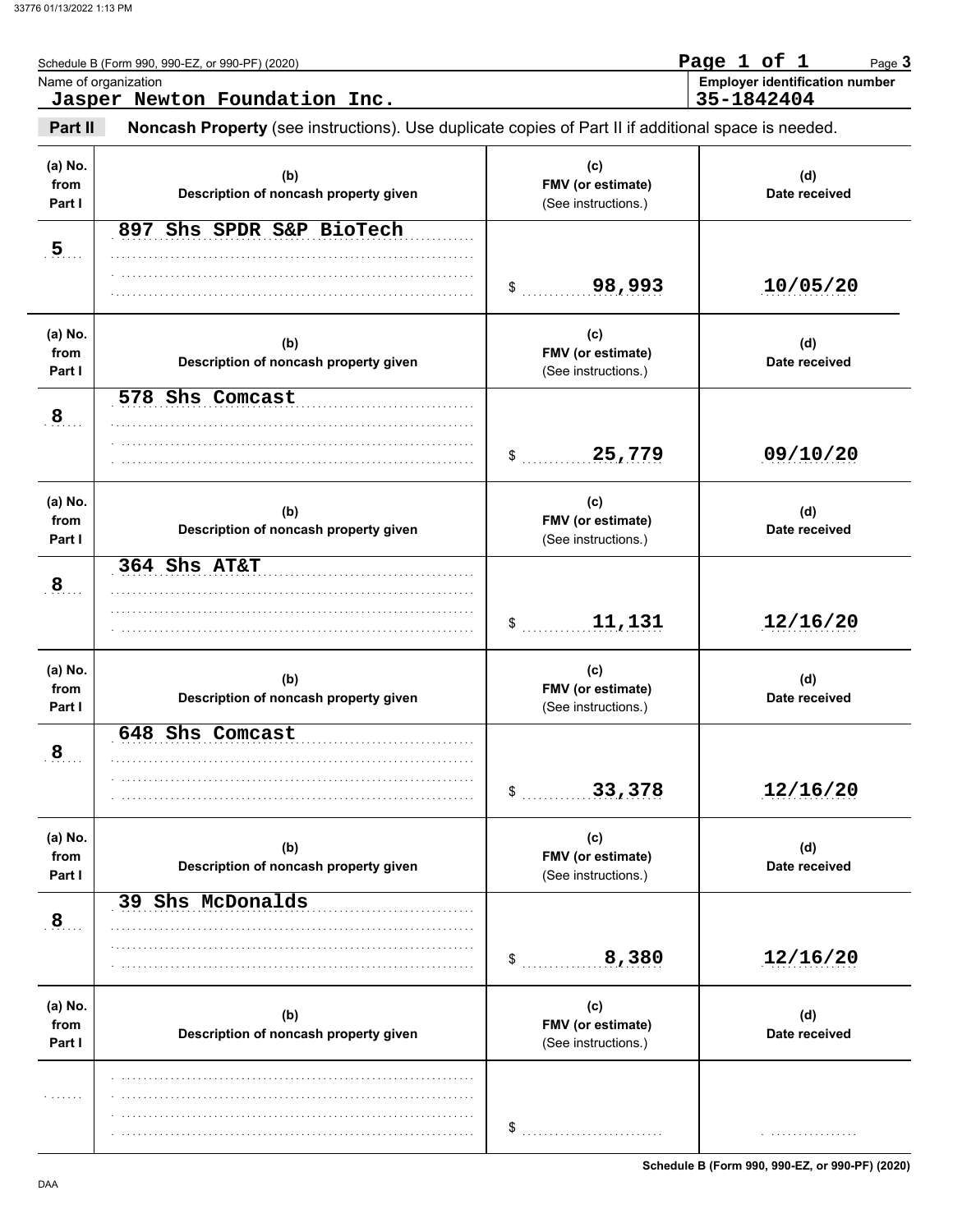Schedule B (Form 990, 990-EZ, or 990-PF) (2020)

Name of organization: **Jasper Newton Foundation Inc.**

**Employer identification number: 35-1842404**

**Part II** **Noncash Property** (see instructions). Use duplicate copies of Part II if additional space is needed.

| (a) No. from Part I | (b) Description of noncash property given | (c) FMV (or estimate) (See instructions.) | (d) Date received |
|---|---|---|---|
| 5 | 897 Shs SPDR S&P BioTech | $ 98,993 | 10/05/20 |
| 8 | 578 Shs Comcast | $ 25,779 | 09/10/20 |
| 8 | 364 Shs AT&T | $ 11,131 | 12/16/20 |
| 8 | 648 Shs Comcast | $ 33,378 | 12/16/20 |
| 8 | 39 Shs McDonalds | $ 8,380 | 12/16/20 |
| | | $ | |

Schedule B (Form 990, 990-EZ, or 990-PF) (2020)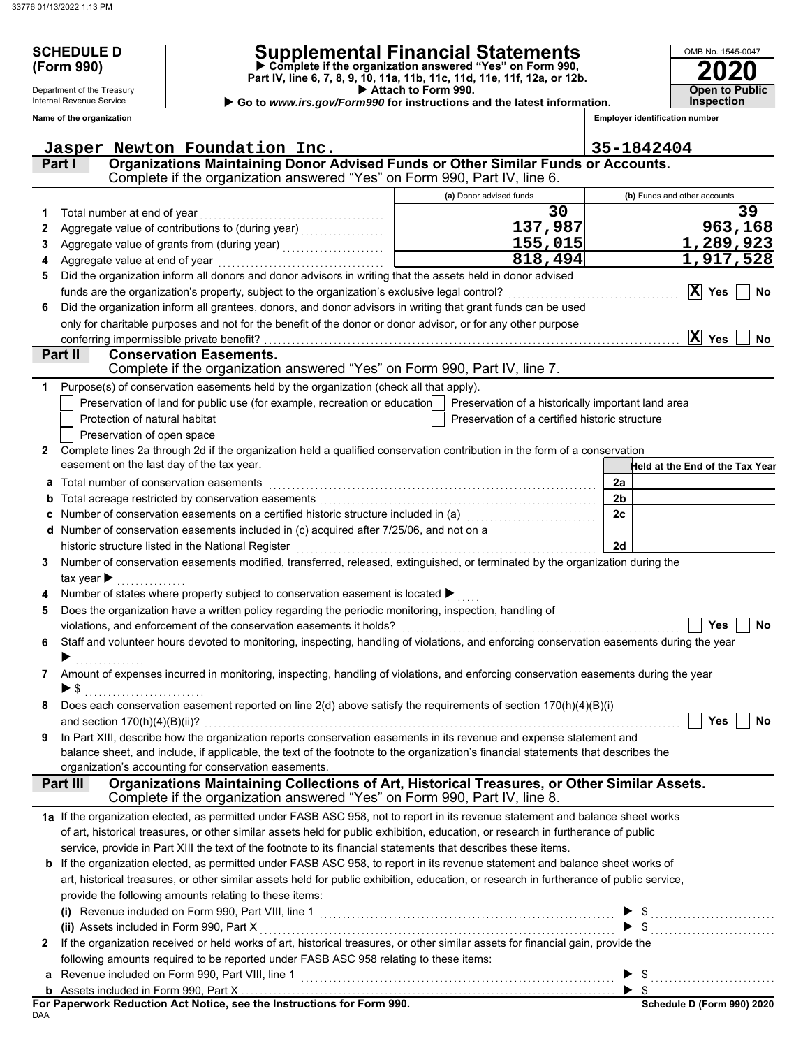# SCHEDULE D (Form 990)

Department of the Treasury
Internal Revenue Service

# Supplemental Financial Statements

▶ Complete if the organization answered "Yes" on Form 990, Part IV, line 6, 7, 8, 9, 10, 11a, 11b, 11c, 11d, 11e, 11f, 12a, or 12b.
▶ Attach to Form 990.
▶ Go to *www.irs.gov/Form990* for instructions and the latest information.

OMB No. 1545-0047

**2020**

**Open to Public Inspection**

**Name of the organization:** Jasper Newton Foundation Inc.

**Employer identification number:** 35-1842404

## Part I — Organizations Maintaining Donor Advised Funds or Other Similar Funds or Accounts.
Complete if the organization answered "Yes" on Form 990, Part IV, line 6.

| | | (a) Donor advised funds | (b) Funds and other accounts |
|---|---|---|---|
| 1 | Total number at end of year | 30 | 39 |
| 2 | Aggregate value of contributions to (during year) | 137,987 | 963,168 |
| 3 | Aggregate value of grants from (during year) | 155,015 | 1,289,923 |
| 4 | Aggregate value at end of year | 818,494 | 1,917,528 |

5 Did the organization inform all donors and donor advisors in writing that the assets held in donor advised funds are the organization's property, subject to the organization's exclusive legal control? **[X] Yes** [ ] No

6 Did the organization inform all grantees, donors, and donor advisors in writing that grant funds can be used only for charitable purposes and not for the benefit of the donor or donor advisor, or for any other purpose conferring impermissible private benefit? **[X] Yes** [ ] No

## Part II — Conservation Easements.
Complete if the organization answered "Yes" on Form 990, Part IV, line 7.

1 Purpose(s) of conservation easements held by the organization (check all that apply).
- [ ] Preservation of land for public use (for example, recreation or education)
- [ ] Protection of natural habitat
- [ ] Preservation of open space
- [ ] Preservation of a historically important land area
- [ ] Preservation of a certified historic structure

2 Complete lines 2a through 2d if the organization held a qualified conservation contribution in the form of a conservation easement on the last day of the tax year.

| | | | Held at the End of the Tax Year |
|---|---|---|---|
| a | Total number of conservation easements | 2a | |
| b | Total acreage restricted by conservation easements | 2b | |
| c | Number of conservation easements on a certified historic structure included in (a) | 2c | |
| d | Number of conservation easements included in (c) acquired after 7/25/06, and not on a historic structure listed in the National Register | 2d | |

3 Number of conservation easements modified, transferred, released, extinguished, or terminated by the organization during the tax year ▶

4 Number of states where property subject to conservation easement is located ▶

5 Does the organization have a written policy regarding the periodic monitoring, inspection, handling of violations, and enforcement of the conservation easements it holds? [ ] Yes [ ] No

6 Staff and volunteer hours devoted to monitoring, inspecting, handling of violations, and enforcing conservation easements during the year ▶

7 Amount of expenses incurred in monitoring, inspecting, handling of violations, and enforcing conservation easements during the year ▶ $

8 Does each conservation easement reported on line 2(d) above satisfy the requirements of section 170(h)(4)(B)(i) and section 170(h)(4)(B)(ii)? [ ] Yes [ ] No

9 In Part XIII, describe how the organization reports conservation easements in its revenue and expense statement and balance sheet, and include, if applicable, the text of the footnote to the organization's financial statements that describes the organization's accounting for conservation easements.

## Part III — Organizations Maintaining Collections of Art, Historical Treasures, or Other Similar Assets.
Complete if the organization answered "Yes" on Form 990, Part IV, line 8.

1a If the organization elected, as permitted under FASB ASC 958, not to report in its revenue statement and balance sheet works of art, historical treasures, or other similar assets held for public exhibition, education, or research in furtherance of public service, provide in Part XIII the text of the footnote to its financial statements that describes these items.

b If the organization elected, as permitted under FASB ASC 958, to report in its revenue statement and balance sheet works of art, historical treasures, or other similar assets held for public exhibition, education, or research in furtherance of public service, provide the following amounts relating to these items:

(i) Revenue included on Form 990, Part VIII, line 1 ▶ $

(ii) Assets included in Form 990, Part X ▶ $

2 If the organization received or held works of art, historical treasures, or other similar assets for financial gain, provide the following amounts required to be reported under FASB ASC 958 relating to these items:

a Revenue included on Form 990, Part VIII, line 1 ▶ $

b Assets included in Form 990, Part X ▶ $

**For Paperwork Reduction Act Notice, see the Instructions for Form 990.**

Schedule D (Form 990) 2020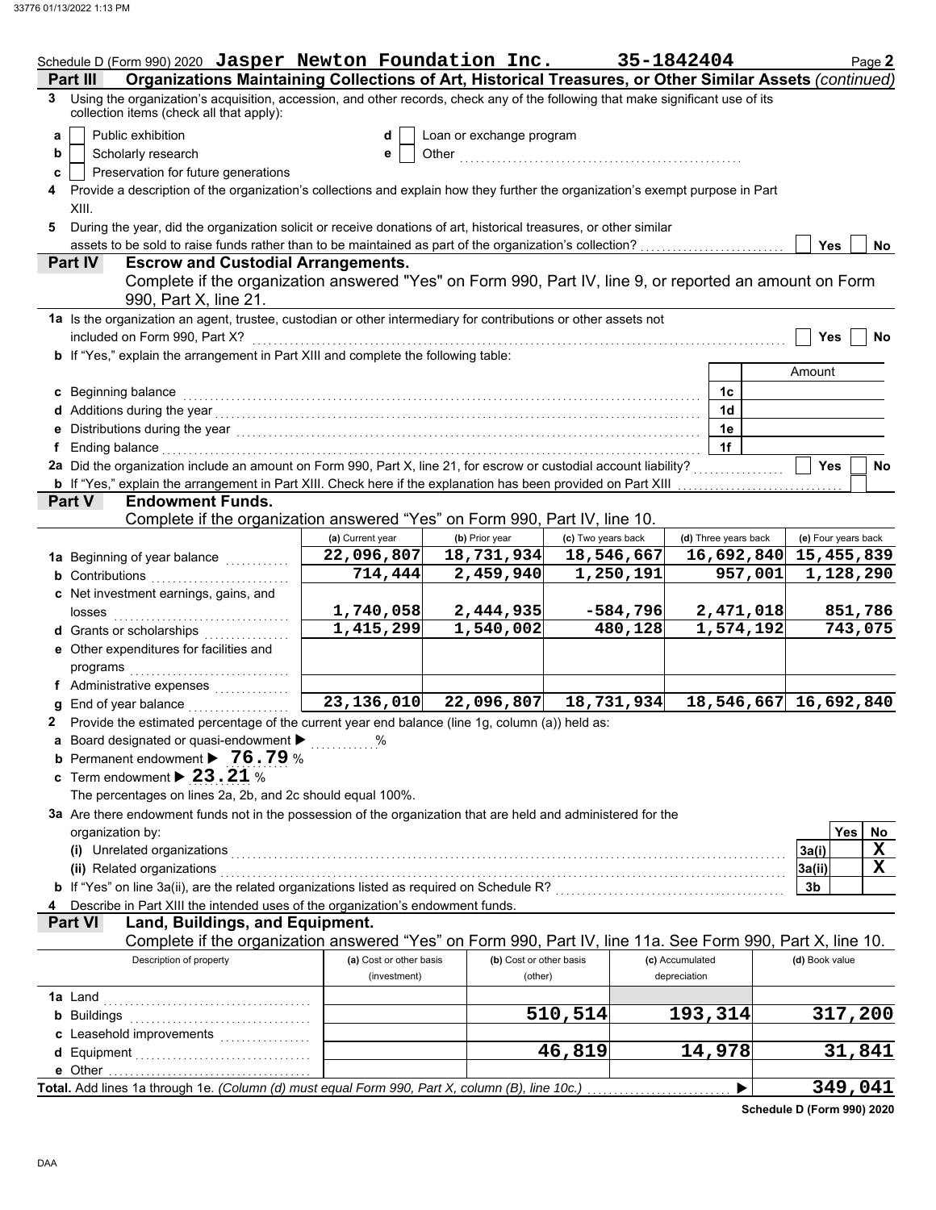Schedule D (Form 990) 2020 **Jasper Newton Foundation Inc.** **35-1842404** Page **2**

## Part III Organizations Maintaining Collections of Art, Historical Treasures, or Other Similar Assets *(continued)*

**3** Using the organization's acquisition, accession, and other records, check any of the following that make significant use of its collection items (check all that apply):

- **a** ☐ Public exhibition
- **b** ☐ Scholarly research
- **c** ☐ Preservation for future generations
- **d** ☐ Loan or exchange program
- **e** ☐ Other ....................................................

**4** Provide a description of the organization's collections and explain how they further the organization's exempt purpose in Part XIII.

**5** During the year, did the organization solicit or receive donations of art, historical treasures, or other similar assets to be sold to raise funds rather than to be maintained as part of the organization's collection? ☐ Yes ☐ No

## Part IV Escrow and Custodial Arrangements.

Complete if the organization answered "Yes" on Form 990, Part IV, line 9, or reported an amount on Form 990, Part X, line 21.

**1a** Is the organization an agent, trustee, custodian or other intermediary for contributions or other assets not included on Form 990, Part X? ☐ Yes ☐ No

**b** If "Yes," explain the arrangement in Part XIII and complete the following table:

| | | Amount |
|---|---|---|
| **c** Beginning balance | 1c | |
| **d** Additions during the year | 1d | |
| **e** Distributions during the year | 1e | |
| **f** Ending balance | 1f | |

**2a** Did the organization include an amount on Form 990, Part X, line 21, for escrow or custodial account liability? ☐ Yes ☐ No

**b** If "Yes," explain the arrangement in Part XIII. Check here if the explanation has been provided on Part XIII ☐

## Part V Endowment Funds.

Complete if the organization answered "Yes" on Form 990, Part IV, line 10.

| | (a) Current year | (b) Prior year | (c) Two years back | (d) Three years back | (e) Four years back |
|---|---|---|---|---|---|
| **1a** Beginning of year balance | 22,096,807 | 18,731,934 | 18,546,667 | 16,692,840 | 15,455,839 |
| **b** Contributions | 714,444 | 2,459,940 | 1,250,191 | 957,001 | 1,128,290 |
| **c** Net investment earnings, gains, and losses | 1,740,058 | 2,444,935 | -584,796 | 2,471,018 | 851,786 |
| **d** Grants or scholarships | 1,415,299 | 1,540,002 | 480,128 | 1,574,192 | 743,075 |
| **e** Other expenditures for facilities and programs | | | | | |
| **f** Administrative expenses | | | | | |
| **g** End of year balance | 23,136,010 | 22,096,807 | 18,731,934 | 18,546,667 | 16,692,840 |

**2** Provide the estimated percentage of the current year end balance (line 1g, column (a)) held as:

**a** Board designated or quasi-endowment ▶ ............%

**b** Permanent endowment ▶ **76.79** %

**c** Term endowment ▶ **23.21** %

The percentages on lines 2a, 2b, and 2c should equal 100%.

**3a** Are there endowment funds not in the possession of the organization that are held and administered for the organization by:

| | | Yes | No |
|---|---|---|---|
| **(i)** Unrelated organizations | 3a(i) | | X |
| **(ii)** Related organizations | 3a(ii) | | X |
| **b** If "Yes" on line 3a(ii), are the related organizations listed as required on Schedule R? | 3b | | |

**4** Describe in Part XIII the intended uses of the organization's endowment funds.

## Part VI Land, Buildings, and Equipment.

Complete if the organization answered "Yes" on Form 990, Part IV, line 11a. See Form 990, Part X, line 10.

| Description of property | (a) Cost or other basis (investment) | (b) Cost or other basis (other) | (c) Accumulated depreciation | (d) Book value |
|---|---|---|---|---|
| **1a** Land | | | | |
| **b** Buildings | | 510,514 | 193,314 | 317,200 |
| **c** Leasehold improvements | | | | |
| **d** Equipment | | 46,819 | 14,978 | 31,841 |
| **e** Other | | | | |
| **Total.** Add lines 1a through 1e. *(Column (d) must equal Form 990, Part X, column (B), line 10c.)* | | | ▶ | 349,041 |

**Schedule D (Form 990) 2020**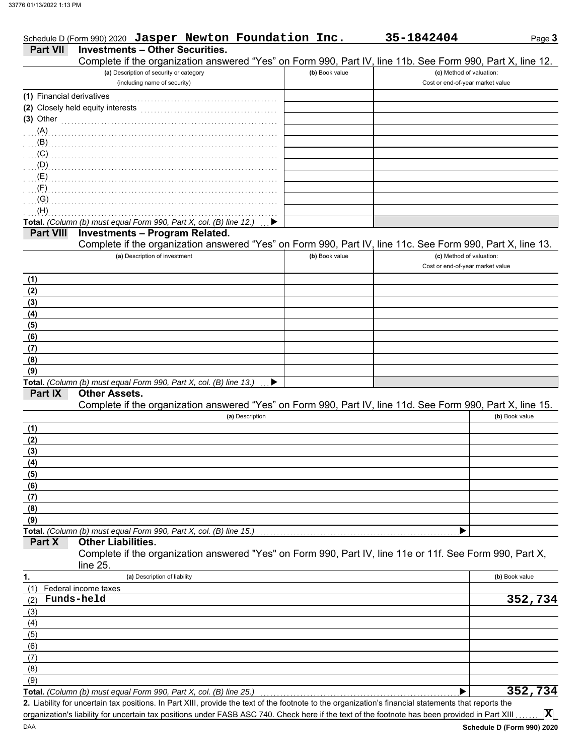Schedule D (Form 990) 2020 **Jasper Newton Foundation Inc.** **35-1842404** Page **3**

## Part VII Investments – Other Securities.

Complete if the organization answered "Yes" on Form 990, Part IV, line 11b. See Form 990, Part X, line 12.

| (a) Description of security or category (including name of security) | (b) Book value | (c) Method of valuation: Cost or end-of-year market value |
|---|---|---|
| (1) Financial derivatives | | |
| (2) Closely held equity interests | | |
| (3) Other | | |
| (A) | | |
| (B) | | |
| (C) | | |
| (D) | | |
| (E) | | |
| (F) | | |
| (G) | | |
| (H) | | |
| **Total.** *(Column (b) must equal Form 990, Part X, col. (B) line 12.)* ▶ | | |

## Part VIII Investments – Program Related.

Complete if the organization answered "Yes" on Form 990, Part IV, line 11c. See Form 990, Part X, line 13.

| (a) Description of investment | (b) Book value | (c) Method of valuation: Cost or end-of-year market value |
|---|---|---|
| (1) | | |
| (2) | | |
| (3) | | |
| (4) | | |
| (5) | | |
| (6) | | |
| (7) | | |
| (8) | | |
| (9) | | |
| **Total.** *(Column (b) must equal Form 990, Part X, col. (B) line 13.)* ▶ | | |

## Part IX Other Assets.

Complete if the organization answered "Yes" on Form 990, Part IV, line 11d. See Form 990, Part X, line 15.

| (a) Description | (b) Book value |
|---|---|
| (1) | |
| (2) | |
| (3) | |
| (4) | |
| (5) | |
| (6) | |
| (7) | |
| (8) | |
| (9) | |
| **Total.** *(Column (b) must equal Form 990, Part X, col. (B) line 15.)* ▶ | |

## Part X Other Liabilities.

Complete if the organization answered "Yes" on Form 990, Part IV, line 11e or 11f. See Form 990, Part X, line 25.

| 1. (a) Description of liability | (b) Book value |
|---|---|
| (1) Federal income taxes | |
| (2) Funds-held | 352,734 |
| (3) | |
| (4) | |
| (5) | |
| (6) | |
| (7) | |
| (8) | |
| (9) | |
| **Total.** *(Column (b) must equal Form 990, Part X, col. (B) line 25.)* ▶ | 352,734 |

**2.** Liability for uncertain tax positions. In Part XIII, provide the text of the footnote to the organization's financial statements that reports the organization's liability for uncertain tax positions under FASB ASC 740. Check here if the text of the footnote has been provided in Part XIII ....... **X**

DAA **Schedule D (Form 990) 2020**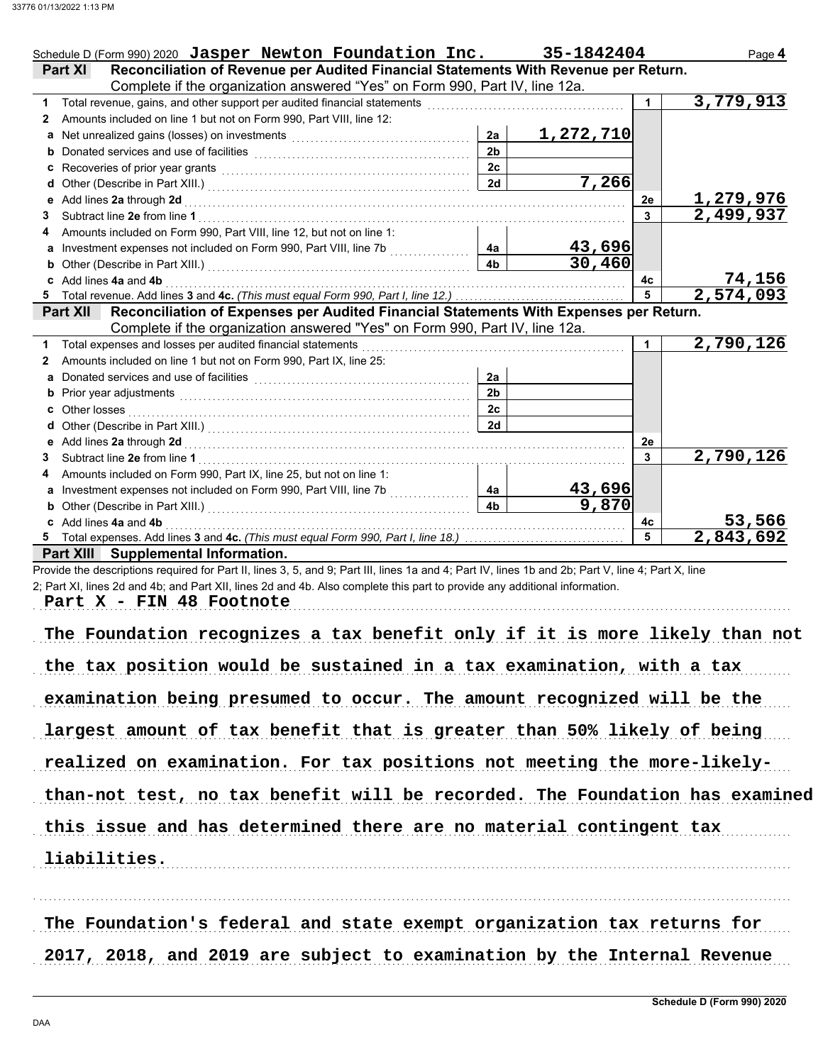Schedule D (Form 990) 2020 **Jasper Newton Foundation Inc.** **35-1842404** Page **4**

## Part XI Reconciliation of Revenue per Audited Financial Statements With Revenue per Return.

Complete if the organization answered "Yes" on Form 990, Part IV, line 12a.

| | | | | | |
|---|---|---|---|---|---|
| **1** | Total revenue, gains, and other support per audited financial statements | | | 1 | 3,779,913 |
| **2** | Amounts included on line 1 but not on Form 990, Part VIII, line 12: | | | | |
| **a** | Net unrealized gains (losses) on investments | 2a | 1,272,710 | | |
| **b** | Donated services and use of facilities | 2b | | | |
| **c** | Recoveries of prior year grants | 2c | | | |
| **d** | Other (Describe in Part XIII.) | 2d | 7,266 | | |
| **e** | Add lines **2a** through **2d** | | | 2e | 1,279,976 |
| **3** | Subtract line **2e** from line **1** | | | 3 | 2,499,937 |
| **4** | Amounts included on Form 990, Part VIII, line 12, but not on line 1: | | | | |
| **a** | Investment expenses not included on Form 990, Part VIII, line 7b | 4a | 43,696 | | |
| **b** | Other (Describe in Part XIII.) | 4b | 30,460 | | |
| **c** | Add lines **4a** and **4b** | | | 4c | 74,156 |
| **5** | Total revenue. Add lines **3** and **4c.** *(This must equal Form 990, Part I, line 12.)* | | | 5 | 2,574,093 |

## Part XII Reconciliation of Expenses per Audited Financial Statements With Expenses per Return.

Complete if the organization answered "Yes" on Form 990, Part IV, line 12a.

| | | | | | |
|---|---|---|---|---|---|
| **1** | Total expenses and losses per audited financial statements | | | 1 | 2,790,126 |
| **2** | Amounts included on line 1 but not on Form 990, Part IX, line 25: | | | | |
| **a** | Donated services and use of facilities | 2a | | | |
| **b** | Prior year adjustments | 2b | | | |
| **c** | Other losses | 2c | | | |
| **d** | Other (Describe in Part XIII.) | 2d | | | |
| **e** | Add lines **2a** through **2d** | | | 2e | |
| **3** | Subtract line **2e** from line **1** | | | 3 | 2,790,126 |
| **4** | Amounts included on Form 990, Part IX, line 25, but not on line 1: | | | | |
| **a** | Investment expenses not included on Form 990, Part VIII, line 7b | 4a | 43,696 | | |
| **b** | Other (Describe in Part XIII.) | 4b | 9,870 | | |
| **c** | Add lines **4a** and **4b** | | | 4c | 53,566 |
| **5** | Total expenses. Add lines **3** and **4c.** *(This must equal Form 990, Part I, line 18.)* | | | 5 | 2,843,692 |

## Part XIII Supplemental Information.

Provide the descriptions required for Part II, lines 3, 5, and 9; Part III, lines 1a and 4; Part IV, lines 1b and 2b; Part V, line 4; Part X, line 2; Part XI, lines 2d and 4b; and Part XII, lines 2d and 4b. Also complete this part to provide any additional information.

Part X - FIN 48 Footnote

The Foundation recognizes a tax benefit only if it is more likely than not the tax position would be sustained in a tax examination, with a tax examination being presumed to occur. The amount recognized will be the largest amount of tax benefit that is greater than 50% likely of being realized on examination. For tax positions not meeting the more-likely-than-not test, no tax benefit will be recorded. The Foundation has examined this issue and has determined there are no material contingent tax liabilities.

The Foundation's federal and state exempt organization tax returns for 2017, 2018, and 2019 are subject to examination by the Internal Revenue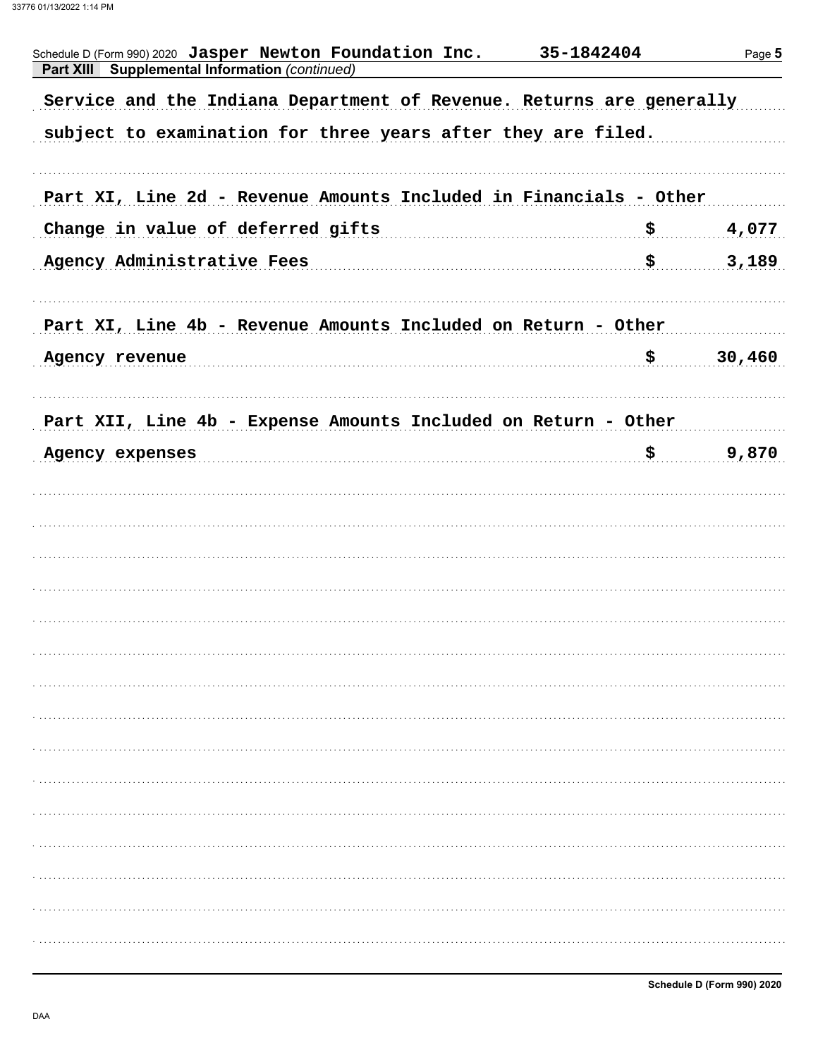Schedule D (Form 990) 2020 **Jasper Newton Foundation Inc.** **35-1842404**

**Part XIII Supplemental Information** *(continued)*

Service and the Indiana Department of Revenue. Returns are generally subject to examination for three years after they are filed.

Part XI, Line 2d - Revenue Amounts Included in Financials - Other

| | |
|---|---|
| Change in value of deferred gifts | $ 4,077 |
| Agency Administrative Fees | $ 3,189 |

Part XI, Line 4b - Revenue Amounts Included on Return - Other

| | |
|---|---|
| Agency revenue | $ 30,460 |

Part XII, Line 4b - Expense Amounts Included on Return - Other

| | |
|---|---|
| Agency expenses | $ 9,870 |

**Schedule D (Form 990) 2020**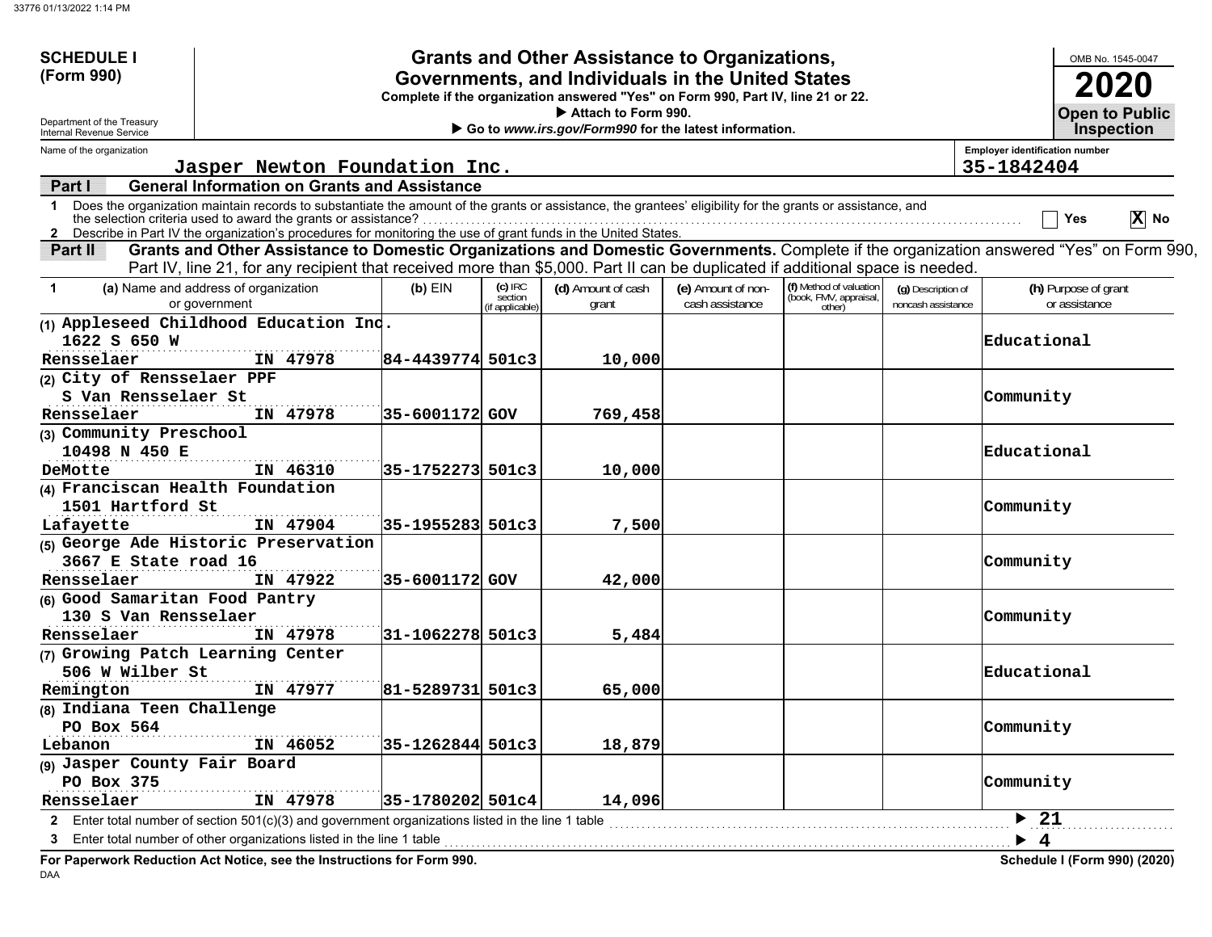**SCHEDULE I (Form 990)**

Department of the Treasury
Internal Revenue Service

# Grants and Other Assistance to Organizations, Governments, and Individuals in the United States

**Complete if the organization answered "Yes" on Form 990, Part IV, line 21 or 22.**
▶ **Attach to Form 990.**
▶ **Go to *www.irs.gov/Form990* for the latest information.**

OMB No. 1545-0047

**2020**

**Open to Public Inspection**

Name of the organization: Jasper Newton Foundation Inc.

Employer identification number: 35-1842404

## Part I General Information on Grants and Assistance

1 Does the organization maintain records to substantiate the amount of the grants or assistance, the grantees' eligibility for the grants or assistance, and the selection criteria used to award the grants or assistance? ☐ Yes ☒ No

2 Describe in Part IV the organization's procedures for monitoring the use of grant funds in the United States.

## Part II Grants and Other Assistance to Domestic Organizations and Domestic Governments.

Complete if the organization answered "Yes" on Form 990, Part IV, line 21, for any recipient that received more than $5,000. Part II can be duplicated if additional space is needed.

| 1 | (a) Name and address of organization or government | (b) EIN | (c) IRC section (if applicable) | (d) Amount of cash grant | (e) Amount of non-cash assistance | (f) Method of valuation (book, FMV, appraisal, other) | (g) Description of noncash assistance | (h) Purpose of grant or assistance |
|---|---|---|---|---|---|---|---|---|
| (1) | Appleseed Childhood Education Inc. 1622 S 650 W Rensselaer IN 47978 | 84-4439774 | 501c3 | 10,000 | | | | Educational |
| (2) | City of Rensselaer PPF S Van Rensselaer St Rensselaer IN 47978 | 35-6001172 | GOV | 769,458 | | | | Community |
| (3) | Community Preschool 10498 N 450 E DeMotte IN 46310 | 35-1752273 | 501c3 | 10,000 | | | | Educational |
| (4) | Franciscan Health Foundation 1501 Hartford St Lafayette IN 47904 | 35-1955283 | 501c3 | 7,500 | | | | Community |
| (5) | George Ade Historic Preservation 3667 E State road 16 Rensselaer IN 47922 | 35-6001172 | GOV | 42,000 | | | | Community |
| (6) | Good Samaritan Food Pantry 130 S Van Rensselaer Rensselaer IN 47978 | 31-1062278 | 501c3 | 5,484 | | | | Community |
| (7) | Growing Patch Learning Center 506 W Wilber St Remington IN 47977 | 81-5289731 | 501c3 | 65,000 | | | | Educational |
| (8) | Indiana Teen Challenge PO Box 564 Lebanon IN 46052 | 35-1262844 | 501c3 | 18,879 | | | | Community |
| (9) | Jasper County Fair Board PO Box 375 Rensselaer IN 47978 | 35-1780202 | 501c4 | 14,096 | | | | Community |

2 Enter total number of section 501(c)(3) and government organizations listed in the line 1 table ▶ 21

3 Enter total number of other organizations listed in the line 1 table ▶ 4

**For Paperwork Reduction Act Notice, see the Instructions for Form 990.**

DAA

**Schedule I (Form 990) (2020)**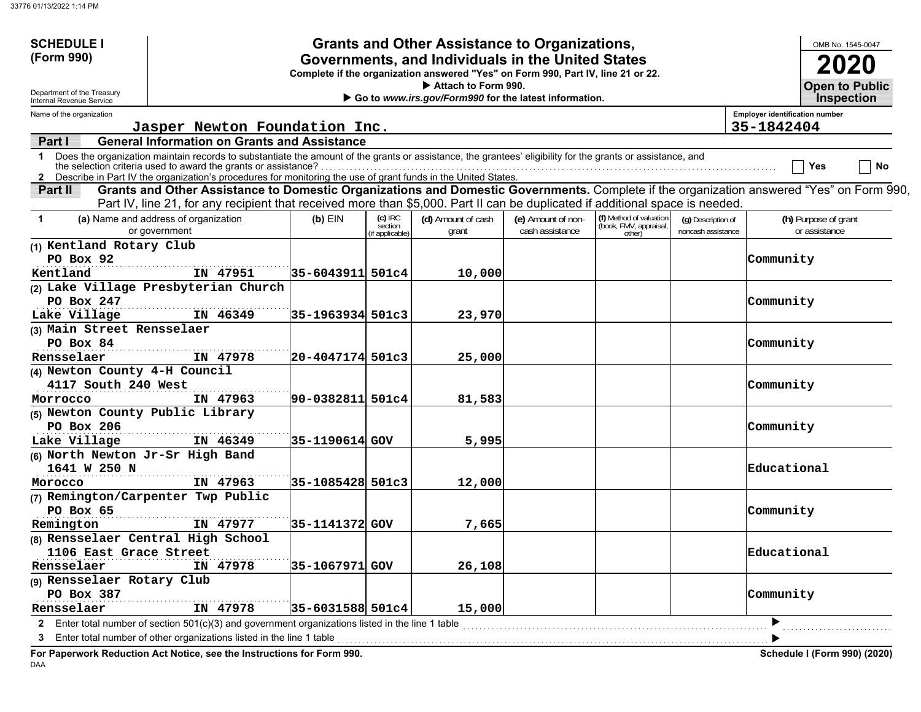**SCHEDULE I (Form 990)**

Department of the Treasury
Internal Revenue Service

# Grants and Other Assistance to Organizations, Governments, and Individuals in the United States

**Complete if the organization answered "Yes" on Form 990, Part IV, line 21 or 22.**

▶ Attach to Form 990.

▶ Go to *www.irs.gov/Form990* for the latest information.

OMB No. 1545-0047

**2020**

**Open to Public Inspection**

Name of the organization: Jasper Newton Foundation Inc.

Employer identification number: 35-1842404

**Part I — General Information on Grants and Assistance**

1 Does the organization maintain records to substantiate the amount of the grants or assistance, the grantees' eligibility for the grants or assistance, and the selection criteria used to award the grants or assistance? ☐ Yes ☐ No

2 Describe in Part IV the organization's procedures for monitoring the use of grant funds in the United States.

**Part II — Grants and Other Assistance to Domestic Organizations and Domestic Governments.** Complete if the organization answered "Yes" on Form 990, Part IV, line 21, for any recipient that received more than $5,000. Part II can be duplicated if additional space is needed.

| 1 (a) Name and address of organization or government | (b) EIN | (c) IRC section (if applicable) | (d) Amount of cash grant | (e) Amount of non-cash assistance | (f) Method of valuation (book, FMV, appraisal, other) | (g) Description of noncash assistance | (h) Purpose of grant or assistance |
|---|---|---|---|---|---|---|---|
| (1) Kentland Rotary Club PO Box 92 Kentland IN 47951 | 35-6043911 | 501c4 | 10,000 | | | | Community |
| (2) Lake Village Presbyterian Church PO Box 247 Lake Village IN 46349 | 35-1963934 | 501c3 | 23,970 | | | | Community |
| (3) Main Street Rensselaer PO Box 84 Rensselaer IN 47978 | 20-4047174 | 501c3 | 25,000 | | | | Community |
| (4) Newton County 4-H Council 4117 South 240 West Morrocco IN 47963 | 90-0382811 | 501c4 | 81,583 | | | | Community |
| (5) Newton County Public Library PO Box 206 Lake Village IN 46349 | 35-1190614 | GOV | 5,995 | | | | Community |
| (6) North Newton Jr-Sr High Band 1641 W 250 N Morocco IN 47963 | 35-1085428 | 501c3 | 12,000 | | | | Educational |
| (7) Remington/Carpenter Twp Public PO Box 65 Remington IN 47977 | 35-1141372 | GOV | 7,665 | | | | Community |
| (8) Rensselaer Central High School 1106 East Grace Street Rensselaer IN 47978 | 35-1067971 | GOV | 26,108 | | | | Educational |
| (9) Rensselaer Rotary Club PO Box 387 Rensselaer IN 47978 | 35-6031588 | 501c4 | 15,000 | | | | Community |

2 Enter total number of section 501(c)(3) and government organizations listed in the line 1 table ▶

3 Enter total number of other organizations listed in the line 1 table ▶

**For Paperwork Reduction Act Notice, see the Instructions for Form 990.**

**Schedule I (Form 990) (2020)**

DAA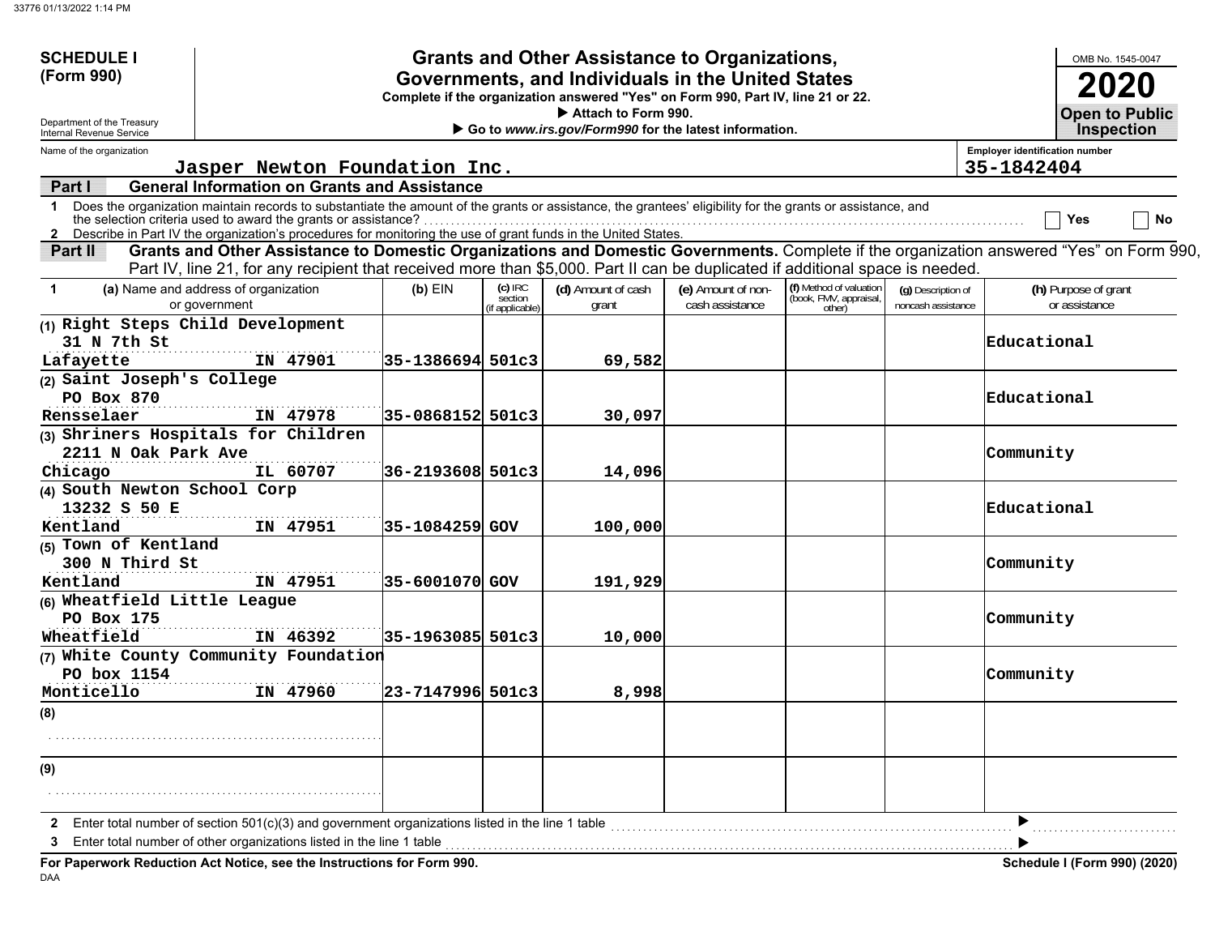**SCHEDULE I (Form 990)**

Department of the Treasury
Internal Revenue Service

# Grants and Other Assistance to Organizations, Governments, and Individuals in the United States

**Complete if the organization answered "Yes" on Form 990, Part IV, line 21 or 22.**
▶ **Attach to Form 990.**
▶ **Go to www.irs.gov/Form990 for the latest information.**

OMB No. 1545-0047

**2020**

**Open to Public Inspection**

Name of the organization: Jasper Newton Foundation Inc.

Employer identification number: 35-1842404

## Part I General Information on Grants and Assistance

1 Does the organization maintain records to substantiate the amount of the grants or assistance, the grantees' eligibility for the grants or assistance, and the selection criteria used to award the grants or assistance? ☐ Yes ☐ No

2 Describe in Part IV the organization's procedures for monitoring the use of grant funds in the United States.

## Part II Grants and Other Assistance to Domestic Organizations and Domestic Governments.

Complete if the organization answered "Yes" on Form 990, Part IV, line 21, for any recipient that received more than $5,000. Part II can be duplicated if additional space is needed.

| 1 (a) Name and address of organization or government | (b) EIN | (c) IRC section (if applicable) | (d) Amount of cash grant | (e) Amount of non-cash assistance | (f) Method of valuation (book, FMV, appraisal, other) | (g) Description of noncash assistance | (h) Purpose of grant or assistance |
|---|---|---|---|---|---|---|---|
| (1) Right Steps Child Development 31 N 7th St Lafayette IN 47901 | 35-1386694 | 501c3 | 69,582 | | | | Educational |
| (2) Saint Joseph's College PO Box 870 Rensselaer IN 47978 | 35-0868152 | 501c3 | 30,097 | | | | Educational |
| (3) Shriners Hospitals for Children 2211 N Oak Park Ave Chicago IL 60707 | 36-2193608 | 501c3 | 14,096 | | | | Community |
| (4) South Newton School Corp 13232 S 50 E Kentland IN 47951 | 35-1084259 | GOV | 100,000 | | | | Educational |
| (5) Town of Kentland 300 N Third St Kentland IN 47951 | 35-6001070 | GOV | 191,929 | | | | Community |
| (6) Wheatfield Little League PO Box 175 Wheatfield IN 46392 | 35-1963085 | 501c3 | 10,000 | | | | Community |
| (7) White County Community Foundation PO box 1154 Monticello IN 47960 | 23-7147996 | 501c3 | 8,998 | | | | Community |
| (8) | | | | | | | |
| (9) | | | | | | | |

2 Enter total number of section 501(c)(3) and government organizations listed in the line 1 table ▶

3 Enter total number of other organizations listed in the line 1 table ▶

**For Paperwork Reduction Act Notice, see the Instructions for Form 990.** **Schedule I (Form 990) (2020)**

DAA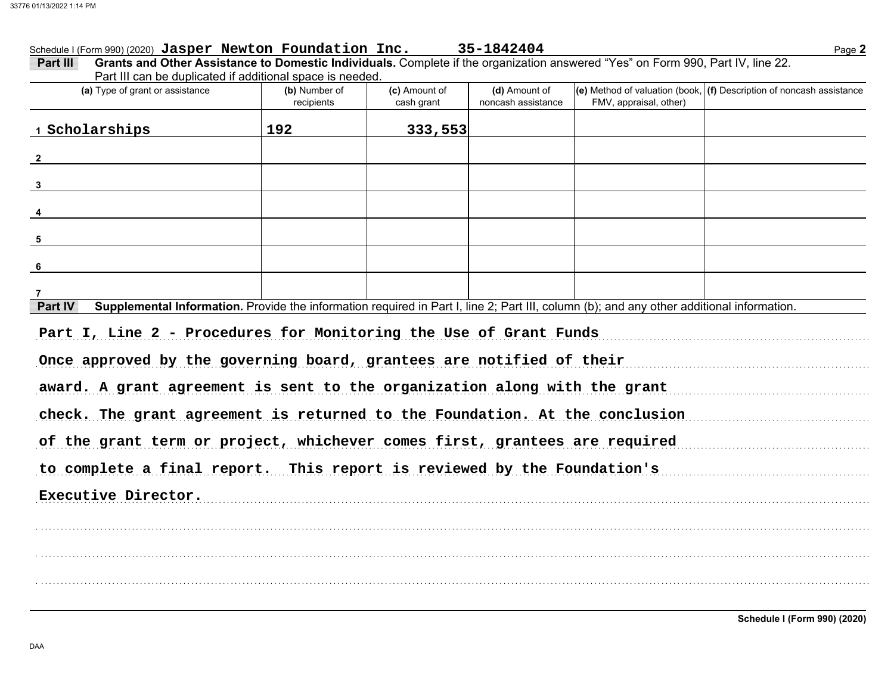Schedule I (Form 990) (2020) **Jasper Newton Foundation Inc.** **35-1842404**

**Part III** **Grants and Other Assistance to Domestic Individuals.** Complete if the organization answered "Yes" on Form 990, Part IV, line 22. Part III can be duplicated if additional space is needed.

| (a) Type of grant or assistance | (b) Number of recipients | (c) Amount of cash grant | (d) Amount of noncash assistance | (e) Method of valuation (book, FMV, appraisal, other) | (f) Description of noncash assistance |
|---|---|---|---|---|---|
| 1 Scholarships | 192 | 333,553 | | | |
| 2 | | | | | |
| 3 | | | | | |
| 4 | | | | | |
| 5 | | | | | |
| 6 | | | | | |
| 7 | | | | | |

**Part IV** **Supplemental Information.** Provide the information required in Part I, line 2; Part III, column (b); and any other additional information.

Part I, Line 2 - Procedures for Monitoring the Use of Grant Funds

Once approved by the governing board, grantees are notified of their award. A grant agreement is sent to the organization along with the grant check. The grant agreement is returned to the Foundation. At the conclusion of the grant term or project, whichever comes first, grantees are required to complete a final report. This report is reviewed by the Foundation's Executive Director.

**Schedule I (Form 990) (2020)**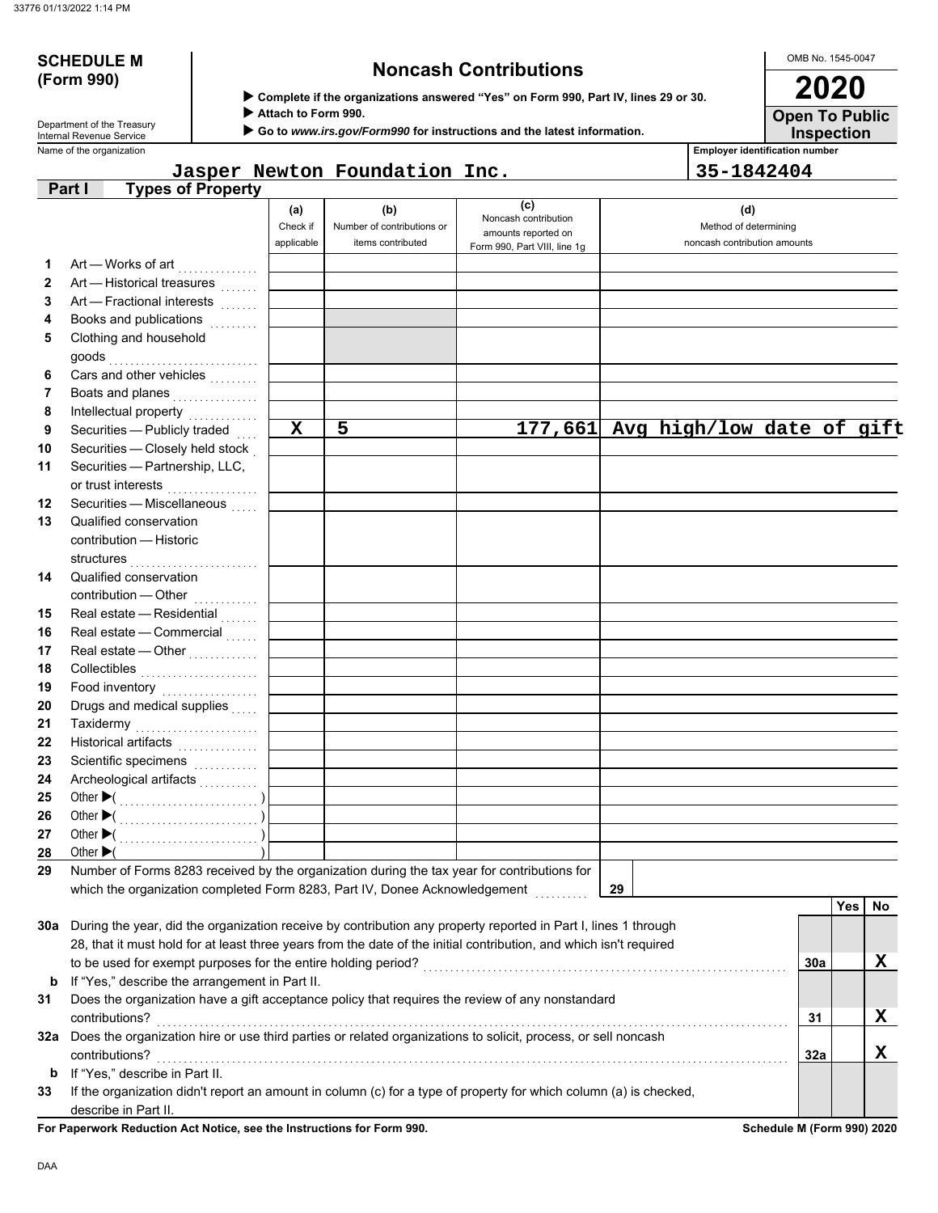33776 01/13/2022 1:14 PM

# SCHEDULE M (Form 990)

Department of the Treasury
Internal Revenue Service

## Noncash Contributions

▶ Complete if the organizations answered "Yes" on Form 990, Part IV, lines 29 or 30.
▶ Attach to Form 990.
▶ Go to *www.irs.gov/Form990* for instructions and the latest information.

OMB No. 1545-0047

**2020**

**Open To Public Inspection**

Name of the organization: Jasper Newton Foundation Inc.

Employer identification number: 35-1842404

### Part I — Types of Property

| | | (a) Check if applicable | (b) Number of contributions or items contributed | (c) Noncash contribution amounts reported on Form 990, Part VIII, line 1g | (d) Method of determining noncash contribution amounts |
|---|---|---|---|---|---|
| 1 | Art — Works of art | | | | |
| 2 | Art — Historical treasures | | | | |
| 3 | Art — Fractional interests | | | | |
| 4 | Books and publications | | | | |
| 5 | Clothing and household goods | | | | |
| 6 | Cars and other vehicles | | | | |
| 7 | Boats and planes | | | | |
| 8 | Intellectual property | | | | |
| 9 | Securities — Publicly traded | X | 5 | 177,661 | Avg high/low date of gift |
| 10 | Securities — Closely held stock | | | | |
| 11 | Securities — Partnership, LLC, or trust interests | | | | |
| 12 | Securities — Miscellaneous | | | | |
| 13 | Qualified conservation contribution — Historic structures | | | | |
| 14 | Qualified conservation contribution — Other | | | | |
| 15 | Real estate — Residential | | | | |
| 16 | Real estate — Commercial | | | | |
| 17 | Real estate — Other | | | | |
| 18 | Collectibles | | | | |
| 19 | Food inventory | | | | |
| 20 | Drugs and medical supplies | | | | |
| 21 | Taxidermy | | | | |
| 22 | Historical artifacts | | | | |
| 23 | Scientific specimens | | | | |
| 24 | Archeological artifacts | | | | |
| 25 | Other ▶( ) | | | | |
| 26 | Other ▶( ) | | | | |
| 27 | Other ▶( ) | | | | |
| 28 | Other ▶( ) | | | | |

29 Number of Forms 8283 received by the organization during the tax year for contributions for which the organization completed Form 8283, Part IV, Donee Acknowledgement . . . . . **29**

| | | | Yes | No |
|---|---|---|---|---|
| 30a | During the year, did the organization receive by contribution any property reported in Part I, lines 1 through 28, that it must hold for at least three years from the date of the initial contribution, and which isn't required to be used for exempt purposes for the entire holding period? | 30a | | X |
| b | If "Yes," describe the arrangement in Part II. | | | |
| 31 | Does the organization have a gift acceptance policy that requires the review of any nonstandard contributions? | 31 | | X |
| 32a | Does the organization hire or use third parties or related organizations to solicit, process, or sell noncash contributions? | 32a | | X |
| b | If "Yes," describe in Part II. | | | |
| 33 | If the organization didn't report an amount in column (c) for a type of property for which column (a) is checked, describe in Part II. | | | |

**For Paperwork Reduction Act Notice, see the Instructions for Form 990.** **Schedule M (Form 990) 2020**

DAA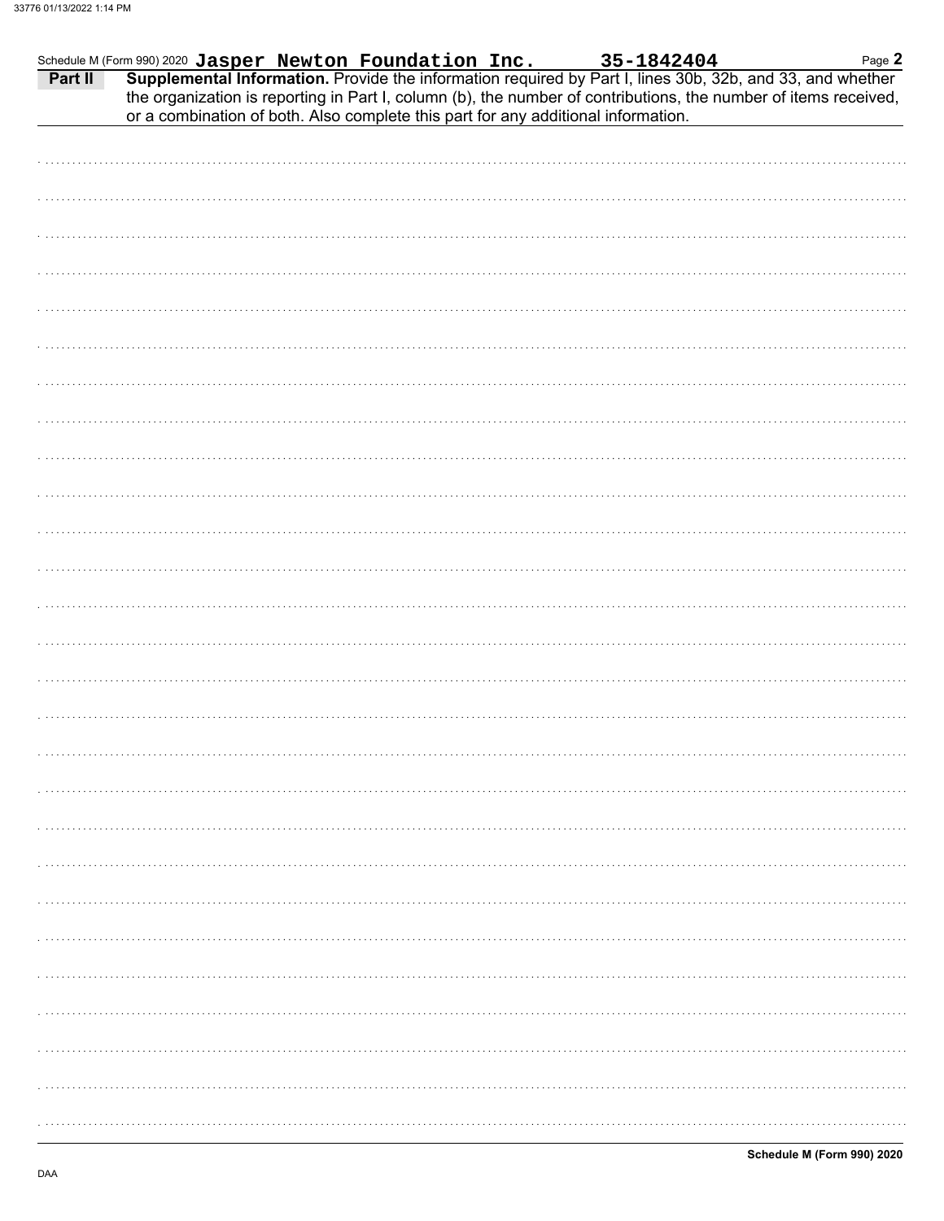Schedule M (Form 990) 2020 **Jasper Newton Foundation Inc.** **35-1842404** Page **2**

**Part II** **Supplemental Information.** Provide the information required by Part I, lines 30b, 32b, and 33, and whether the organization is reporting in Part I, column (b), the number of contributions, the number of items received, or a combination of both. Also complete this part for any additional information.

**Schedule M (Form 990) 2020**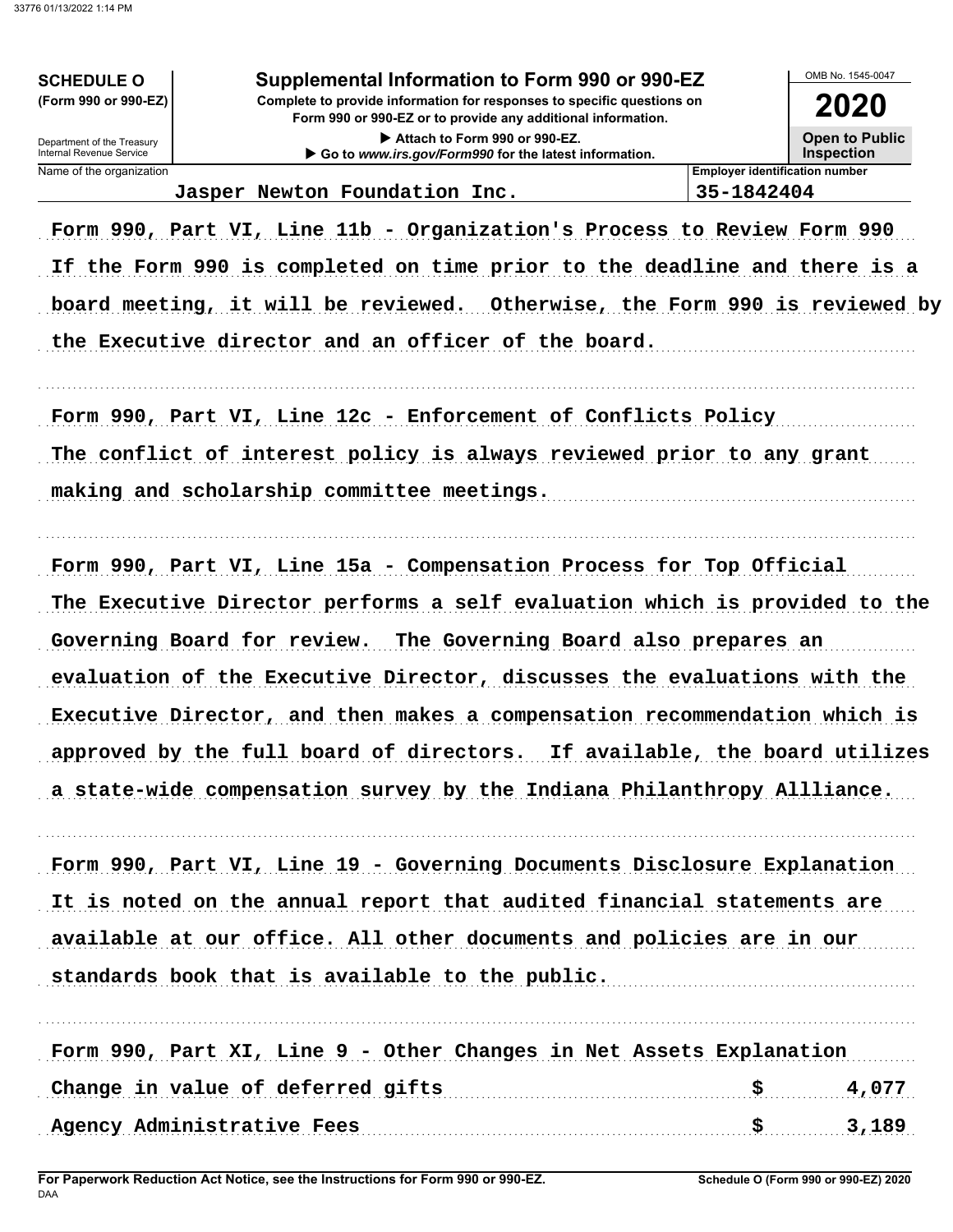**SCHEDULE O**
**(Form 990 or 990-EZ)**

Department of the Treasury
Internal Revenue Service

# Supplemental Information to Form 990 or 990-EZ

**Complete to provide information for responses to specific questions on Form 990 or 990-EZ or to provide any additional information.**

▶ Attach to Form 990 or 990-EZ.
▶ Go to *www.irs.gov/Form990* for the latest information.

OMB No. 1545-0047

**2020**

**Open to Public Inspection**

| Name of the organization | Employer identification number |
|---|---|
| Jasper Newton Foundation Inc. | 35-1842404 |

Form 990, Part VI, Line 11b - Organization's Process to Review Form 990

If the Form 990 is completed on time prior to the deadline and there is a board meeting, it will be reviewed. Otherwise, the Form 990 is reviewed by the Executive director and an officer of the board.

Form 990, Part VI, Line 12c - Enforcement of Conflicts Policy

The conflict of interest policy is always reviewed prior to any grant making and scholarship committee meetings.

Form 990, Part VI, Line 15a - Compensation Process for Top Official

The Executive Director performs a self evaluation which is provided to the Governing Board for review. The Governing Board also prepares an evaluation of the Executive Director, discusses the evaluations with the Executive Director, and then makes a compensation recommendation which is approved by the full board of directors. If available, the board utilizes a state-wide compensation survey by the Indiana Philanthropy Allliance.

Form 990, Part VI, Line 19 - Governing Documents Disclosure Explanation

It is noted on the annual report that audited financial statements are available at our office. All other documents and policies are in our standards book that is available to the public.

Form 990, Part XI, Line 9 - Other Changes in Net Assets Explanation

| | |
|---|---|
| Change in value of deferred gifts | $ 4,077 |
| Agency Administrative Fees | $ 3,189 |

For Paperwork Reduction Act Notice, see the Instructions for Form 990 or 990-EZ.

Schedule O (Form 990 or 990-EZ) 2020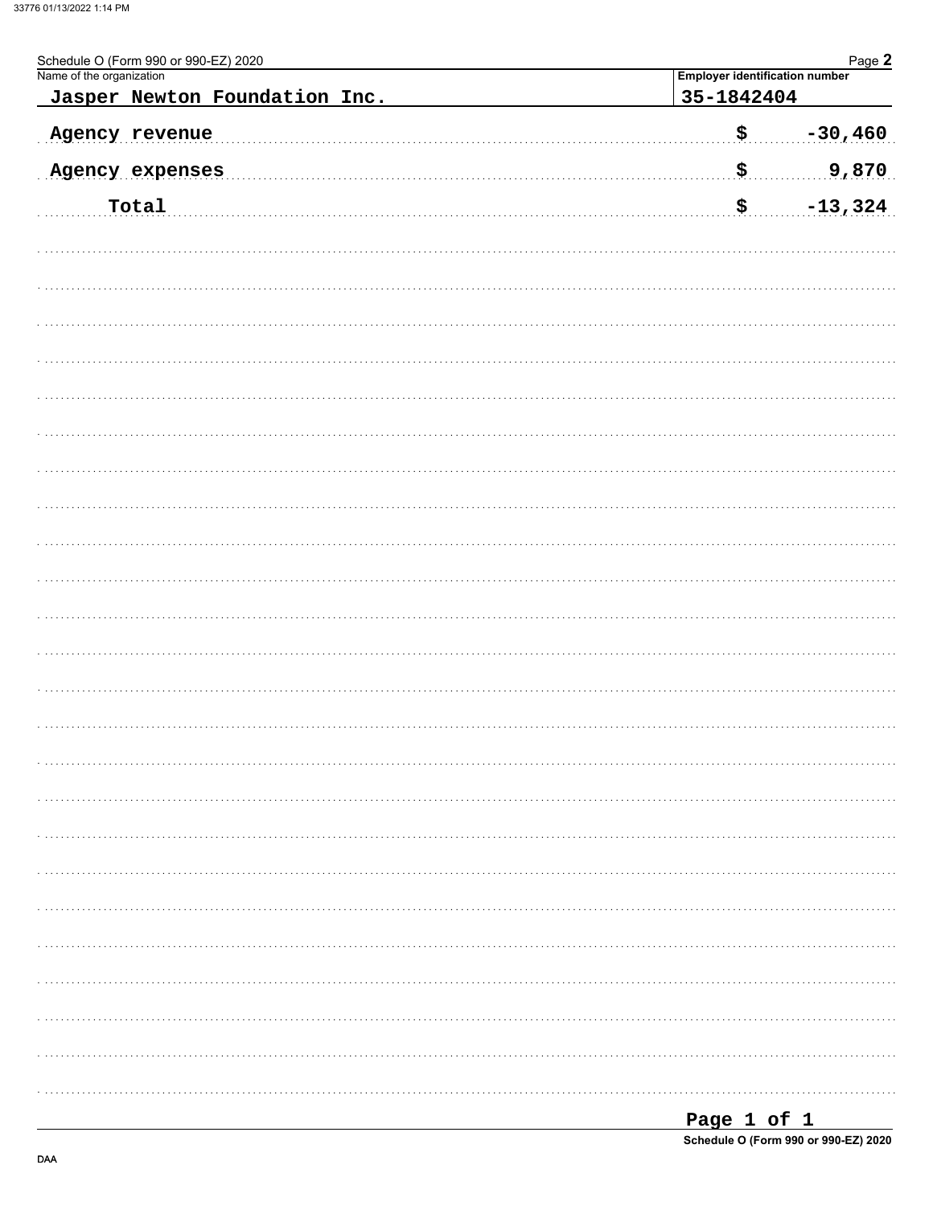Schedule O (Form 990 or 990-EZ) 2020

| Name of the organization | Employer identification number |
|---|---|
| Jasper Newton Foundation Inc. | 35-1842404 |

| | | |
|---|---|---|
| Agency revenue | $ | -30,460 |
| Agency expenses | $ | 9,870 |
| Total | $ | -13,324 |

Schedule O (Form 990 or 990-EZ) 2020

DAA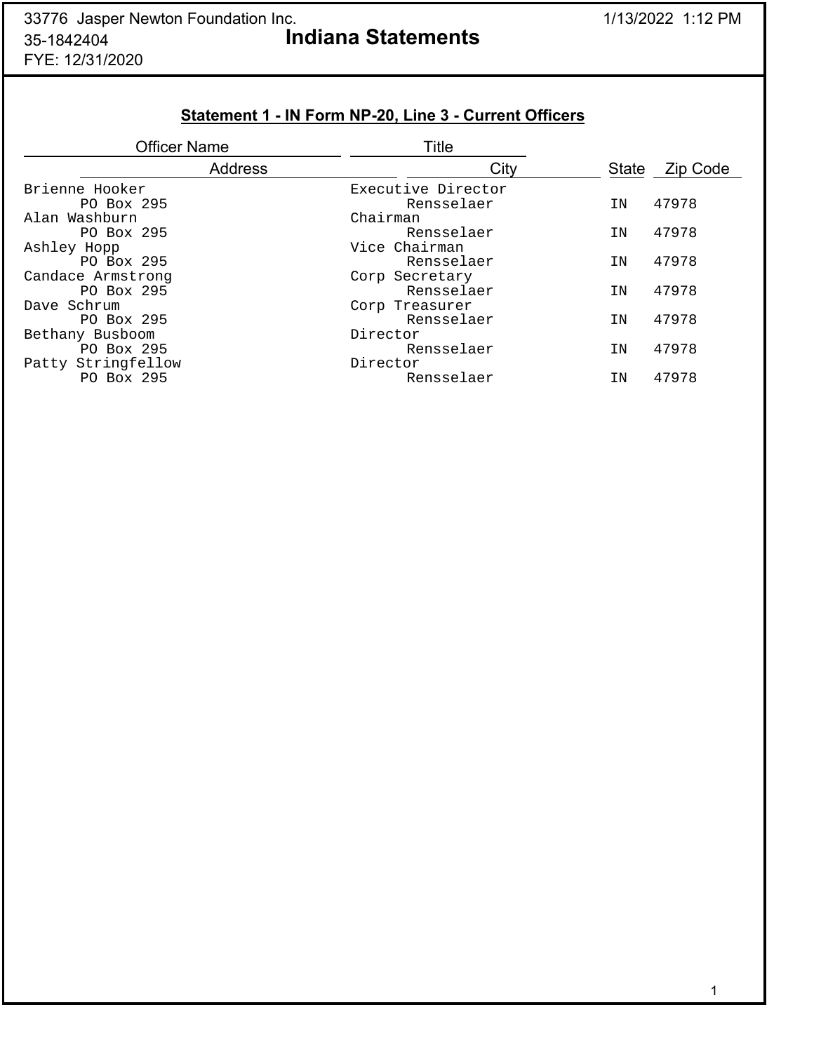33776 Jasper Newton Foundation Inc.
35-1842404
FYE: 12/31/2020

# Indiana Statements

1/13/2022 1:12 PM

## Statement 1 - IN Form NP-20, Line 3 - Current Officers

| Officer Name / Address | Title / City | State | Zip Code |
|---|---|---|---|
| Brienne Hooker | Executive Director | | |
| PO Box 295 | Rensselaer | IN | 47978 |
| Alan Washburn | Chairman | | |
| PO Box 295 | Rensselaer | IN | 47978 |
| Ashley Hopp | Vice Chairman | | |
| PO Box 295 | Rensselaer | IN | 47978 |
| Candace Armstrong | Corp Secretary | | |
| PO Box 295 | Rensselaer | IN | 47978 |
| Dave Schrum | Corp Treasurer | | |
| PO Box 295 | Rensselaer | IN | 47978 |
| Bethany Busboom | Director | | |
| PO Box 295 | Rensselaer | IN | 47978 |
| Patty Stringfellow | Director | | |
| PO Box 295 | Rensselaer | IN | 47978 |